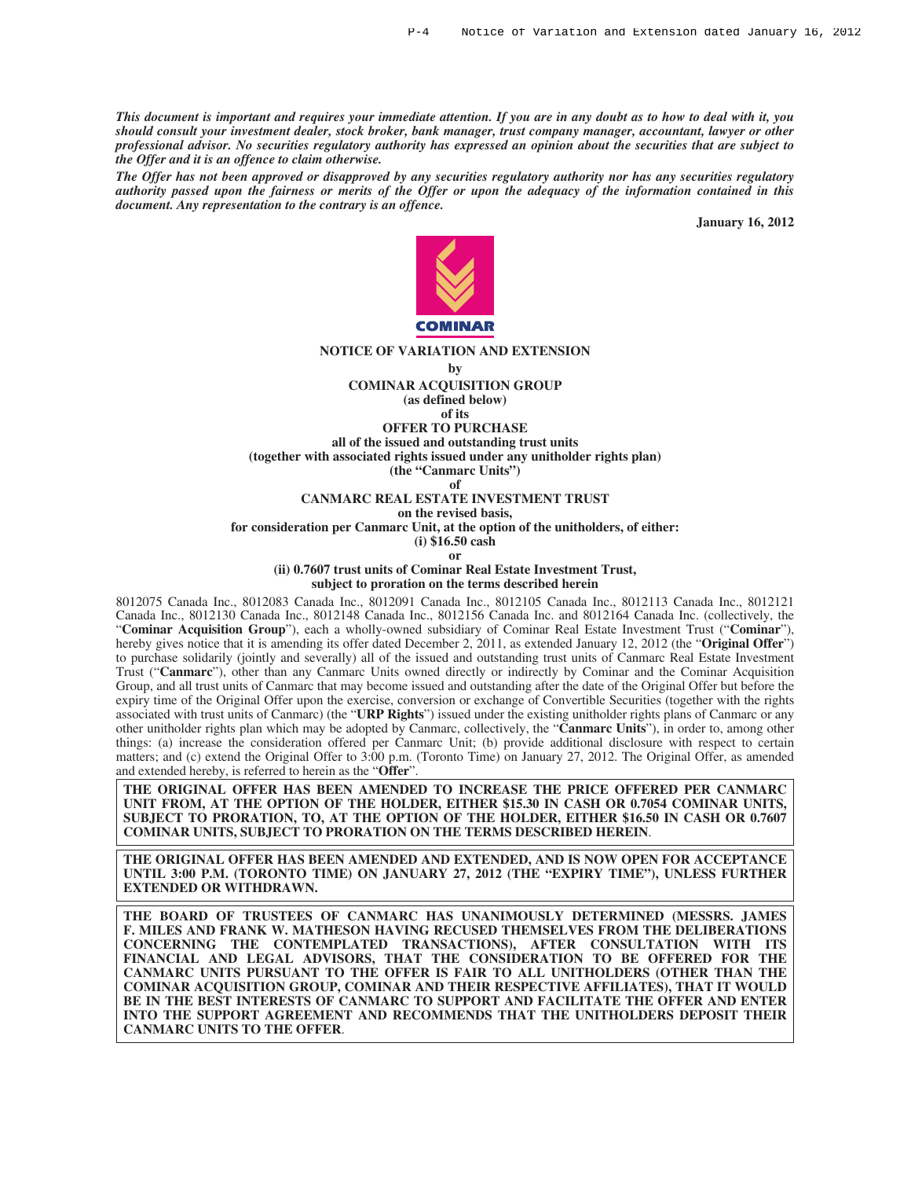***This document is important and requires your immediate attention. If you are in any doubt as to how to deal with it, you should consult your investment dealer, stock broker, bank manager, trust company manager, accountant, lawyer or other professional advisor. No securities regulatory authority has expressed an opinion about the securities that are subject to the Offer and it is an offence to claim otherwise.***

***The Offer has not been approved or disapproved by any securities regulatory authority nor has any securities regulatory authority passed upon the fairness or merits of the Offer or upon the adequacy of the information contained in this document. Any representation to the contrary is an offence.***

**January 16, 2012**

COMINAR

**NOTICE OF VARIATION AND EXTENSION**

**by**

**COMINAR ACQUISITION GROUP**
**(as defined below)**

**of its**

**OFFER TO PURCHASE**

**all of the issued and outstanding trust units**
**(together with associated rights issued under any unitholder rights plan)**
**(the "Canmarc Units")**

**of**

**CANMARC REAL ESTATE INVESTMENT TRUST**

**on the revised basis,**
**for consideration per Canmarc Unit, at the option of the unitholders, of either:**
**(i) $16.50 cash**
**or**
**(ii) 0.7607 trust units of Cominar Real Estate Investment Trust,**
**subject to proration on the terms described herein**

8012075 Canada Inc., 8012083 Canada Inc., 8012091 Canada Inc., 8012105 Canada Inc., 8012113 Canada Inc., 8012121 Canada Inc., 8012130 Canada Inc., 8012148 Canada Inc., 8012156 Canada Inc. and 8012164 Canada Inc. (collectively, the "**Cominar Acquisition Group**"), each a wholly-owned subsidiary of Cominar Real Estate Investment Trust ("**Cominar**"), hereby gives notice that it is amending its offer dated December 2, 2011, as extended January 12, 2012 (the "**Original Offer**") to purchase solidarily (jointly and severally) all of the issued and outstanding trust units of Canmarc Real Estate Investment Trust ("**Canmarc**"), other than any Canmarc Units owned directly or indirectly by Cominar and the Cominar Acquisition Group, and all trust units of Canmarc that may become issued and outstanding after the date of the Original Offer but before the expiry time of the Original Offer upon the exercise, conversion or exchange of Convertible Securities (together with the rights associated with trust units of Canmarc) (the "**URP Rights**") issued under the existing unitholder rights plans of Canmarc or any other unitholder rights plan which may be adopted by Canmarc, collectively, the "**Canmarc Units**"), in order to, among other things: (a) increase the consideration offered per Canmarc Unit; (b) provide additional disclosure with respect to certain matters; and (c) extend the Original Offer to 3:00 p.m. (Toronto Time) on January 27, 2012. The Original Offer, as amended and extended hereby, is referred to herein as the "**Offer**".

**THE ORIGINAL OFFER HAS BEEN AMENDED TO INCREASE THE PRICE OFFERED PER CANMARC UNIT FROM, AT THE OPTION OF THE HOLDER, EITHER $15.30 IN CASH OR 0.7054 COMINAR UNITS, SUBJECT TO PRORATION, TO, AT THE OPTION OF THE HOLDER, EITHER $16.50 IN CASH OR 0.7607 COMINAR UNITS, SUBJECT TO PRORATION ON THE TERMS DESCRIBED HEREIN**.

**THE ORIGINAL OFFER HAS BEEN AMENDED AND EXTENDED, AND IS NOW OPEN FOR ACCEPTANCE UNTIL 3:00 P.M. (TORONTO TIME) ON JANUARY 27, 2012 (THE "EXPIRY TIME"), UNLESS FURTHER EXTENDED OR WITHDRAWN.**

**THE BOARD OF TRUSTEES OF CANMARC HAS UNANIMOUSLY DETERMINED (MESSRS. JAMES F. MILES AND FRANK W. MATHESON HAVING RECUSED THEMSELVES FROM THE DELIBERATIONS CONCERNING THE CONTEMPLATED TRANSACTIONS), AFTER CONSULTATION WITH ITS FINANCIAL AND LEGAL ADVISORS, THAT THE CONSIDERATION TO BE OFFERED FOR THE CANMARC UNITS PURSUANT TO THE OFFER IS FAIR TO ALL UNITHOLDERS (OTHER THAN THE COMINAR ACQUISITION GROUP, COMINAR AND THEIR RESPECTIVE AFFILIATES), THAT IT WOULD BE IN THE BEST INTERESTS OF CANMARC TO SUPPORT AND FACILITATE THE OFFER AND ENTER INTO THE SUPPORT AGREEMENT AND RECOMMENDS THAT THE UNITHOLDERS DEPOSIT THEIR CANMARC UNITS TO THE OFFER**.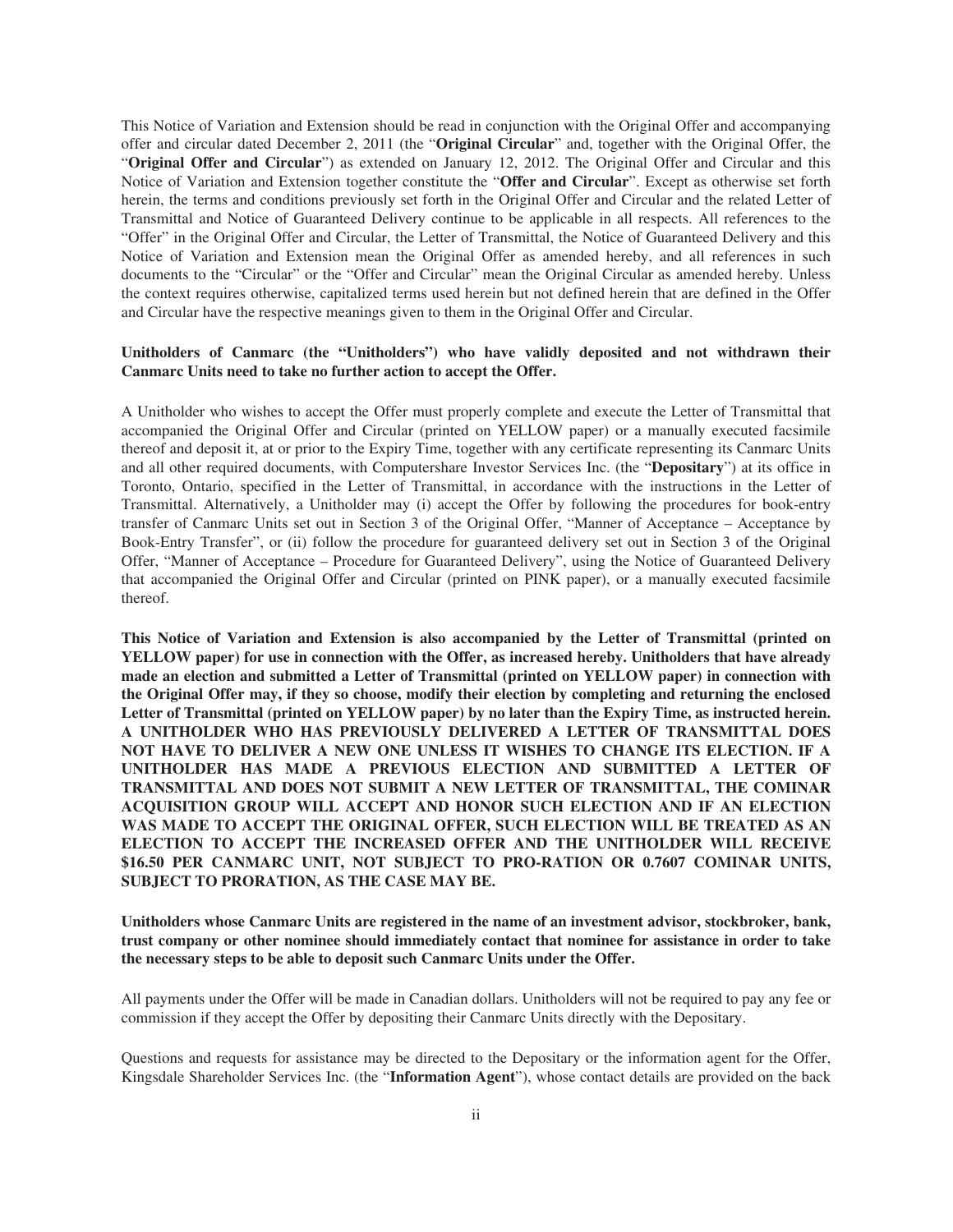This Notice of Variation and Extension should be read in conjunction with the Original Offer and accompanying offer and circular dated December 2, 2011 (the "**Original Circular**" and, together with the Original Offer, the "**Original Offer and Circular**") as extended on January 12, 2012. The Original Offer and Circular and this Notice of Variation and Extension together constitute the "**Offer and Circular**". Except as otherwise set forth herein, the terms and conditions previously set forth in the Original Offer and Circular and the related Letter of Transmittal and Notice of Guaranteed Delivery continue to be applicable in all respects. All references to the "Offer" in the Original Offer and Circular, the Letter of Transmittal, the Notice of Guaranteed Delivery and this Notice of Variation and Extension mean the Original Offer as amended hereby, and all references in such documents to the "Circular" or the "Offer and Circular" mean the Original Circular as amended hereby. Unless the context requires otherwise, capitalized terms used herein but not defined herein that are defined in the Offer and Circular have the respective meanings given to them in the Original Offer and Circular.

**Unitholders of Canmarc (the "Unitholders") who have validly deposited and not withdrawn their Canmarc Units need to take no further action to accept the Offer.**

A Unitholder who wishes to accept the Offer must properly complete and execute the Letter of Transmittal that accompanied the Original Offer and Circular (printed on YELLOW paper) or a manually executed facsimile thereof and deposit it, at or prior to the Expiry Time, together with any certificate representing its Canmarc Units and all other required documents, with Computershare Investor Services Inc. (the "**Depositary**") at its office in Toronto, Ontario, specified in the Letter of Transmittal, in accordance with the instructions in the Letter of Transmittal. Alternatively, a Unitholder may (i) accept the Offer by following the procedures for book-entry transfer of Canmarc Units set out in Section 3 of the Original Offer, "Manner of Acceptance – Acceptance by Book-Entry Transfer", or (ii) follow the procedure for guaranteed delivery set out in Section 3 of the Original Offer, "Manner of Acceptance – Procedure for Guaranteed Delivery", using the Notice of Guaranteed Delivery that accompanied the Original Offer and Circular (printed on PINK paper), or a manually executed facsimile thereof.

**This Notice of Variation and Extension is also accompanied by the Letter of Transmittal (printed on YELLOW paper) for use in connection with the Offer, as increased hereby. Unitholders that have already made an election and submitted a Letter of Transmittal (printed on YELLOW paper) in connection with the Original Offer may, if they so choose, modify their election by completing and returning the enclosed Letter of Transmittal (printed on YELLOW paper) by no later than the Expiry Time, as instructed herein. A UNITHOLDER WHO HAS PREVIOUSLY DELIVERED A LETTER OF TRANSMITTAL DOES NOT HAVE TO DELIVER A NEW ONE UNLESS IT WISHES TO CHANGE ITS ELECTION. IF A UNITHOLDER HAS MADE A PREVIOUS ELECTION AND SUBMITTED A LETTER OF TRANSMITTAL AND DOES NOT SUBMIT A NEW LETTER OF TRANSMITTAL, THE COMINAR ACQUISITION GROUP WILL ACCEPT AND HONOR SUCH ELECTION AND IF AN ELECTION WAS MADE TO ACCEPT THE ORIGINAL OFFER, SUCH ELECTION WILL BE TREATED AS AN ELECTION TO ACCEPT THE INCREASED OFFER AND THE UNITHOLDER WILL RECEIVE $16.50 PER CANMARC UNIT, NOT SUBJECT TO PRO-RATION OR 0.7607 COMINAR UNITS, SUBJECT TO PRORATION, AS THE CASE MAY BE.**

**Unitholders whose Canmarc Units are registered in the name of an investment advisor, stockbroker, bank, trust company or other nominee should immediately contact that nominee for assistance in order to take the necessary steps to be able to deposit such Canmarc Units under the Offer.**

All payments under the Offer will be made in Canadian dollars. Unitholders will not be required to pay any fee or commission if they accept the Offer by depositing their Canmarc Units directly with the Depositary.

Questions and requests for assistance may be directed to the Depositary or the information agent for the Offer, Kingsdale Shareholder Services Inc. (the "**Information Agent**"), whose contact details are provided on the back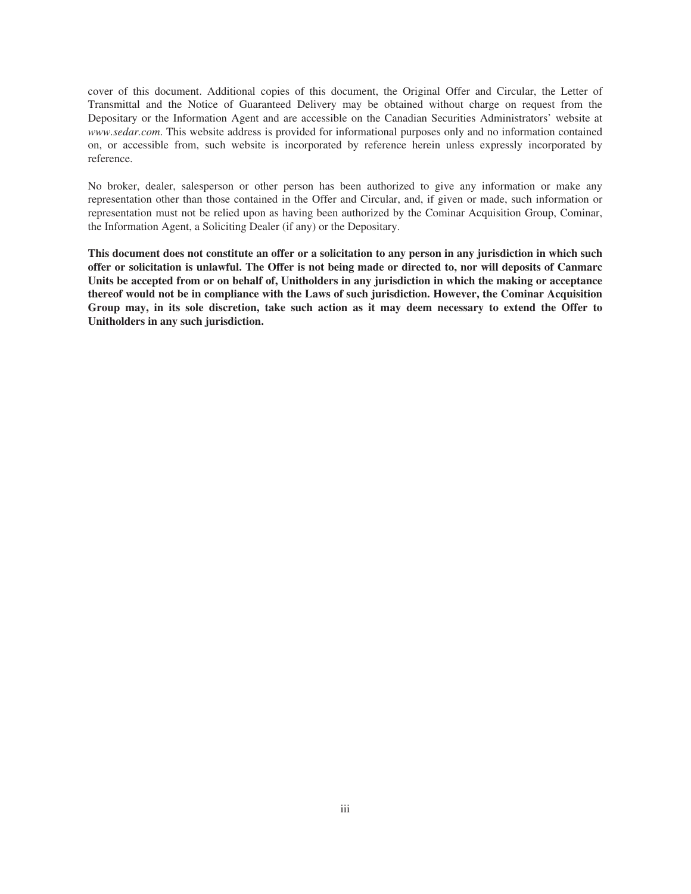cover of this document. Additional copies of this document, the Original Offer and Circular, the Letter of Transmittal and the Notice of Guaranteed Delivery may be obtained without charge on request from the Depositary or the Information Agent and are accessible on the Canadian Securities Administrators' website at *www.sedar.com*. This website address is provided for informational purposes only and no information contained on, or accessible from, such website is incorporated by reference herein unless expressly incorporated by reference.

No broker, dealer, salesperson or other person has been authorized to give any information or make any representation other than those contained in the Offer and Circular, and, if given or made, such information or representation must not be relied upon as having been authorized by the Cominar Acquisition Group, Cominar, the Information Agent, a Soliciting Dealer (if any) or the Depositary.

**This document does not constitute an offer or a solicitation to any person in any jurisdiction in which such offer or solicitation is unlawful. The Offer is not being made or directed to, nor will deposits of Canmarc Units be accepted from or on behalf of, Unitholders in any jurisdiction in which the making or acceptance thereof would not be in compliance with the Laws of such jurisdiction. However, the Cominar Acquisition Group may, in its sole discretion, take such action as it may deem necessary to extend the Offer to Unitholders in any such jurisdiction.**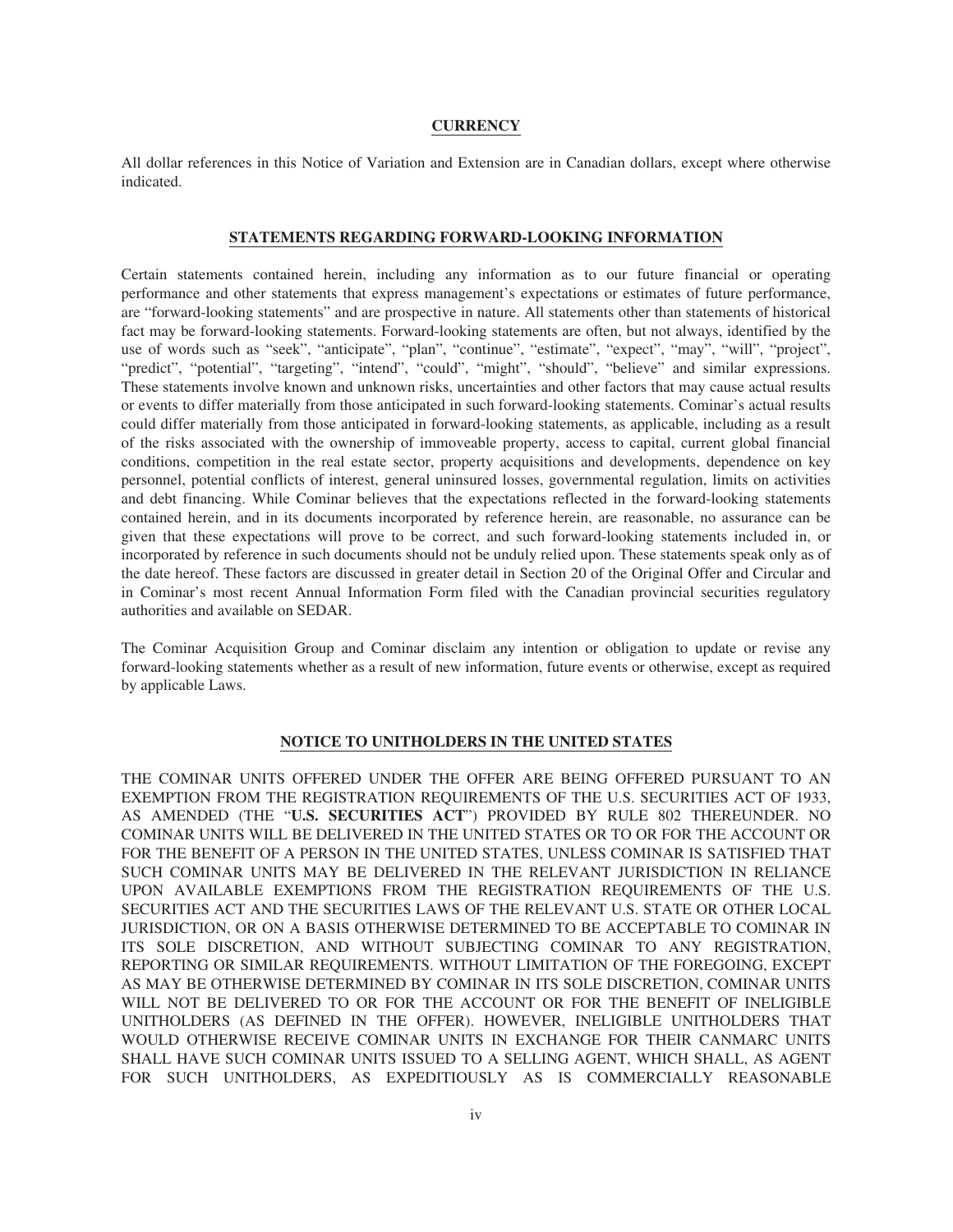## CURRENCY

All dollar references in this Notice of Variation and Extension are in Canadian dollars, except where otherwise indicated.

## STATEMENTS REGARDING FORWARD-LOOKING INFORMATION

Certain statements contained herein, including any information as to our future financial or operating performance and other statements that express management's expectations or estimates of future performance, are "forward-looking statements" and are prospective in nature. All statements other than statements of historical fact may be forward-looking statements. Forward-looking statements are often, but not always, identified by the use of words such as "seek", "anticipate", "plan", "continue", "estimate", "expect", "may", "will", "project", "predict", "potential", "targeting", "intend", "could", "might", "should", "believe" and similar expressions. These statements involve known and unknown risks, uncertainties and other factors that may cause actual results or events to differ materially from those anticipated in such forward-looking statements. Cominar's actual results could differ materially from those anticipated in forward-looking statements, as applicable, including as a result of the risks associated with the ownership of immoveable property, access to capital, current global financial conditions, competition in the real estate sector, property acquisitions and developments, dependence on key personnel, potential conflicts of interest, general uninsured losses, governmental regulation, limits on activities and debt financing. While Cominar believes that the expectations reflected in the forward-looking statements contained herein, and in its documents incorporated by reference herein, are reasonable, no assurance can be given that these expectations will prove to be correct, and such forward-looking statements included in, or incorporated by reference in such documents should not be unduly relied upon. These statements speak only as of the date hereof. These factors are discussed in greater detail in Section 20 of the Original Offer and Circular and in Cominar's most recent Annual Information Form filed with the Canadian provincial securities regulatory authorities and available on SEDAR.

The Cominar Acquisition Group and Cominar disclaim any intention or obligation to update or revise any forward-looking statements whether as a result of new information, future events or otherwise, except as required by applicable Laws.

## NOTICE TO UNITHOLDERS IN THE UNITED STATES

THE COMINAR UNITS OFFERED UNDER THE OFFER ARE BEING OFFERED PURSUANT TO AN EXEMPTION FROM THE REGISTRATION REQUIREMENTS OF THE U.S. SECURITIES ACT OF 1933, AS AMENDED (THE "**U.S. SECURITIES ACT**") PROVIDED BY RULE 802 THEREUNDER. NO COMINAR UNITS WILL BE DELIVERED IN THE UNITED STATES OR TO OR FOR THE ACCOUNT OR FOR THE BENEFIT OF A PERSON IN THE UNITED STATES, UNLESS COMINAR IS SATISFIED THAT SUCH COMINAR UNITS MAY BE DELIVERED IN THE RELEVANT JURISDICTION IN RELIANCE UPON AVAILABLE EXEMPTIONS FROM THE REGISTRATION REQUIREMENTS OF THE U.S. SECURITIES ACT AND THE SECURITIES LAWS OF THE RELEVANT U.S. STATE OR OTHER LOCAL JURISDICTION, OR ON A BASIS OTHERWISE DETERMINED TO BE ACCEPTABLE TO COMINAR IN ITS SOLE DISCRETION, AND WITHOUT SUBJECTING COMINAR TO ANY REGISTRATION, REPORTING OR SIMILAR REQUIREMENTS. WITHOUT LIMITATION OF THE FOREGOING, EXCEPT AS MAY BE OTHERWISE DETERMINED BY COMINAR IN ITS SOLE DISCRETION, COMINAR UNITS WILL NOT BE DELIVERED TO OR FOR THE ACCOUNT OR FOR THE BENEFIT OF INELIGIBLE UNITHOLDERS (AS DEFINED IN THE OFFER). HOWEVER, INELIGIBLE UNITHOLDERS THAT WOULD OTHERWISE RECEIVE COMINAR UNITS IN EXCHANGE FOR THEIR CANMARC UNITS SHALL HAVE SUCH COMINAR UNITS ISSUED TO A SELLING AGENT, WHICH SHALL, AS AGENT FOR SUCH UNITHOLDERS, AS EXPEDITIOUSLY AS IS COMMERCIALLY REASONABLE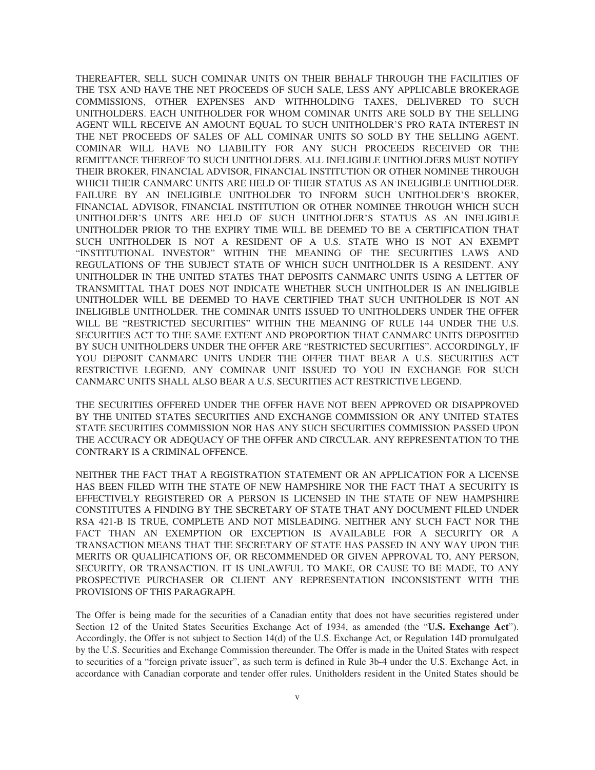THEREAFTER, SELL SUCH COMINAR UNITS ON THEIR BEHALF THROUGH THE FACILITIES OF THE TSX AND HAVE THE NET PROCEEDS OF SUCH SALE, LESS ANY APPLICABLE BROKERAGE COMMISSIONS, OTHER EXPENSES AND WITHHOLDING TAXES, DELIVERED TO SUCH UNITHOLDERS. EACH UNITHOLDER FOR WHOM COMINAR UNITS ARE SOLD BY THE SELLING AGENT WILL RECEIVE AN AMOUNT EQUAL TO SUCH UNITHOLDER'S PRO RATA INTEREST IN THE NET PROCEEDS OF SALES OF ALL COMINAR UNITS SO SOLD BY THE SELLING AGENT. COMINAR WILL HAVE NO LIABILITY FOR ANY SUCH PROCEEDS RECEIVED OR THE REMITTANCE THEREOF TO SUCH UNITHOLDERS. ALL INELIGIBLE UNITHOLDERS MUST NOTIFY THEIR BROKER, FINANCIAL ADVISOR, FINANCIAL INSTITUTION OR OTHER NOMINEE THROUGH WHICH THEIR CANMARC UNITS ARE HELD OF THEIR STATUS AS AN INELIGIBLE UNITHOLDER. FAILURE BY AN INELIGIBLE UNITHOLDER TO INFORM SUCH UNITHOLDER'S BROKER, FINANCIAL ADVISOR, FINANCIAL INSTITUTION OR OTHER NOMINEE THROUGH WHICH SUCH UNITHOLDER'S UNITS ARE HELD OF SUCH UNITHOLDER'S STATUS AS AN INELIGIBLE UNITHOLDER PRIOR TO THE EXPIRY TIME WILL BE DEEMED TO BE A CERTIFICATION THAT SUCH UNITHOLDER IS NOT A RESIDENT OF A U.S. STATE WHO IS NOT AN EXEMPT "INSTITUTIONAL INVESTOR" WITHIN THE MEANING OF THE SECURITIES LAWS AND REGULATIONS OF THE SUBJECT STATE OF WHICH SUCH UNITHOLDER IS A RESIDENT. ANY UNITHOLDER IN THE UNITED STATES THAT DEPOSITS CANMARC UNITS USING A LETTER OF TRANSMITTAL THAT DOES NOT INDICATE WHETHER SUCH UNITHOLDER IS AN INELIGIBLE UNITHOLDER WILL BE DEEMED TO HAVE CERTIFIED THAT SUCH UNITHOLDER IS NOT AN INELIGIBLE UNITHOLDER. THE COMINAR UNITS ISSUED TO UNITHOLDERS UNDER THE OFFER WILL BE "RESTRICTED SECURITIES" WITHIN THE MEANING OF RULE 144 UNDER THE U.S. SECURITIES ACT TO THE SAME EXTENT AND PROPORTION THAT CANMARC UNITS DEPOSITED BY SUCH UNITHOLDERS UNDER THE OFFER ARE "RESTRICTED SECURITIES". ACCORDINGLY, IF YOU DEPOSIT CANMARC UNITS UNDER THE OFFER THAT BEAR A U.S. SECURITIES ACT RESTRICTIVE LEGEND, ANY COMINAR UNIT ISSUED TO YOU IN EXCHANGE FOR SUCH CANMARC UNITS SHALL ALSO BEAR A U.S. SECURITIES ACT RESTRICTIVE LEGEND.

THE SECURITIES OFFERED UNDER THE OFFER HAVE NOT BEEN APPROVED OR DISAPPROVED BY THE UNITED STATES SECURITIES AND EXCHANGE COMMISSION OR ANY UNITED STATES STATE SECURITIES COMMISSION NOR HAS ANY SUCH SECURITIES COMMISSION PASSED UPON THE ACCURACY OR ADEQUACY OF THE OFFER AND CIRCULAR. ANY REPRESENTATION TO THE CONTRARY IS A CRIMINAL OFFENCE.

NEITHER THE FACT THAT A REGISTRATION STATEMENT OR AN APPLICATION FOR A LICENSE HAS BEEN FILED WITH THE STATE OF NEW HAMPSHIRE NOR THE FACT THAT A SECURITY IS EFFECTIVELY REGISTERED OR A PERSON IS LICENSED IN THE STATE OF NEW HAMPSHIRE CONSTITUTES A FINDING BY THE SECRETARY OF STATE THAT ANY DOCUMENT FILED UNDER RSA 421-B IS TRUE, COMPLETE AND NOT MISLEADING. NEITHER ANY SUCH FACT NOR THE FACT THAN AN EXEMPTION OR EXCEPTION IS AVAILABLE FOR A SECURITY OR A TRANSACTION MEANS THAT THE SECRETARY OF STATE HAS PASSED IN ANY WAY UPON THE MERITS OR QUALIFICATIONS OF, OR RECOMMENDED OR GIVEN APPROVAL TO, ANY PERSON, SECURITY, OR TRANSACTION. IT IS UNLAWFUL TO MAKE, OR CAUSE TO BE MADE, TO ANY PROSPECTIVE PURCHASER OR CLIENT ANY REPRESENTATION INCONSISTENT WITH THE PROVISIONS OF THIS PARAGRAPH.

The Offer is being made for the securities of a Canadian entity that does not have securities registered under Section 12 of the United States Securities Exchange Act of 1934, as amended (the "**U.S. Exchange Act**"). Accordingly, the Offer is not subject to Section 14(d) of the U.S. Exchange Act, or Regulation 14D promulgated by the U.S. Securities and Exchange Commission thereunder. The Offer is made in the United States with respect to securities of a "foreign private issuer", as such term is defined in Rule 3b-4 under the U.S. Exchange Act, in accordance with Canadian corporate and tender offer rules. Unitholders resident in the United States should be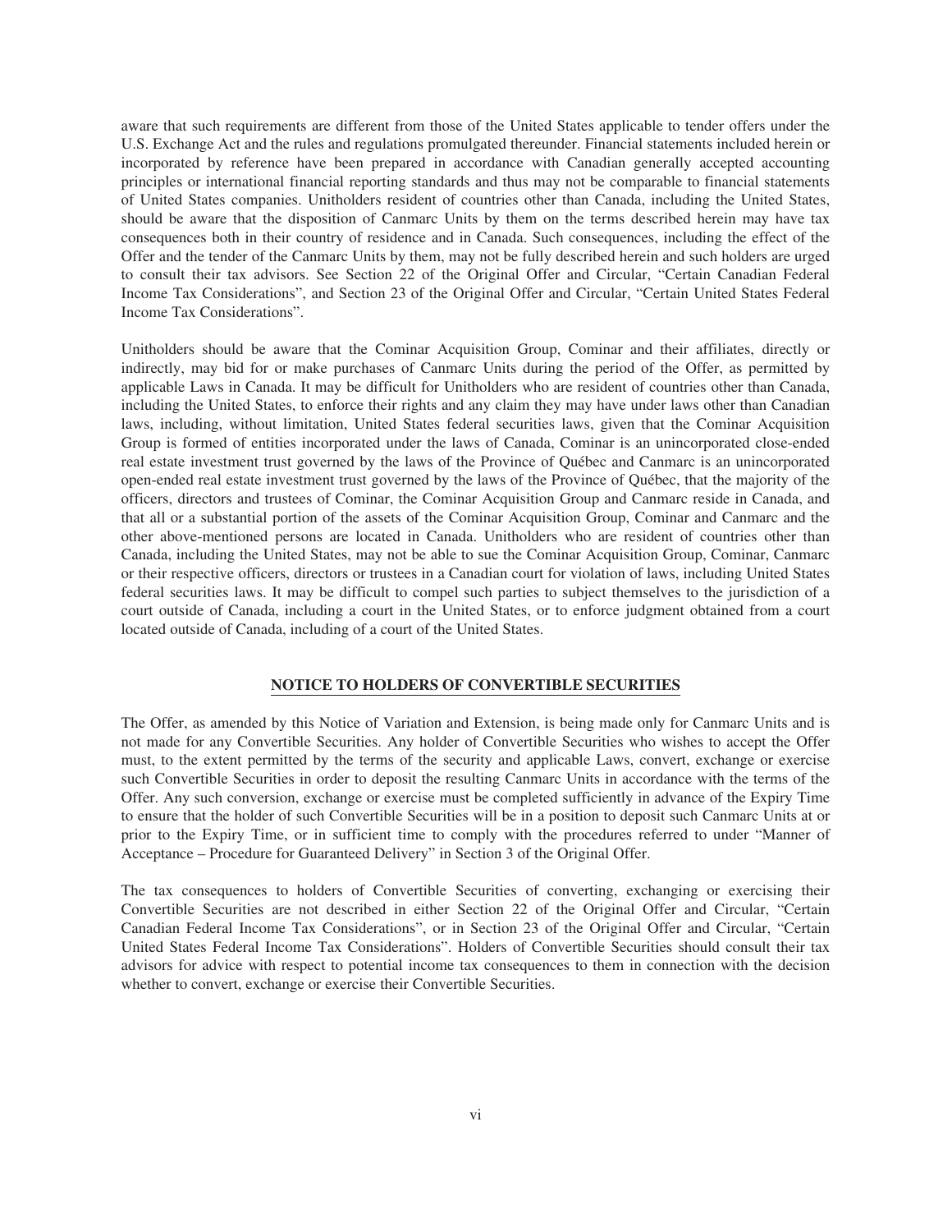aware that such requirements are different from those of the United States applicable to tender offers under the U.S. Exchange Act and the rules and regulations promulgated thereunder. Financial statements included herein or incorporated by reference have been prepared in accordance with Canadian generally accepted accounting principles or international financial reporting standards and thus may not be comparable to financial statements of United States companies. Unitholders resident of countries other than Canada, including the United States, should be aware that the disposition of Canmarc Units by them on the terms described herein may have tax consequences both in their country of residence and in Canada. Such consequences, including the effect of the Offer and the tender of the Canmarc Units by them, may not be fully described herein and such holders are urged to consult their tax advisors. See Section 22 of the Original Offer and Circular, "Certain Canadian Federal Income Tax Considerations", and Section 23 of the Original Offer and Circular, "Certain United States Federal Income Tax Considerations".

Unitholders should be aware that the Cominar Acquisition Group, Cominar and their affiliates, directly or indirectly, may bid for or make purchases of Canmarc Units during the period of the Offer, as permitted by applicable Laws in Canada. It may be difficult for Unitholders who are resident of countries other than Canada, including the United States, to enforce their rights and any claim they may have under laws other than Canadian laws, including, without limitation, United States federal securities laws, given that the Cominar Acquisition Group is formed of entities incorporated under the laws of Canada, Cominar is an unincorporated close-ended real estate investment trust governed by the laws of the Province of Québec and Canmarc is an unincorporated open-ended real estate investment trust governed by the laws of the Province of Québec, that the majority of the officers, directors and trustees of Cominar, the Cominar Acquisition Group and Canmarc reside in Canada, and that all or a substantial portion of the assets of the Cominar Acquisition Group, Cominar and Canmarc and the other above-mentioned persons are located in Canada. Unitholders who are resident of countries other than Canada, including the United States, may not be able to sue the Cominar Acquisition Group, Cominar, Canmarc or their respective officers, directors or trustees in a Canadian court for violation of laws, including United States federal securities laws. It may be difficult to compel such parties to subject themselves to the jurisdiction of a court outside of Canada, including a court in the United States, or to enforce judgment obtained from a court located outside of Canada, including of a court of the United States.

## NOTICE TO HOLDERS OF CONVERTIBLE SECURITIES

The Offer, as amended by this Notice of Variation and Extension, is being made only for Canmarc Units and is not made for any Convertible Securities. Any holder of Convertible Securities who wishes to accept the Offer must, to the extent permitted by the terms of the security and applicable Laws, convert, exchange or exercise such Convertible Securities in order to deposit the resulting Canmarc Units in accordance with the terms of the Offer. Any such conversion, exchange or exercise must be completed sufficiently in advance of the Expiry Time to ensure that the holder of such Convertible Securities will be in a position to deposit such Canmarc Units at or prior to the Expiry Time, or in sufficient time to comply with the procedures referred to under "Manner of Acceptance – Procedure for Guaranteed Delivery" in Section 3 of the Original Offer.

The tax consequences to holders of Convertible Securities of converting, exchanging or exercising their Convertible Securities are not described in either Section 22 of the Original Offer and Circular, "Certain Canadian Federal Income Tax Considerations", or in Section 23 of the Original Offer and Circular, "Certain United States Federal Income Tax Considerations". Holders of Convertible Securities should consult their tax advisors for advice with respect to potential income tax consequences to them in connection with the decision whether to convert, exchange or exercise their Convertible Securities.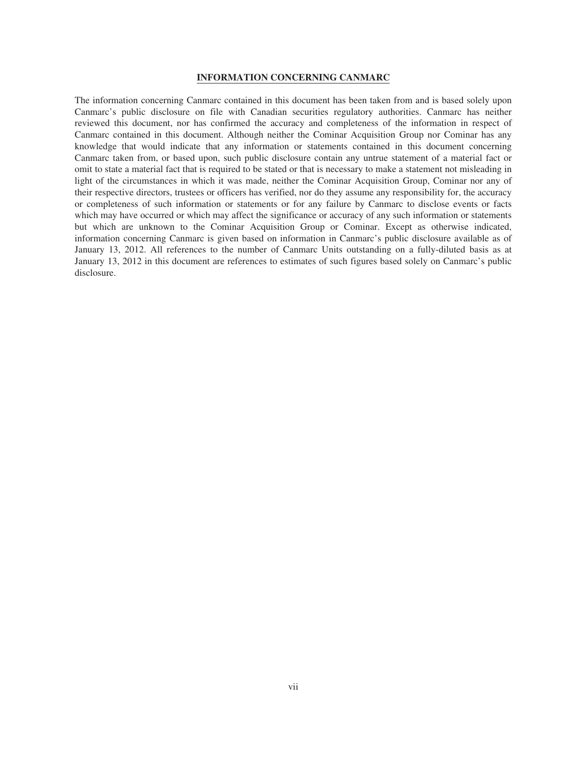## INFORMATION CONCERNING CANMARC

The information concerning Canmarc contained in this document has been taken from and is based solely upon Canmarc's public disclosure on file with Canadian securities regulatory authorities. Canmarc has neither reviewed this document, nor has confirmed the accuracy and completeness of the information in respect of Canmarc contained in this document. Although neither the Cominar Acquisition Group nor Cominar has any knowledge that would indicate that any information or statements contained in this document concerning Canmarc taken from, or based upon, such public disclosure contain any untrue statement of a material fact or omit to state a material fact that is required to be stated or that is necessary to make a statement not misleading in light of the circumstances in which it was made, neither the Cominar Acquisition Group, Cominar nor any of their respective directors, trustees or officers has verified, nor do they assume any responsibility for, the accuracy or completeness of such information or statements or for any failure by Canmarc to disclose events or facts which may have occurred or which may affect the significance or accuracy of any such information or statements but which are unknown to the Cominar Acquisition Group or Cominar. Except as otherwise indicated, information concerning Canmarc is given based on information in Canmarc's public disclosure available as of January 13, 2012. All references to the number of Canmarc Units outstanding on a fully-diluted basis as at January 13, 2012 in this document are references to estimates of such figures based solely on Canmarc's public disclosure.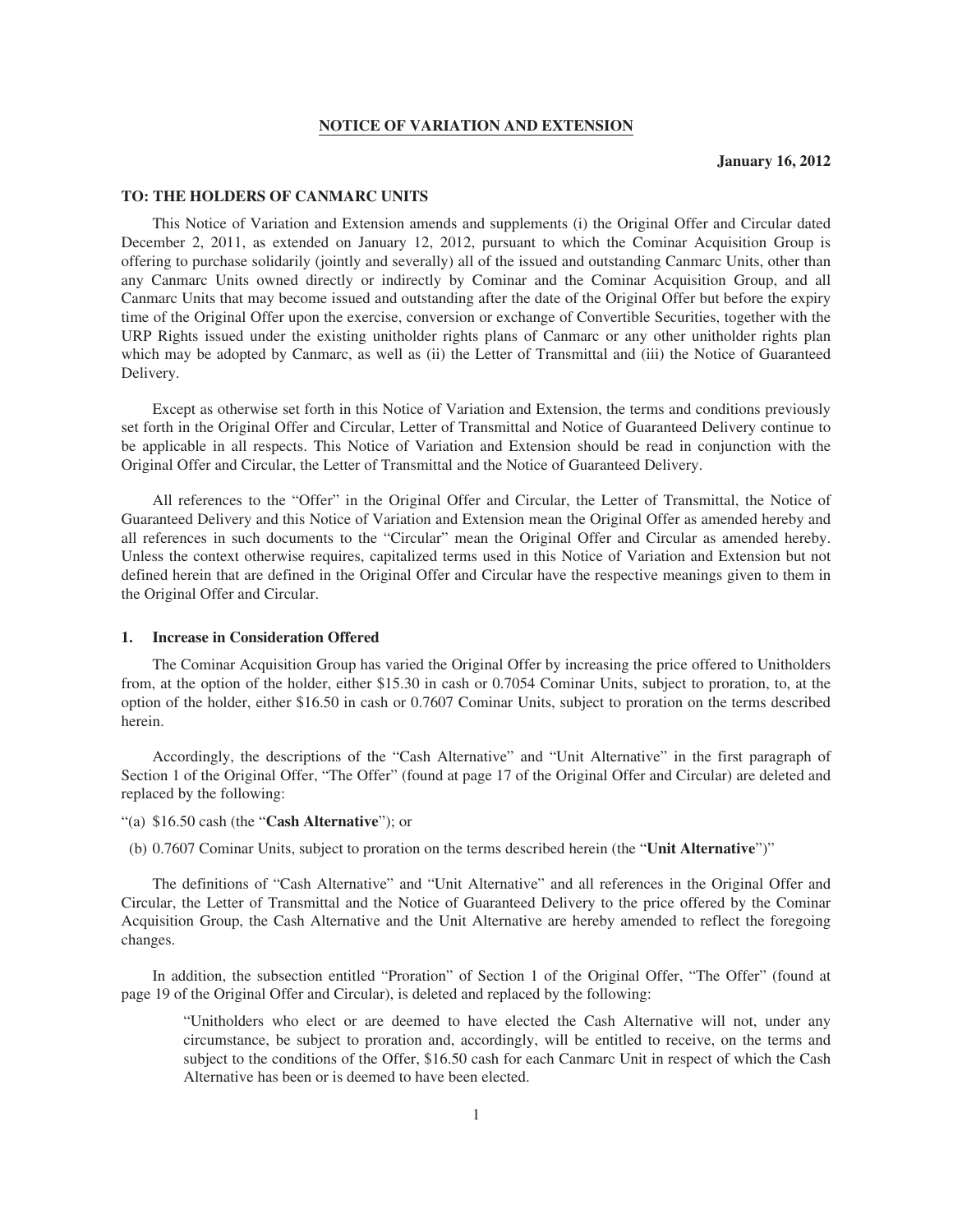# NOTICE OF VARIATION AND EXTENSION

**January 16, 2012**

**TO: THE HOLDERS OF CANMARC UNITS**

This Notice of Variation and Extension amends and supplements (i) the Original Offer and Circular dated December 2, 2011, as extended on January 12, 2012, pursuant to which the Cominar Acquisition Group is offering to purchase solidarily (jointly and severally) all of the issued and outstanding Canmarc Units, other than any Canmarc Units owned directly or indirectly by Cominar and the Cominar Acquisition Group, and all Canmarc Units that may become issued and outstanding after the date of the Original Offer but before the expiry time of the Original Offer upon the exercise, conversion or exchange of Convertible Securities, together with the URP Rights issued under the existing unitholder rights plans of Canmarc or any other unitholder rights plan which may be adopted by Canmarc, as well as (ii) the Letter of Transmittal and (iii) the Notice of Guaranteed Delivery.

Except as otherwise set forth in this Notice of Variation and Extension, the terms and conditions previously set forth in the Original Offer and Circular, Letter of Transmittal and Notice of Guaranteed Delivery continue to be applicable in all respects. This Notice of Variation and Extension should be read in conjunction with the Original Offer and Circular, the Letter of Transmittal and the Notice of Guaranteed Delivery.

All references to the "Offer" in the Original Offer and Circular, the Letter of Transmittal, the Notice of Guaranteed Delivery and this Notice of Variation and Extension mean the Original Offer as amended hereby and all references in such documents to the "Circular" mean the Original Offer and Circular as amended hereby. Unless the context otherwise requires, capitalized terms used in this Notice of Variation and Extension but not defined herein that are defined in the Original Offer and Circular have the respective meanings given to them in the Original Offer and Circular.

## 1. Increase in Consideration Offered

The Cominar Acquisition Group has varied the Original Offer by increasing the price offered to Unitholders from, at the option of the holder, either $15.30 in cash or 0.7054 Cominar Units, subject to proration, to, at the option of the holder, either $16.50 in cash or 0.7607 Cominar Units, subject to proration on the terms described herein.

Accordingly, the descriptions of the "Cash Alternative" and "Unit Alternative" in the first paragraph of Section 1 of the Original Offer, "The Offer" (found at page 17 of the Original Offer and Circular) are deleted and replaced by the following:

"(a) $16.50 cash (the "**Cash Alternative**"); or

(b) 0.7607 Cominar Units, subject to proration on the terms described herein (the "**Unit Alternative**")"

The definitions of "Cash Alternative" and "Unit Alternative" and all references in the Original Offer and Circular, the Letter of Transmittal and the Notice of Guaranteed Delivery to the price offered by the Cominar Acquisition Group, the Cash Alternative and the Unit Alternative are hereby amended to reflect the foregoing changes.

In addition, the subsection entitled "Proration" of Section 1 of the Original Offer, "The Offer" (found at page 19 of the Original Offer and Circular), is deleted and replaced by the following:

> "Unitholders who elect or are deemed to have elected the Cash Alternative will not, under any circumstance, be subject to proration and, accordingly, will be entitled to receive, on the terms and subject to the conditions of the Offer, $16.50 cash for each Canmarc Unit in respect of which the Cash Alternative has been or is deemed to have been elected.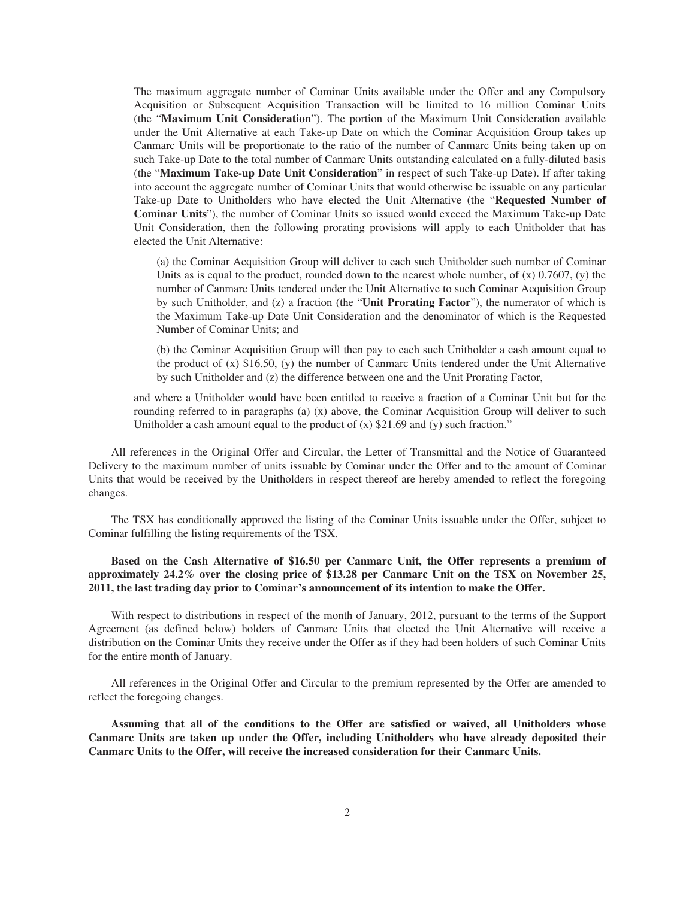The maximum aggregate number of Cominar Units available under the Offer and any Compulsory Acquisition or Subsequent Acquisition Transaction will be limited to 16 million Cominar Units (the "**Maximum Unit Consideration**"). The portion of the Maximum Unit Consideration available under the Unit Alternative at each Take-up Date on which the Cominar Acquisition Group takes up Canmarc Units will be proportionate to the ratio of the number of Canmarc Units being taken up on such Take-up Date to the total number of Canmarc Units outstanding calculated on a fully-diluted basis (the "**Maximum Take-up Date Unit Consideration**" in respect of such Take-up Date). If after taking into account the aggregate number of Cominar Units that would otherwise be issuable on any particular Take-up Date to Unitholders who have elected the Unit Alternative (the "**Requested Number of Cominar Units**"), the number of Cominar Units so issued would exceed the Maximum Take-up Date Unit Consideration, then the following prorating provisions will apply to each Unitholder that has elected the Unit Alternative:

(a) the Cominar Acquisition Group will deliver to each such Unitholder such number of Cominar Units as is equal to the product, rounded down to the nearest whole number, of (x) 0.7607, (y) the number of Canmarc Units tendered under the Unit Alternative to such Cominar Acquisition Group by such Unitholder, and (z) a fraction (the "**Unit Prorating Factor**"), the numerator of which is the Maximum Take-up Date Unit Consideration and the denominator of which is the Requested Number of Cominar Units; and

(b) the Cominar Acquisition Group will then pay to each such Unitholder a cash amount equal to the product of (x) $16.50, (y) the number of Canmarc Units tendered under the Unit Alternative by such Unitholder and (z) the difference between one and the Unit Prorating Factor,

and where a Unitholder would have been entitled to receive a fraction of a Cominar Unit but for the rounding referred to in paragraphs (a) (x) above, the Cominar Acquisition Group will deliver to such Unitholder a cash amount equal to the product of (x) $21.69 and (y) such fraction."

All references in the Original Offer and Circular, the Letter of Transmittal and the Notice of Guaranteed Delivery to the maximum number of units issuable by Cominar under the Offer and to the amount of Cominar Units that would be received by the Unitholders in respect thereof are hereby amended to reflect the foregoing changes.

The TSX has conditionally approved the listing of the Cominar Units issuable under the Offer, subject to Cominar fulfilling the listing requirements of the TSX.

**Based on the Cash Alternative of $16.50 per Canmarc Unit, the Offer represents a premium of approximately 24.2% over the closing price of $13.28 per Canmarc Unit on the TSX on November 25, 2011, the last trading day prior to Cominar's announcement of its intention to make the Offer.**

With respect to distributions in respect of the month of January, 2012, pursuant to the terms of the Support Agreement (as defined below) holders of Canmarc Units that elected the Unit Alternative will receive a distribution on the Cominar Units they receive under the Offer as if they had been holders of such Cominar Units for the entire month of January.

All references in the Original Offer and Circular to the premium represented by the Offer are amended to reflect the foregoing changes.

**Assuming that all of the conditions to the Offer are satisfied or waived, all Unitholders whose Canmarc Units are taken up under the Offer, including Unitholders who have already deposited their Canmarc Units to the Offer, will receive the increased consideration for their Canmarc Units.**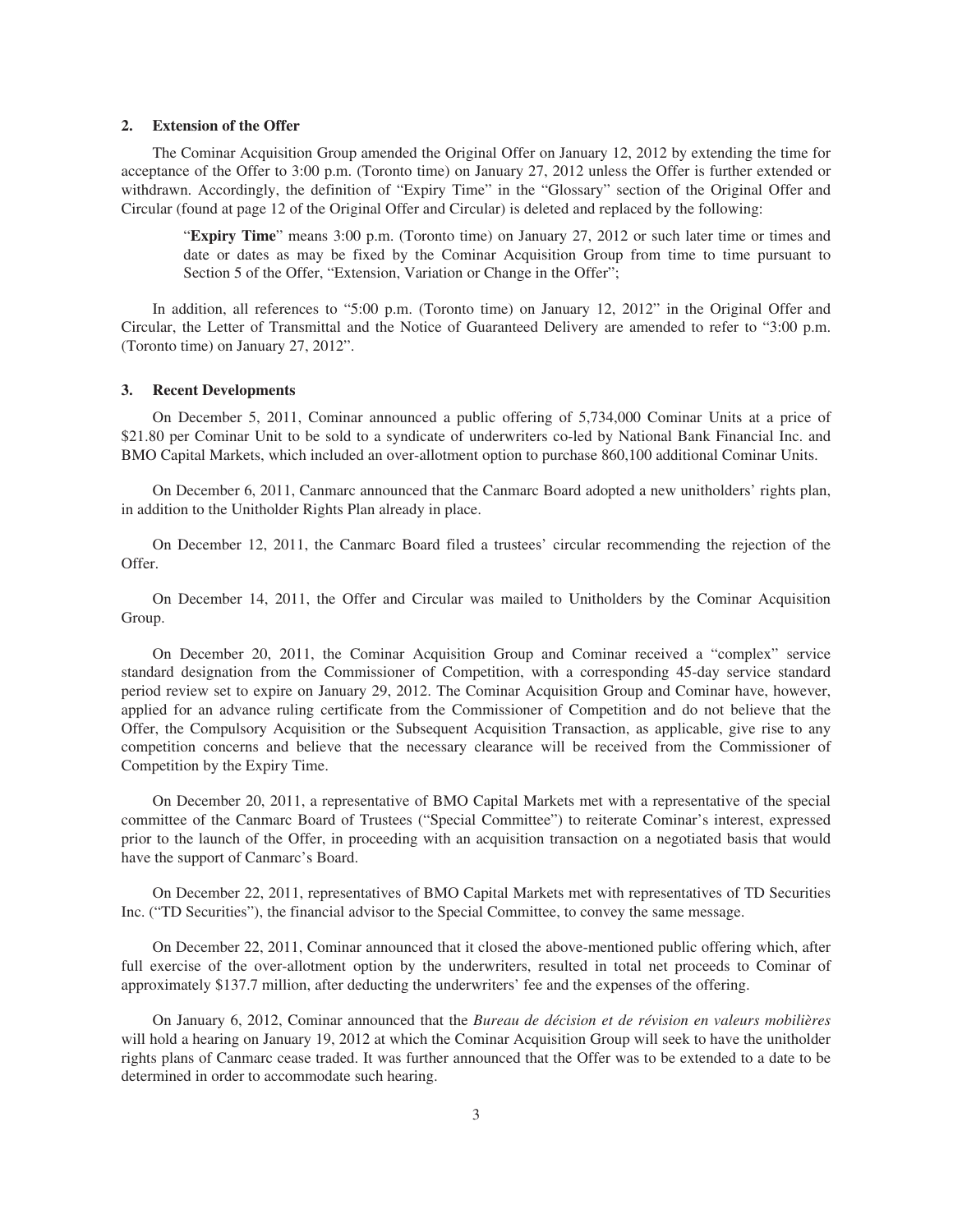## 2. Extension of the Offer

The Cominar Acquisition Group amended the Original Offer on January 12, 2012 by extending the time for acceptance of the Offer to 3:00 p.m. (Toronto time) on January 27, 2012 unless the Offer is further extended or withdrawn. Accordingly, the definition of "Expiry Time" in the "Glossary" section of the Original Offer and Circular (found at page 12 of the Original Offer and Circular) is deleted and replaced by the following:

> "**Expiry Time**" means 3:00 p.m. (Toronto time) on January 27, 2012 or such later time or times and date or dates as may be fixed by the Cominar Acquisition Group from time to time pursuant to Section 5 of the Offer, "Extension, Variation or Change in the Offer";

In addition, all references to "5:00 p.m. (Toronto time) on January 12, 2012" in the Original Offer and Circular, the Letter of Transmittal and the Notice of Guaranteed Delivery are amended to refer to "3:00 p.m. (Toronto time) on January 27, 2012".

## 3. Recent Developments

On December 5, 2011, Cominar announced a public offering of 5,734,000 Cominar Units at a price of \$21.80 per Cominar Unit to be sold to a syndicate of underwriters co-led by National Bank Financial Inc. and BMO Capital Markets, which included an over-allotment option to purchase 860,100 additional Cominar Units.

On December 6, 2011, Canmarc announced that the Canmarc Board adopted a new unitholders' rights plan, in addition to the Unitholder Rights Plan already in place.

On December 12, 2011, the Canmarc Board filed a trustees' circular recommending the rejection of the Offer.

On December 14, 2011, the Offer and Circular was mailed to Unitholders by the Cominar Acquisition Group.

On December 20, 2011, the Cominar Acquisition Group and Cominar received a "complex" service standard designation from the Commissioner of Competition, with a corresponding 45-day service standard period review set to expire on January 29, 2012. The Cominar Acquisition Group and Cominar have, however, applied for an advance ruling certificate from the Commissioner of Competition and do not believe that the Offer, the Compulsory Acquisition or the Subsequent Acquisition Transaction, as applicable, give rise to any competition concerns and believe that the necessary clearance will be received from the Commissioner of Competition by the Expiry Time.

On December 20, 2011, a representative of BMO Capital Markets met with a representative of the special committee of the Canmarc Board of Trustees ("Special Committee") to reiterate Cominar's interest, expressed prior to the launch of the Offer, in proceeding with an acquisition transaction on a negotiated basis that would have the support of Canmarc's Board.

On December 22, 2011, representatives of BMO Capital Markets met with representatives of TD Securities Inc. ("TD Securities"), the financial advisor to the Special Committee, to convey the same message.

On December 22, 2011, Cominar announced that it closed the above-mentioned public offering which, after full exercise of the over-allotment option by the underwriters, resulted in total net proceeds to Cominar of approximately \$137.7 million, after deducting the underwriters' fee and the expenses of the offering.

On January 6, 2012, Cominar announced that the *Bureau de décision et de révision en valeurs mobilières* will hold a hearing on January 19, 2012 at which the Cominar Acquisition Group will seek to have the unitholder rights plans of Canmarc cease traded. It was further announced that the Offer was to be extended to a date to be determined in order to accommodate such hearing.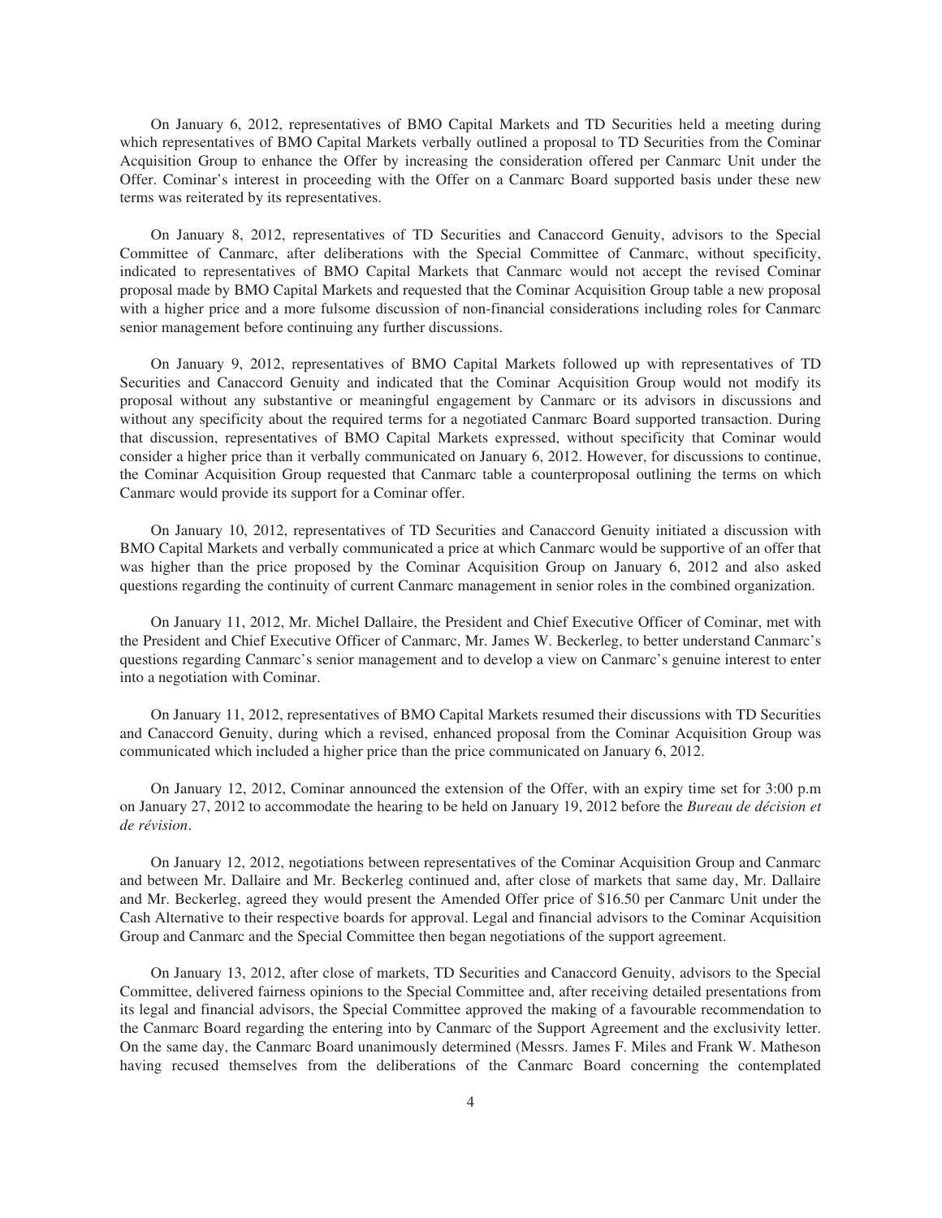On January 6, 2012, representatives of BMO Capital Markets and TD Securities held a meeting during which representatives of BMO Capital Markets verbally outlined a proposal to TD Securities from the Cominar Acquisition Group to enhance the Offer by increasing the consideration offered per Canmarc Unit under the Offer. Cominar's interest in proceeding with the Offer on a Canmarc Board supported basis under these new terms was reiterated by its representatives.

On January 8, 2012, representatives of TD Securities and Canaccord Genuity, advisors to the Special Committee of Canmarc, after deliberations with the Special Committee of Canmarc, without specificity, indicated to representatives of BMO Capital Markets that Canmarc would not accept the revised Cominar proposal made by BMO Capital Markets and requested that the Cominar Acquisition Group table a new proposal with a higher price and a more fulsome discussion of non-financial considerations including roles for Canmarc senior management before continuing any further discussions.

On January 9, 2012, representatives of BMO Capital Markets followed up with representatives of TD Securities and Canaccord Genuity and indicated that the Cominar Acquisition Group would not modify its proposal without any substantive or meaningful engagement by Canmarc or its advisors in discussions and without any specificity about the required terms for a negotiated Canmarc Board supported transaction. During that discussion, representatives of BMO Capital Markets expressed, without specificity that Cominar would consider a higher price than it verbally communicated on January 6, 2012. However, for discussions to continue, the Cominar Acquisition Group requested that Canmarc table a counterproposal outlining the terms on which Canmarc would provide its support for a Cominar offer.

On January 10, 2012, representatives of TD Securities and Canaccord Genuity initiated a discussion with BMO Capital Markets and verbally communicated a price at which Canmarc would be supportive of an offer that was higher than the price proposed by the Cominar Acquisition Group on January 6, 2012 and also asked questions regarding the continuity of current Canmarc management in senior roles in the combined organization.

On January 11, 2012, Mr. Michel Dallaire, the President and Chief Executive Officer of Cominar, met with the President and Chief Executive Officer of Canmarc, Mr. James W. Beckerleg, to better understand Canmarc's questions regarding Canmarc's senior management and to develop a view on Canmarc's genuine interest to enter into a negotiation with Cominar.

On January 11, 2012, representatives of BMO Capital Markets resumed their discussions with TD Securities and Canaccord Genuity, during which a revised, enhanced proposal from the Cominar Acquisition Group was communicated which included a higher price than the price communicated on January 6, 2012.

On January 12, 2012, Cominar announced the extension of the Offer, with an expiry time set for 3:00 p.m on January 27, 2012 to accommodate the hearing to be held on January 19, 2012 before the *Bureau de décision et de révision*.

On January 12, 2012, negotiations between representatives of the Cominar Acquisition Group and Canmarc and between Mr. Dallaire and Mr. Beckerleg continued and, after close of markets that same day, Mr. Dallaire and Mr. Beckerleg, agreed they would present the Amended Offer price of $16.50 per Canmarc Unit under the Cash Alternative to their respective boards for approval. Legal and financial advisors to the Cominar Acquisition Group and Canmarc and the Special Committee then began negotiations of the support agreement.

On January 13, 2012, after close of markets, TD Securities and Canaccord Genuity, advisors to the Special Committee, delivered fairness opinions to the Special Committee and, after receiving detailed presentations from its legal and financial advisors, the Special Committee approved the making of a favourable recommendation to the Canmarc Board regarding the entering into by Canmarc of the Support Agreement and the exclusivity letter. On the same day, the Canmarc Board unanimously determined (Messrs. James F. Miles and Frank W. Matheson having recused themselves from the deliberations of the Canmarc Board concerning the contemplated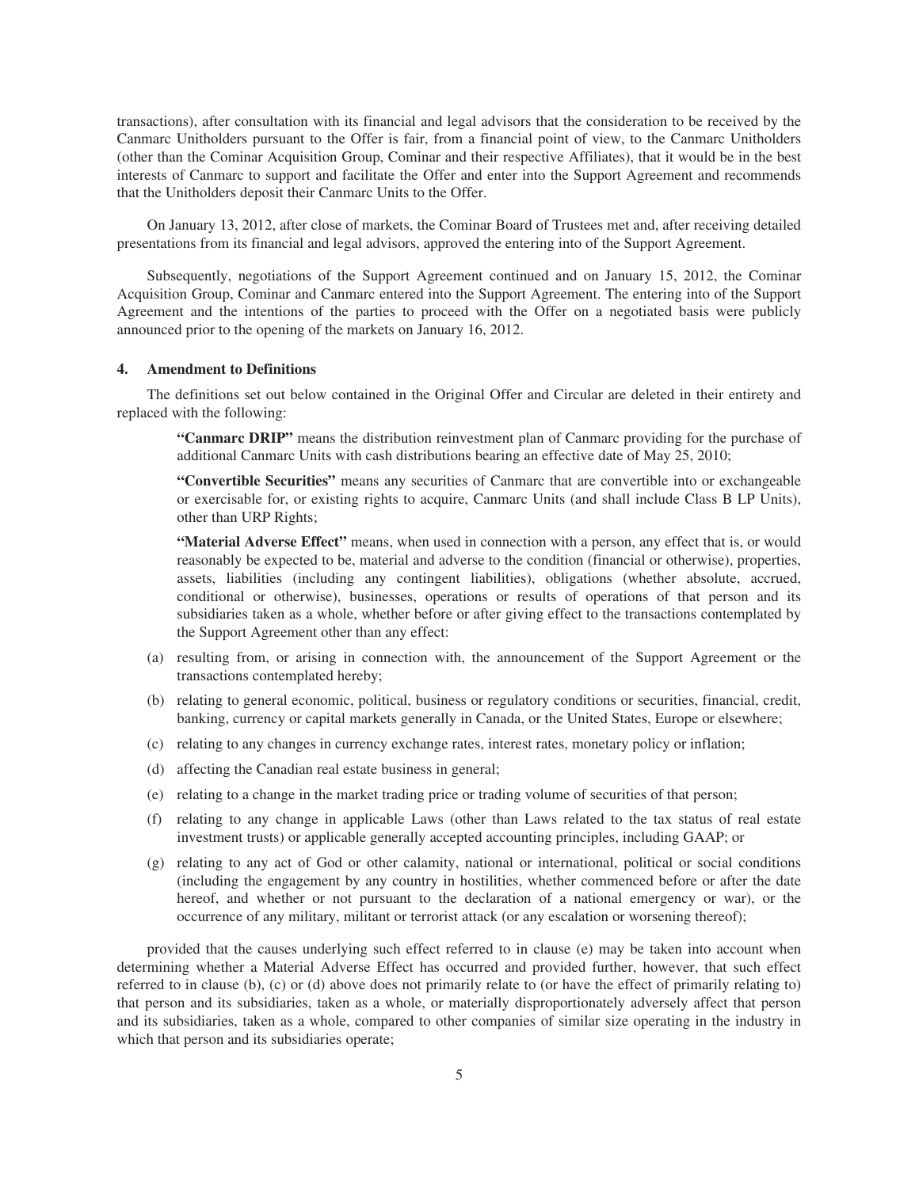transactions), after consultation with its financial and legal advisors that the consideration to be received by the Canmarc Unitholders pursuant to the Offer is fair, from a financial point of view, to the Canmarc Unitholders (other than the Cominar Acquisition Group, Cominar and their respective Affiliates), that it would be in the best interests of Canmarc to support and facilitate the Offer and enter into the Support Agreement and recommends that the Unitholders deposit their Canmarc Units to the Offer.

On January 13, 2012, after close of markets, the Cominar Board of Trustees met and, after receiving detailed presentations from its financial and legal advisors, approved the entering into of the Support Agreement.

Subsequently, negotiations of the Support Agreement continued and on January 15, 2012, the Cominar Acquisition Group, Cominar and Canmarc entered into the Support Agreement. The entering into of the Support Agreement and the intentions of the parties to proceed with the Offer on a negotiated basis were publicly announced prior to the opening of the markets on January 16, 2012.

#### 4. Amendment to Definitions

The definitions set out below contained in the Original Offer and Circular are deleted in their entirety and replaced with the following:

> **"Canmarc DRIP"** means the distribution reinvestment plan of Canmarc providing for the purchase of additional Canmarc Units with cash distributions bearing an effective date of May 25, 2010;
>
> **"Convertible Securities"** means any securities of Canmarc that are convertible into or exchangeable or exercisable for, or existing rights to acquire, Canmarc Units (and shall include Class B LP Units), other than URP Rights;
>
> **"Material Adverse Effect"** means, when used in connection with a person, any effect that is, or would reasonably be expected to be, material and adverse to the condition (financial or otherwise), properties, assets, liabilities (including any contingent liabilities), obligations (whether absolute, accrued, conditional or otherwise), businesses, operations or results of operations of that person and its subsidiaries taken as a whole, whether before or after giving effect to the transactions contemplated by the Support Agreement other than any effect:

(a) resulting from, or arising in connection with, the announcement of the Support Agreement or the transactions contemplated hereby;

(b) relating to general economic, political, business or regulatory conditions or securities, financial, credit, banking, currency or capital markets generally in Canada, or the United States, Europe or elsewhere;

(c) relating to any changes in currency exchange rates, interest rates, monetary policy or inflation;

(d) affecting the Canadian real estate business in general;

(e) relating to a change in the market trading price or trading volume of securities of that person;

(f) relating to any change in applicable Laws (other than Laws related to the tax status of real estate investment trusts) or applicable generally accepted accounting principles, including GAAP; or

(g) relating to any act of God or other calamity, national or international, political or social conditions (including the engagement by any country in hostilities, whether commenced before or after the date hereof, and whether or not pursuant to the declaration of a national emergency or war), or the occurrence of any military, militant or terrorist attack (or any escalation or worsening thereof);

provided that the causes underlying such effect referred to in clause (e) may be taken into account when determining whether a Material Adverse Effect has occurred and provided further, however, that such effect referred to in clause (b), (c) or (d) above does not primarily relate to (or have the effect of primarily relating to) that person and its subsidiaries, taken as a whole, or materially disproportionately adversely affect that person and its subsidiaries, taken as a whole, compared to other companies of similar size operating in the industry in which that person and its subsidiaries operate;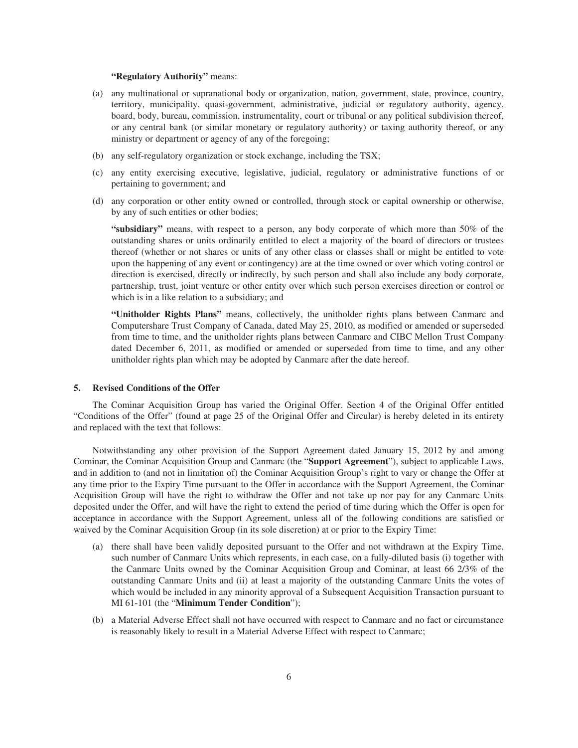**"Regulatory Authority"** means:

(a) any multinational or supranational body or organization, nation, government, state, province, country, territory, municipality, quasi-government, administrative, judicial or regulatory authority, agency, board, body, bureau, commission, instrumentality, court or tribunal or any political subdivision thereof, or any central bank (or similar monetary or regulatory authority) or taxing authority thereof, or any ministry or department or agency of any of the foregoing;

(b) any self-regulatory organization or stock exchange, including the TSX;

(c) any entity exercising executive, legislative, judicial, regulatory or administrative functions of or pertaining to government; and

(d) any corporation or other entity owned or controlled, through stock or capital ownership or otherwise, by any of such entities or other bodies;

**"subsidiary"** means, with respect to a person, any body corporate of which more than 50% of the outstanding shares or units ordinarily entitled to elect a majority of the board of directors or trustees thereof (whether or not shares or units of any other class or classes shall or might be entitled to vote upon the happening of any event or contingency) are at the time owned or over which voting control or direction is exercised, directly or indirectly, by such person and shall also include any body corporate, partnership, trust, joint venture or other entity over which such person exercises direction or control or which is in a like relation to a subsidiary; and

**"Unitholder Rights Plans"** means, collectively, the unitholder rights plans between Canmarc and Computershare Trust Company of Canada, dated May 25, 2010, as modified or amended or superseded from time to time, and the unitholder rights plans between Canmarc and CIBC Mellon Trust Company dated December 6, 2011, as modified or amended or superseded from time to time, and any other unitholder rights plan which may be adopted by Canmarc after the date hereof.

## 5. Revised Conditions of the Offer

The Cominar Acquisition Group has varied the Original Offer. Section 4 of the Original Offer entitled "Conditions of the Offer" (found at page 25 of the Original Offer and Circular) is hereby deleted in its entirety and replaced with the text that follows:

Notwithstanding any other provision of the Support Agreement dated January 15, 2012 by and among Cominar, the Cominar Acquisition Group and Canmarc (the "**Support Agreement**"), subject to applicable Laws, and in addition to (and not in limitation of) the Cominar Acquisition Group's right to vary or change the Offer at any time prior to the Expiry Time pursuant to the Offer in accordance with the Support Agreement, the Cominar Acquisition Group will have the right to withdraw the Offer and not take up nor pay for any Canmarc Units deposited under the Offer, and will have the right to extend the period of time during which the Offer is open for acceptance in accordance with the Support Agreement, unless all of the following conditions are satisfied or waived by the Cominar Acquisition Group (in its sole discretion) at or prior to the Expiry Time:

(a) there shall have been validly deposited pursuant to the Offer and not withdrawn at the Expiry Time, such number of Canmarc Units which represents, in each case, on a fully-diluted basis (i) together with the Canmarc Units owned by the Cominar Acquisition Group and Cominar, at least 66 2/3% of the outstanding Canmarc Units and (ii) at least a majority of the outstanding Canmarc Units the votes of which would be included in any minority approval of a Subsequent Acquisition Transaction pursuant to MI 61-101 (the "**Minimum Tender Condition**");

(b) a Material Adverse Effect shall not have occurred with respect to Canmarc and no fact or circumstance is reasonably likely to result in a Material Adverse Effect with respect to Canmarc;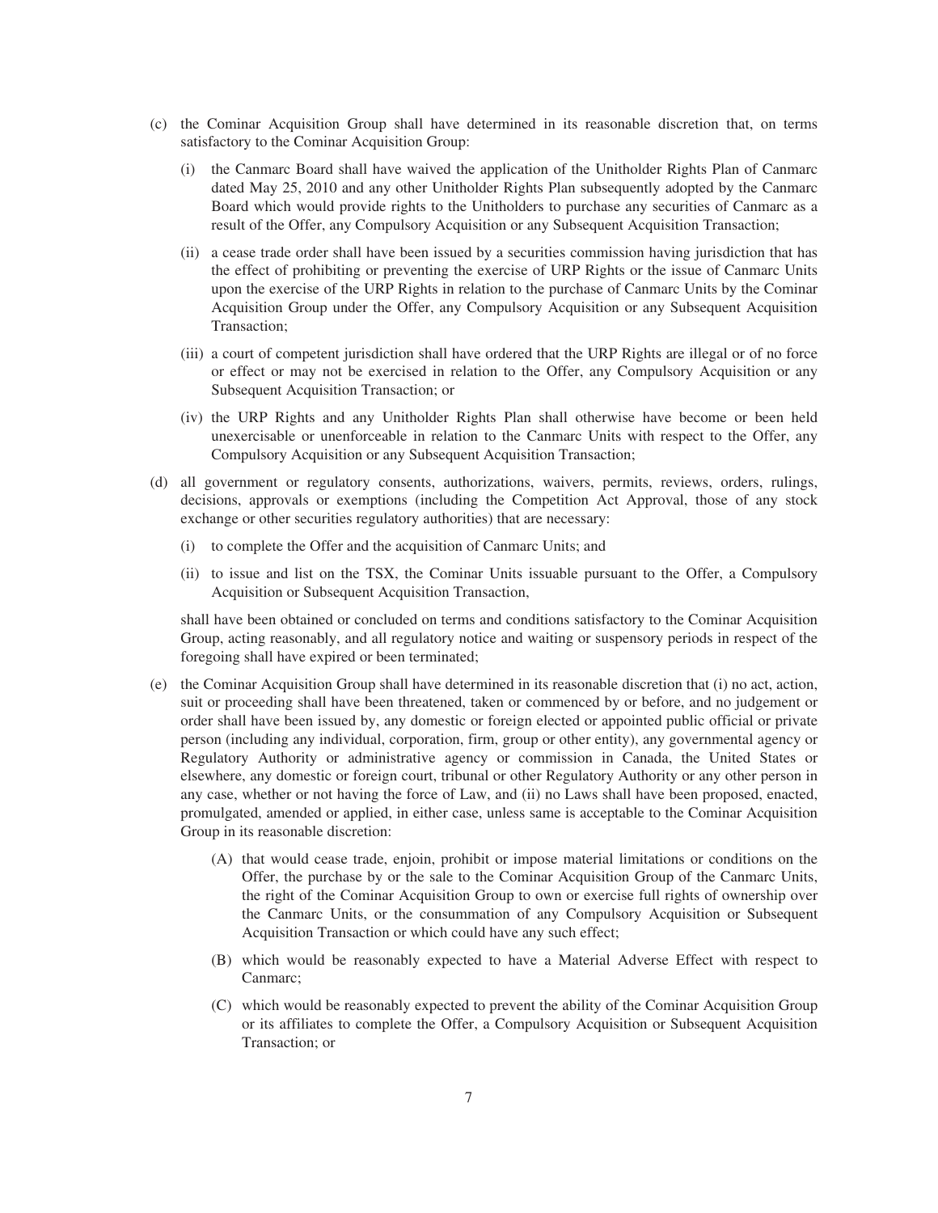(c) the Cominar Acquisition Group shall have determined in its reasonable discretion that, on terms satisfactory to the Cominar Acquisition Group:

   (i) the Canmarc Board shall have waived the application of the Unitholder Rights Plan of Canmarc dated May 25, 2010 and any other Unitholder Rights Plan subsequently adopted by the Canmarc Board which would provide rights to the Unitholders to purchase any securities of Canmarc as a result of the Offer, any Compulsory Acquisition or any Subsequent Acquisition Transaction;

   (ii) a cease trade order shall have been issued by a securities commission having jurisdiction that has the effect of prohibiting or preventing the exercise of URP Rights or the issue of Canmarc Units upon the exercise of the URP Rights in relation to the purchase of Canmarc Units by the Cominar Acquisition Group under the Offer, any Compulsory Acquisition or any Subsequent Acquisition Transaction;

   (iii) a court of competent jurisdiction shall have ordered that the URP Rights are illegal or of no force or effect or may not be exercised in relation to the Offer, any Compulsory Acquisition or any Subsequent Acquisition Transaction; or

   (iv) the URP Rights and any Unitholder Rights Plan shall otherwise have become or been held unexercisable or unenforceable in relation to the Canmarc Units with respect to the Offer, any Compulsory Acquisition or any Subsequent Acquisition Transaction;

(d) all government or regulatory consents, authorizations, waivers, permits, reviews, orders, rulings, decisions, approvals or exemptions (including the Competition Act Approval, those of any stock exchange or other securities regulatory authorities) that are necessary:

   (i) to complete the Offer and the acquisition of Canmarc Units; and

   (ii) to issue and list on the TSX, the Cominar Units issuable pursuant to the Offer, a Compulsory Acquisition or Subsequent Acquisition Transaction,

   shall have been obtained or concluded on terms and conditions satisfactory to the Cominar Acquisition Group, acting reasonably, and all regulatory notice and waiting or suspensory periods in respect of the foregoing shall have expired or been terminated;

(e) the Cominar Acquisition Group shall have determined in its reasonable discretion that (i) no act, action, suit or proceeding shall have been threatened, taken or commenced by or before, and no judgement or order shall have been issued by, any domestic or foreign elected or appointed public official or private person (including any individual, corporation, firm, group or other entity), any governmental agency or Regulatory Authority or administrative agency or commission in Canada, the United States or elsewhere, any domestic or foreign court, tribunal or other Regulatory Authority or any other person in any case, whether or not having the force of Law, and (ii) no Laws shall have been proposed, enacted, promulgated, amended or applied, in either case, unless same is acceptable to the Cominar Acquisition Group in its reasonable discretion:

   (A) that would cease trade, enjoin, prohibit or impose material limitations or conditions on the Offer, the purchase by or the sale to the Cominar Acquisition Group of the Canmarc Units, the right of the Cominar Acquisition Group to own or exercise full rights of ownership over the Canmarc Units, or the consummation of any Compulsory Acquisition or Subsequent Acquisition Transaction or which could have any such effect;

   (B) which would be reasonably expected to have a Material Adverse Effect with respect to Canmarc;

   (C) which would be reasonably expected to prevent the ability of the Cominar Acquisition Group or its affiliates to complete the Offer, a Compulsory Acquisition or Subsequent Acquisition Transaction; or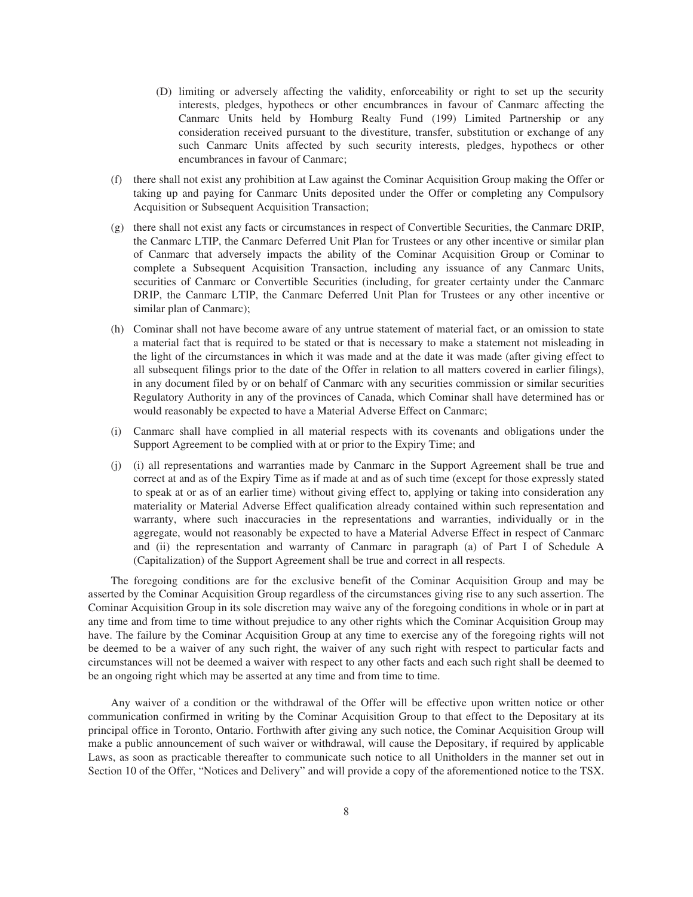(D) limiting or adversely affecting the validity, enforceability or right to set up the security interests, pledges, hypothecs or other encumbrances in favour of Canmarc affecting the Canmarc Units held by Homburg Realty Fund (199) Limited Partnership or any consideration received pursuant to the divestiture, transfer, substitution or exchange of any such Canmarc Units affected by such security interests, pledges, hypothecs or other encumbrances in favour of Canmarc;

(f) there shall not exist any prohibition at Law against the Cominar Acquisition Group making the Offer or taking up and paying for Canmarc Units deposited under the Offer or completing any Compulsory Acquisition or Subsequent Acquisition Transaction;

(g) there shall not exist any facts or circumstances in respect of Convertible Securities, the Canmarc DRIP, the Canmarc LTIP, the Canmarc Deferred Unit Plan for Trustees or any other incentive or similar plan of Canmarc that adversely impacts the ability of the Cominar Acquisition Group or Cominar to complete a Subsequent Acquisition Transaction, including any issuance of any Canmarc Units, securities of Canmarc or Convertible Securities (including, for greater certainty under the Canmarc DRIP, the Canmarc LTIP, the Canmarc Deferred Unit Plan for Trustees or any other incentive or similar plan of Canmarc);

(h) Cominar shall not have become aware of any untrue statement of material fact, or an omission to state a material fact that is required to be stated or that is necessary to make a statement not misleading in the light of the circumstances in which it was made and at the date it was made (after giving effect to all subsequent filings prior to the date of the Offer in relation to all matters covered in earlier filings), in any document filed by or on behalf of Canmarc with any securities commission or similar securities Regulatory Authority in any of the provinces of Canada, which Cominar shall have determined has or would reasonably be expected to have a Material Adverse Effect on Canmarc;

(i) Canmarc shall have complied in all material respects with its covenants and obligations under the Support Agreement to be complied with at or prior to the Expiry Time; and

(j) (i) all representations and warranties made by Canmarc in the Support Agreement shall be true and correct at and as of the Expiry Time as if made at and as of such time (except for those expressly stated to speak at or as of an earlier time) without giving effect to, applying or taking into consideration any materiality or Material Adverse Effect qualification already contained within such representation and warranty, where such inaccuracies in the representations and warranties, individually or in the aggregate, would not reasonably be expected to have a Material Adverse Effect in respect of Canmarc and (ii) the representation and warranty of Canmarc in paragraph (a) of Part I of Schedule A (Capitalization) of the Support Agreement shall be true and correct in all respects.

The foregoing conditions are for the exclusive benefit of the Cominar Acquisition Group and may be asserted by the Cominar Acquisition Group regardless of the circumstances giving rise to any such assertion. The Cominar Acquisition Group in its sole discretion may waive any of the foregoing conditions in whole or in part at any time and from time to time without prejudice to any other rights which the Cominar Acquisition Group may have. The failure by the Cominar Acquisition Group at any time to exercise any of the foregoing rights will not be deemed to be a waiver of any such right, the waiver of any such right with respect to particular facts and circumstances will not be deemed a waiver with respect to any other facts and each such right shall be deemed to be an ongoing right which may be asserted at any time and from time to time.

Any waiver of a condition or the withdrawal of the Offer will be effective upon written notice or other communication confirmed in writing by the Cominar Acquisition Group to that effect to the Depositary at its principal office in Toronto, Ontario. Forthwith after giving any such notice, the Cominar Acquisition Group will make a public announcement of such waiver or withdrawal, will cause the Depositary, if required by applicable Laws, as soon as practicable thereafter to communicate such notice to all Unitholders in the manner set out in Section 10 of the Offer, "Notices and Delivery" and will provide a copy of the aforementioned notice to the TSX.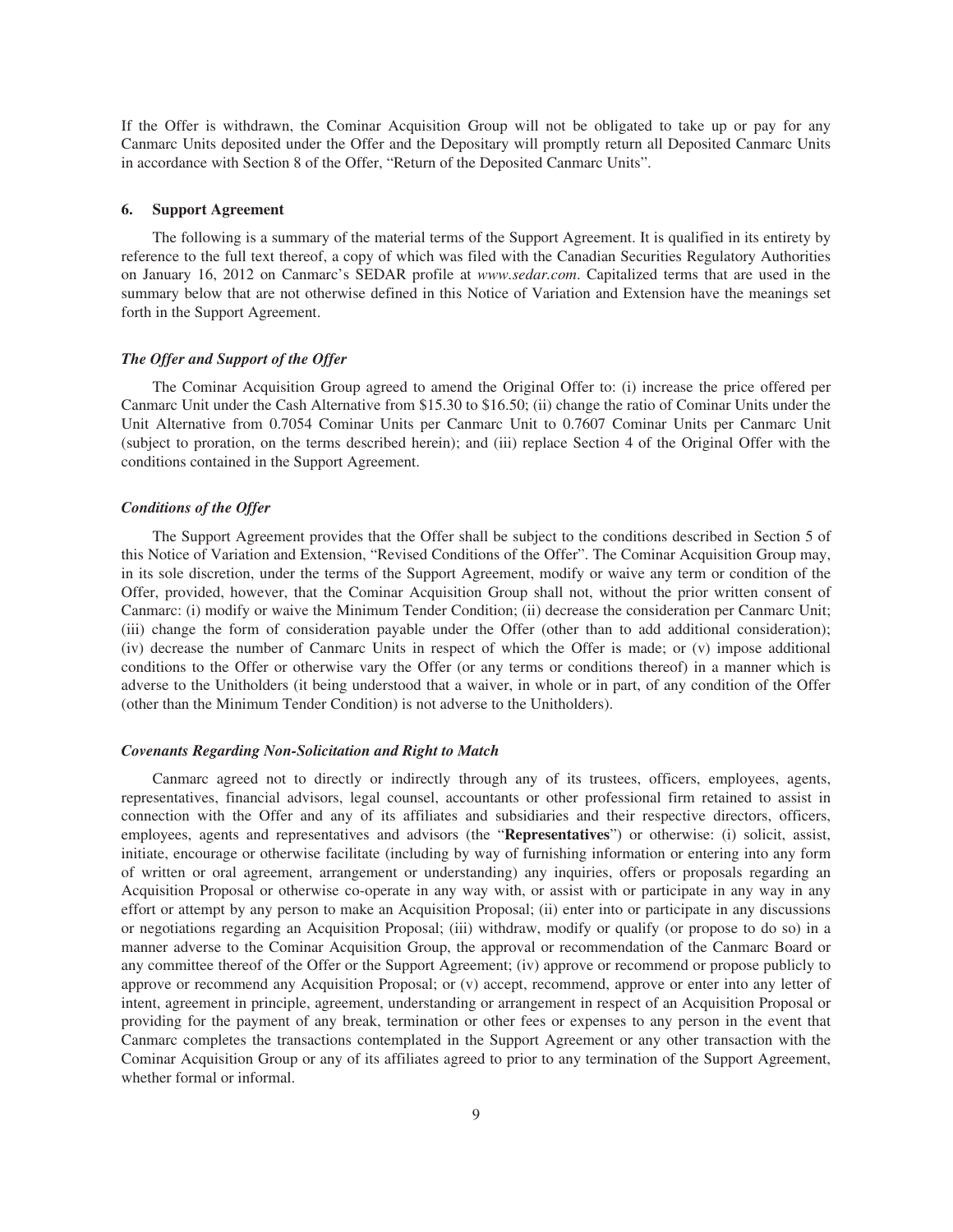If the Offer is withdrawn, the Cominar Acquisition Group will not be obligated to take up or pay for any Canmarc Units deposited under the Offer and the Depositary will promptly return all Deposited Canmarc Units in accordance with Section 8 of the Offer, "Return of the Deposited Canmarc Units".

## 6. Support Agreement

The following is a summary of the material terms of the Support Agreement. It is qualified in its entirety by reference to the full text thereof, a copy of which was filed with the Canadian Securities Regulatory Authorities on January 16, 2012 on Canmarc's SEDAR profile at *www.sedar.com*. Capitalized terms that are used in the summary below that are not otherwise defined in this Notice of Variation and Extension have the meanings set forth in the Support Agreement.

### *The Offer and Support of the Offer*

The Cominar Acquisition Group agreed to amend the Original Offer to: (i) increase the price offered per Canmarc Unit under the Cash Alternative from $15.30 to $16.50; (ii) change the ratio of Cominar Units under the Unit Alternative from 0.7054 Cominar Units per Canmarc Unit to 0.7607 Cominar Units per Canmarc Unit (subject to proration, on the terms described herein); and (iii) replace Section 4 of the Original Offer with the conditions contained in the Support Agreement.

### *Conditions of the Offer*

The Support Agreement provides that the Offer shall be subject to the conditions described in Section 5 of this Notice of Variation and Extension, "Revised Conditions of the Offer". The Cominar Acquisition Group may, in its sole discretion, under the terms of the Support Agreement, modify or waive any term or condition of the Offer, provided, however, that the Cominar Acquisition Group shall not, without the prior written consent of Canmarc: (i) modify or waive the Minimum Tender Condition; (ii) decrease the consideration per Canmarc Unit; (iii) change the form of consideration payable under the Offer (other than to add additional consideration); (iv) decrease the number of Canmarc Units in respect of which the Offer is made; or (v) impose additional conditions to the Offer or otherwise vary the Offer (or any terms or conditions thereof) in a manner which is adverse to the Unitholders (it being understood that a waiver, in whole or in part, of any condition of the Offer (other than the Minimum Tender Condition) is not adverse to the Unitholders).

### *Covenants Regarding Non-Solicitation and Right to Match*

Canmarc agreed not to directly or indirectly through any of its trustees, officers, employees, agents, representatives, financial advisors, legal counsel, accountants or other professional firm retained to assist in connection with the Offer and any of its affiliates and subsidiaries and their respective directors, officers, employees, agents and representatives and advisors (the "**Representatives**") or otherwise: (i) solicit, assist, initiate, encourage or otherwise facilitate (including by way of furnishing information or entering into any form of written or oral agreement, arrangement or understanding) any inquiries, offers or proposals regarding an Acquisition Proposal or otherwise co-operate in any way with, or assist with or participate in any way in any effort or attempt by any person to make an Acquisition Proposal; (ii) enter into or participate in any discussions or negotiations regarding an Acquisition Proposal; (iii) withdraw, modify or qualify (or propose to do so) in a manner adverse to the Cominar Acquisition Group, the approval or recommendation of the Canmarc Board or any committee thereof of the Offer or the Support Agreement; (iv) approve or recommend or propose publicly to approve or recommend any Acquisition Proposal; or (v) accept, recommend, approve or enter into any letter of intent, agreement in principle, agreement, understanding or arrangement in respect of an Acquisition Proposal or providing for the payment of any break, termination or other fees or expenses to any person in the event that Canmarc completes the transactions contemplated in the Support Agreement or any other transaction with the Cominar Acquisition Group or any of its affiliates agreed to prior to any termination of the Support Agreement, whether formal or informal.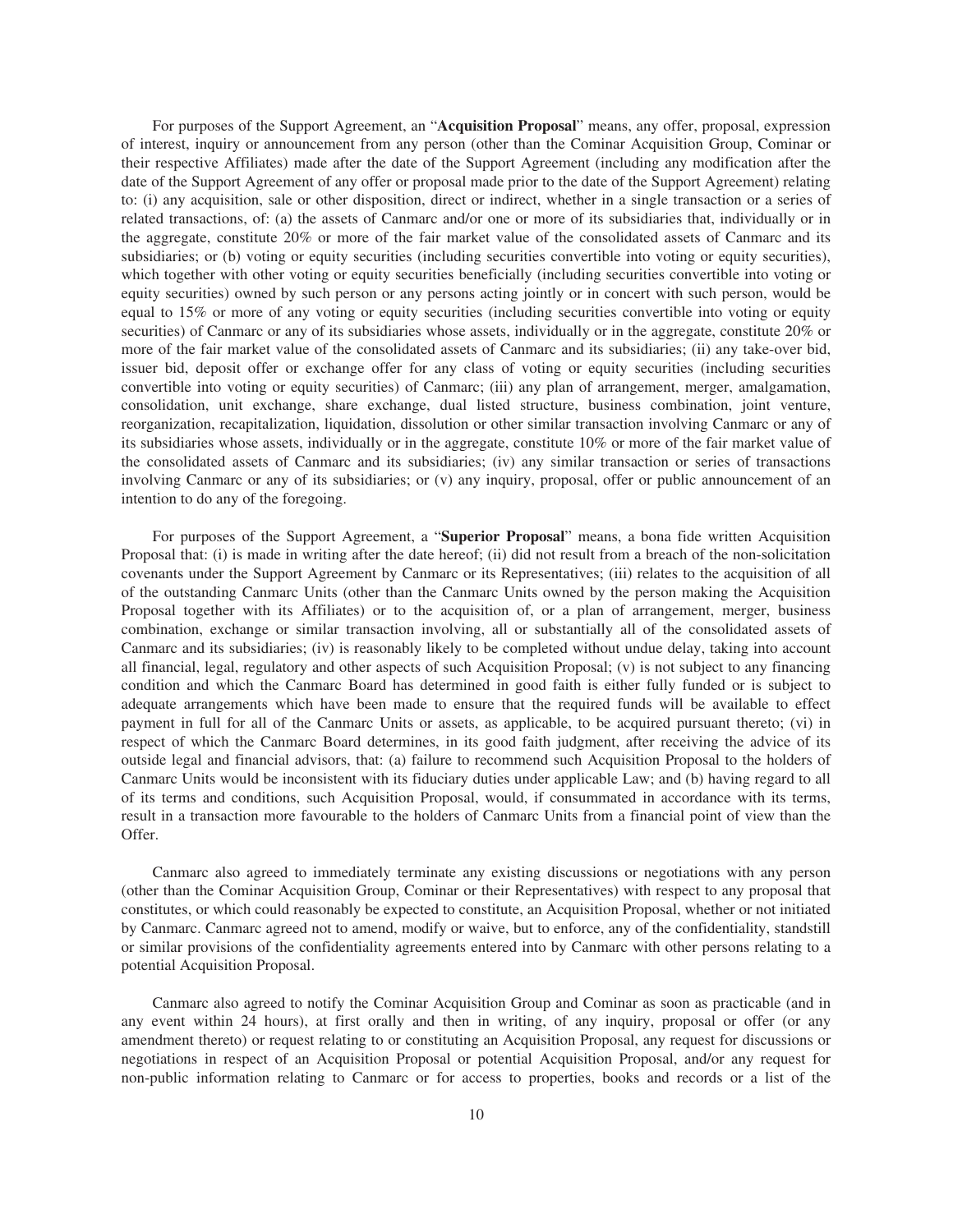For purposes of the Support Agreement, an "**Acquisition Proposal**" means, any offer, proposal, expression of interest, inquiry or announcement from any person (other than the Cominar Acquisition Group, Cominar or their respective Affiliates) made after the date of the Support Agreement (including any modification after the date of the Support Agreement of any offer or proposal made prior to the date of the Support Agreement) relating to: (i) any acquisition, sale or other disposition, direct or indirect, whether in a single transaction or a series of related transactions, of: (a) the assets of Canmarc and/or one or more of its subsidiaries that, individually or in the aggregate, constitute 20% or more of the fair market value of the consolidated assets of Canmarc and its subsidiaries; or (b) voting or equity securities (including securities convertible into voting or equity securities), which together with other voting or equity securities beneficially (including securities convertible into voting or equity securities) owned by such person or any persons acting jointly or in concert with such person, would be equal to 15% or more of any voting or equity securities (including securities convertible into voting or equity securities) of Canmarc or any of its subsidiaries whose assets, individually or in the aggregate, constitute 20% or more of the fair market value of the consolidated assets of Canmarc and its subsidiaries; (ii) any take-over bid, issuer bid, deposit offer or exchange offer for any class of voting or equity securities (including securities convertible into voting or equity securities) of Canmarc; (iii) any plan of arrangement, merger, amalgamation, consolidation, unit exchange, share exchange, dual listed structure, business combination, joint venture, reorganization, recapitalization, liquidation, dissolution or other similar transaction involving Canmarc or any of its subsidiaries whose assets, individually or in the aggregate, constitute 10% or more of the fair market value of the consolidated assets of Canmarc and its subsidiaries; (iv) any similar transaction or series of transactions involving Canmarc or any of its subsidiaries; or (v) any inquiry, proposal, offer or public announcement of an intention to do any of the foregoing.

For purposes of the Support Agreement, a "**Superior Proposal**" means, a bona fide written Acquisition Proposal that: (i) is made in writing after the date hereof; (ii) did not result from a breach of the non-solicitation covenants under the Support Agreement by Canmarc or its Representatives; (iii) relates to the acquisition of all of the outstanding Canmarc Units (other than the Canmarc Units owned by the person making the Acquisition Proposal together with its Affiliates) or to the acquisition of, or a plan of arrangement, merger, business combination, exchange or similar transaction involving, all or substantially all of the consolidated assets of Canmarc and its subsidiaries; (iv) is reasonably likely to be completed without undue delay, taking into account all financial, legal, regulatory and other aspects of such Acquisition Proposal; (v) is not subject to any financing condition and which the Canmarc Board has determined in good faith is either fully funded or is subject to adequate arrangements which have been made to ensure that the required funds will be available to effect payment in full for all of the Canmarc Units or assets, as applicable, to be acquired pursuant thereto; (vi) in respect of which the Canmarc Board determines, in its good faith judgment, after receiving the advice of its outside legal and financial advisors, that: (a) failure to recommend such Acquisition Proposal to the holders of Canmarc Units would be inconsistent with its fiduciary duties under applicable Law; and (b) having regard to all of its terms and conditions, such Acquisition Proposal, would, if consummated in accordance with its terms, result in a transaction more favourable to the holders of Canmarc Units from a financial point of view than the Offer.

Canmarc also agreed to immediately terminate any existing discussions or negotiations with any person (other than the Cominar Acquisition Group, Cominar or their Representatives) with respect to any proposal that constitutes, or which could reasonably be expected to constitute, an Acquisition Proposal, whether or not initiated by Canmarc. Canmarc agreed not to amend, modify or waive, but to enforce, any of the confidentiality, standstill or similar provisions of the confidentiality agreements entered into by Canmarc with other persons relating to a potential Acquisition Proposal.

Canmarc also agreed to notify the Cominar Acquisition Group and Cominar as soon as practicable (and in any event within 24 hours), at first orally and then in writing, of any inquiry, proposal or offer (or any amendment thereto) or request relating to or constituting an Acquisition Proposal, any request for discussions or negotiations in respect of an Acquisition Proposal or potential Acquisition Proposal, and/or any request for non-public information relating to Canmarc or for access to properties, books and records or a list of the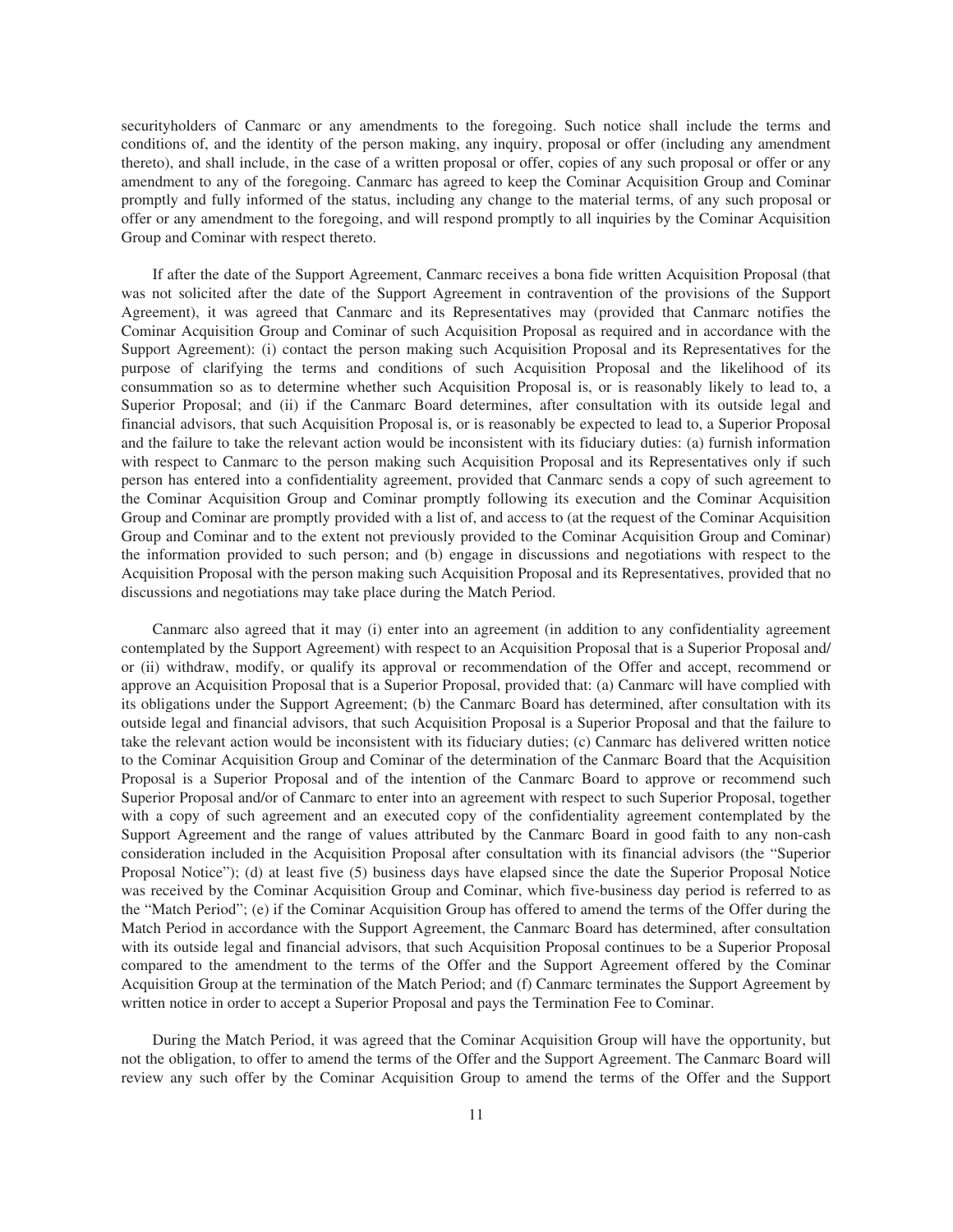securityholders of Canmarc or any amendments to the foregoing. Such notice shall include the terms and conditions of, and the identity of the person making, any inquiry, proposal or offer (including any amendment thereto), and shall include, in the case of a written proposal or offer, copies of any such proposal or offer or any amendment to any of the foregoing. Canmarc has agreed to keep the Cominar Acquisition Group and Cominar promptly and fully informed of the status, including any change to the material terms, of any such proposal or offer or any amendment to the foregoing, and will respond promptly to all inquiries by the Cominar Acquisition Group and Cominar with respect thereto.

If after the date of the Support Agreement, Canmarc receives a bona fide written Acquisition Proposal (that was not solicited after the date of the Support Agreement in contravention of the provisions of the Support Agreement), it was agreed that Canmarc and its Representatives may (provided that Canmarc notifies the Cominar Acquisition Group and Cominar of such Acquisition Proposal as required and in accordance with the Support Agreement): (i) contact the person making such Acquisition Proposal and its Representatives for the purpose of clarifying the terms and conditions of such Acquisition Proposal and the likelihood of its consummation so as to determine whether such Acquisition Proposal is, or is reasonably likely to lead to, a Superior Proposal; and (ii) if the Canmarc Board determines, after consultation with its outside legal and financial advisors, that such Acquisition Proposal is, or is reasonably be expected to lead to, a Superior Proposal and the failure to take the relevant action would be inconsistent with its fiduciary duties: (a) furnish information with respect to Canmarc to the person making such Acquisition Proposal and its Representatives only if such person has entered into a confidentiality agreement, provided that Canmarc sends a copy of such agreement to the Cominar Acquisition Group and Cominar promptly following its execution and the Cominar Acquisition Group and Cominar are promptly provided with a list of, and access to (at the request of the Cominar Acquisition Group and Cominar and to the extent not previously provided to the Cominar Acquisition Group and Cominar) the information provided to such person; and (b) engage in discussions and negotiations with respect to the Acquisition Proposal with the person making such Acquisition Proposal and its Representatives, provided that no discussions and negotiations may take place during the Match Period.

Canmarc also agreed that it may (i) enter into an agreement (in addition to any confidentiality agreement contemplated by the Support Agreement) with respect to an Acquisition Proposal that is a Superior Proposal and/ or (ii) withdraw, modify, or qualify its approval or recommendation of the Offer and accept, recommend or approve an Acquisition Proposal that is a Superior Proposal, provided that: (a) Canmarc will have complied with its obligations under the Support Agreement; (b) the Canmarc Board has determined, after consultation with its outside legal and financial advisors, that such Acquisition Proposal is a Superior Proposal and that the failure to take the relevant action would be inconsistent with its fiduciary duties; (c) Canmarc has delivered written notice to the Cominar Acquisition Group and Cominar of the determination of the Canmarc Board that the Acquisition Proposal is a Superior Proposal and of the intention of the Canmarc Board to approve or recommend such Superior Proposal and/or of Canmarc to enter into an agreement with respect to such Superior Proposal, together with a copy of such agreement and an executed copy of the confidentiality agreement contemplated by the Support Agreement and the range of values attributed by the Canmarc Board in good faith to any non-cash consideration included in the Acquisition Proposal after consultation with its financial advisors (the "Superior Proposal Notice"); (d) at least five (5) business days have elapsed since the date the Superior Proposal Notice was received by the Cominar Acquisition Group and Cominar, which five-business day period is referred to as the "Match Period"; (e) if the Cominar Acquisition Group has offered to amend the terms of the Offer during the Match Period in accordance with the Support Agreement, the Canmarc Board has determined, after consultation with its outside legal and financial advisors, that such Acquisition Proposal continues to be a Superior Proposal compared to the amendment to the terms of the Offer and the Support Agreement offered by the Cominar Acquisition Group at the termination of the Match Period; and (f) Canmarc terminates the Support Agreement by written notice in order to accept a Superior Proposal and pays the Termination Fee to Cominar.

During the Match Period, it was agreed that the Cominar Acquisition Group will have the opportunity, but not the obligation, to offer to amend the terms of the Offer and the Support Agreement. The Canmarc Board will review any such offer by the Cominar Acquisition Group to amend the terms of the Offer and the Support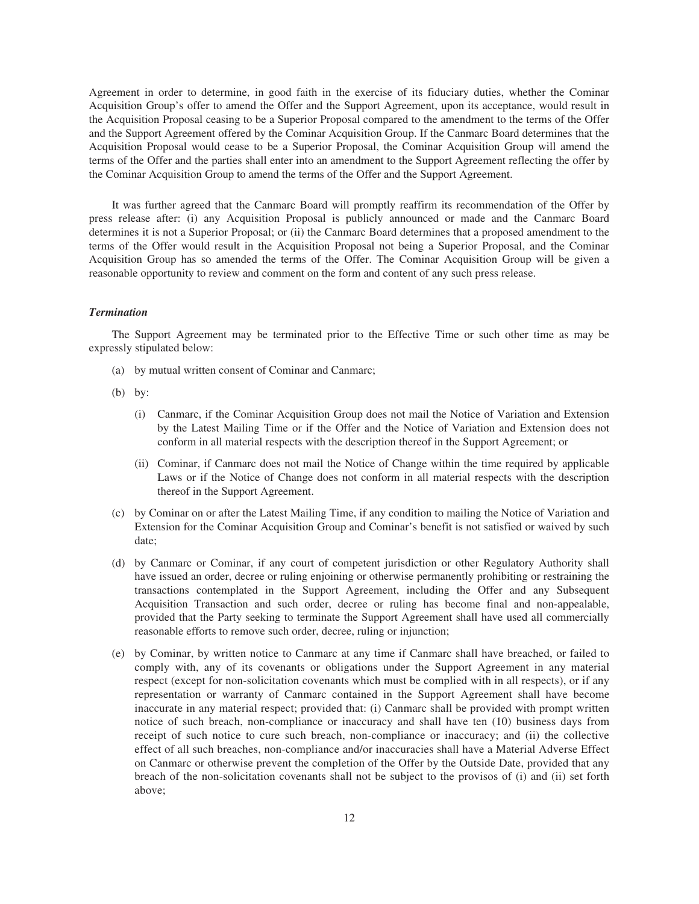Agreement in order to determine, in good faith in the exercise of its fiduciary duties, whether the Cominar Acquisition Group's offer to amend the Offer and the Support Agreement, upon its acceptance, would result in the Acquisition Proposal ceasing to be a Superior Proposal compared to the amendment to the terms of the Offer and the Support Agreement offered by the Cominar Acquisition Group. If the Canmarc Board determines that the Acquisition Proposal would cease to be a Superior Proposal, the Cominar Acquisition Group will amend the terms of the Offer and the parties shall enter into an amendment to the Support Agreement reflecting the offer by the Cominar Acquisition Group to amend the terms of the Offer and the Support Agreement.

It was further agreed that the Canmarc Board will promptly reaffirm its recommendation of the Offer by press release after: (i) any Acquisition Proposal is publicly announced or made and the Canmarc Board determines it is not a Superior Proposal; or (ii) the Canmarc Board determines that a proposed amendment to the terms of the Offer would result in the Acquisition Proposal not being a Superior Proposal, and the Cominar Acquisition Group has so amended the terms of the Offer. The Cominar Acquisition Group will be given a reasonable opportunity to review and comment on the form and content of any such press release.

***Termination***

The Support Agreement may be terminated prior to the Effective Time or such other time as may be expressly stipulated below:

(a) by mutual written consent of Cominar and Canmarc;

(b) by:

(i) Canmarc, if the Cominar Acquisition Group does not mail the Notice of Variation and Extension by the Latest Mailing Time or if the Offer and the Notice of Variation and Extension does not conform in all material respects with the description thereof in the Support Agreement; or

(ii) Cominar, if Canmarc does not mail the Notice of Change within the time required by applicable Laws or if the Notice of Change does not conform in all material respects with the description thereof in the Support Agreement.

(c) by Cominar on or after the Latest Mailing Time, if any condition to mailing the Notice of Variation and Extension for the Cominar Acquisition Group and Cominar's benefit is not satisfied or waived by such date;

(d) by Canmarc or Cominar, if any court of competent jurisdiction or other Regulatory Authority shall have issued an order, decree or ruling enjoining or otherwise permanently prohibiting or restraining the transactions contemplated in the Support Agreement, including the Offer and any Subsequent Acquisition Transaction and such order, decree or ruling has become final and non-appealable, provided that the Party seeking to terminate the Support Agreement shall have used all commercially reasonable efforts to remove such order, decree, ruling or injunction;

(e) by Cominar, by written notice to Canmarc at any time if Canmarc shall have breached, or failed to comply with, any of its covenants or obligations under the Support Agreement in any material respect (except for non-solicitation covenants which must be complied with in all respects), or if any representation or warranty of Canmarc contained in the Support Agreement shall have become inaccurate in any material respect; provided that: (i) Canmarc shall be provided with prompt written notice of such breach, non-compliance or inaccuracy and shall have ten (10) business days from receipt of such notice to cure such breach, non-compliance or inaccuracy; and (ii) the collective effect of all such breaches, non-compliance and/or inaccuracies shall have a Material Adverse Effect on Canmarc or otherwise prevent the completion of the Offer by the Outside Date, provided that any breach of the non-solicitation covenants shall not be subject to the provisos of (i) and (ii) set forth above;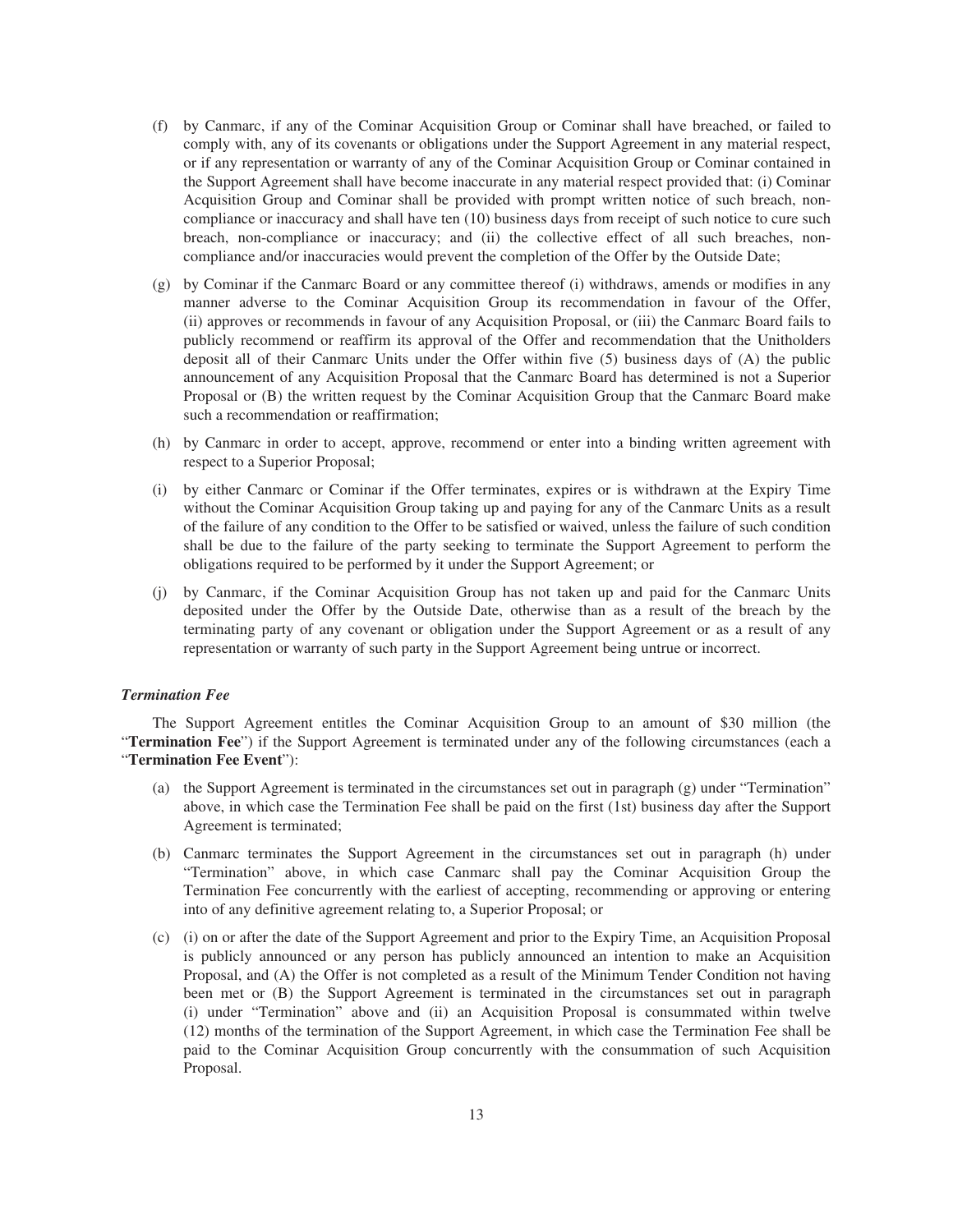(f) by Canmarc, if any of the Cominar Acquisition Group or Cominar shall have breached, or failed to comply with, any of its covenants or obligations under the Support Agreement in any material respect, or if any representation or warranty of any of the Cominar Acquisition Group or Cominar contained in the Support Agreement shall have become inaccurate in any material respect provided that: (i) Cominar Acquisition Group and Cominar shall be provided with prompt written notice of such breach, non-compliance or inaccuracy and shall have ten (10) business days from receipt of such notice to cure such breach, non-compliance or inaccuracy; and (ii) the collective effect of all such breaches, non-compliance and/or inaccuracies would prevent the completion of the Offer by the Outside Date;

(g) by Cominar if the Canmarc Board or any committee thereof (i) withdraws, amends or modifies in any manner adverse to the Cominar Acquisition Group its recommendation in favour of the Offer, (ii) approves or recommends in favour of any Acquisition Proposal, or (iii) the Canmarc Board fails to publicly recommend or reaffirm its approval of the Offer and recommendation that the Unitholders deposit all of their Canmarc Units under the Offer within five (5) business days of (A) the public announcement of any Acquisition Proposal that the Canmarc Board has determined is not a Superior Proposal or (B) the written request by the Cominar Acquisition Group that the Canmarc Board make such a recommendation or reaffirmation;

(h) by Canmarc in order to accept, approve, recommend or enter into a binding written agreement with respect to a Superior Proposal;

(i) by either Canmarc or Cominar if the Offer terminates, expires or is withdrawn at the Expiry Time without the Cominar Acquisition Group taking up and paying for any of the Canmarc Units as a result of the failure of any condition to the Offer to be satisfied or waived, unless the failure of such condition shall be due to the failure of the party seeking to terminate the Support Agreement to perform the obligations required to be performed by it under the Support Agreement; or

(j) by Canmarc, if the Cominar Acquisition Group has not taken up and paid for the Canmarc Units deposited under the Offer by the Outside Date, otherwise than as a result of the breach by the terminating party of any covenant or obligation under the Support Agreement or as a result of any representation or warranty of such party in the Support Agreement being untrue or incorrect.

***Termination Fee***

The Support Agreement entitles the Cominar Acquisition Group to an amount of $30 million (the "**Termination Fee**") if the Support Agreement is terminated under any of the following circumstances (each a "**Termination Fee Event**"):

(a) the Support Agreement is terminated in the circumstances set out in paragraph (g) under "Termination" above, in which case the Termination Fee shall be paid on the first (1st) business day after the Support Agreement is terminated;

(b) Canmarc terminates the Support Agreement in the circumstances set out in paragraph (h) under "Termination" above, in which case Canmarc shall pay the Cominar Acquisition Group the Termination Fee concurrently with the earliest of accepting, recommending or approving or entering into of any definitive agreement relating to, a Superior Proposal; or

(c) (i) on or after the date of the Support Agreement and prior to the Expiry Time, an Acquisition Proposal is publicly announced or any person has publicly announced an intention to make an Acquisition Proposal, and (A) the Offer is not completed as a result of the Minimum Tender Condition not having been met or (B) the Support Agreement is terminated in the circumstances set out in paragraph (i) under "Termination" above and (ii) an Acquisition Proposal is consummated within twelve (12) months of the termination of the Support Agreement, in which case the Termination Fee shall be paid to the Cominar Acquisition Group concurrently with the consummation of such Acquisition Proposal.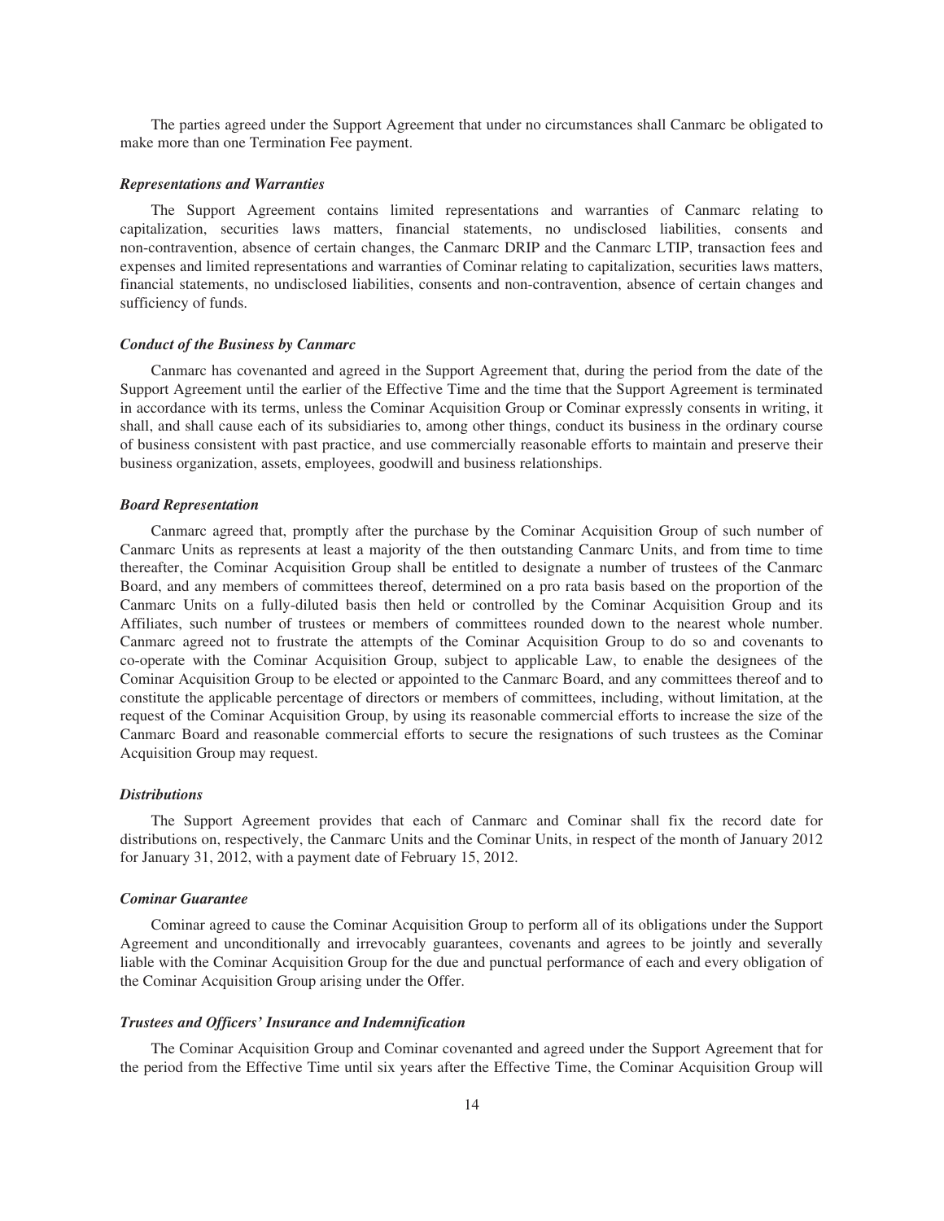The parties agreed under the Support Agreement that under no circumstances shall Canmarc be obligated to make more than one Termination Fee payment.

### *Representations and Warranties*

The Support Agreement contains limited representations and warranties of Canmarc relating to capitalization, securities laws matters, financial statements, no undisclosed liabilities, consents and non-contravention, absence of certain changes, the Canmarc DRIP and the Canmarc LTIP, transaction fees and expenses and limited representations and warranties of Cominar relating to capitalization, securities laws matters, financial statements, no undisclosed liabilities, consents and non-contravention, absence of certain changes and sufficiency of funds.

### *Conduct of the Business by Canmarc*

Canmarc has covenanted and agreed in the Support Agreement that, during the period from the date of the Support Agreement until the earlier of the Effective Time and the time that the Support Agreement is terminated in accordance with its terms, unless the Cominar Acquisition Group or Cominar expressly consents in writing, it shall, and shall cause each of its subsidiaries to, among other things, conduct its business in the ordinary course of business consistent with past practice, and use commercially reasonable efforts to maintain and preserve their business organization, assets, employees, goodwill and business relationships.

### *Board Representation*

Canmarc agreed that, promptly after the purchase by the Cominar Acquisition Group of such number of Canmarc Units as represents at least a majority of the then outstanding Canmarc Units, and from time to time thereafter, the Cominar Acquisition Group shall be entitled to designate a number of trustees of the Canmarc Board, and any members of committees thereof, determined on a pro rata basis based on the proportion of the Canmarc Units on a fully-diluted basis then held or controlled by the Cominar Acquisition Group and its Affiliates, such number of trustees or members of committees rounded down to the nearest whole number. Canmarc agreed not to frustrate the attempts of the Cominar Acquisition Group to do so and covenants to co-operate with the Cominar Acquisition Group, subject to applicable Law, to enable the designees of the Cominar Acquisition Group to be elected or appointed to the Canmarc Board, and any committees thereof and to constitute the applicable percentage of directors or members of committees, including, without limitation, at the request of the Cominar Acquisition Group, by using its reasonable commercial efforts to increase the size of the Canmarc Board and reasonable commercial efforts to secure the resignations of such trustees as the Cominar Acquisition Group may request.

### *Distributions*

The Support Agreement provides that each of Canmarc and Cominar shall fix the record date for distributions on, respectively, the Canmarc Units and the Cominar Units, in respect of the month of January 2012 for January 31, 2012, with a payment date of February 15, 2012.

### *Cominar Guarantee*

Cominar agreed to cause the Cominar Acquisition Group to perform all of its obligations under the Support Agreement and unconditionally and irrevocably guarantees, covenants and agrees to be jointly and severally liable with the Cominar Acquisition Group for the due and punctual performance of each and every obligation of the Cominar Acquisition Group arising under the Offer.

### *Trustees and Officers' Insurance and Indemnification*

The Cominar Acquisition Group and Cominar covenanted and agreed under the Support Agreement that for the period from the Effective Time until six years after the Effective Time, the Cominar Acquisition Group will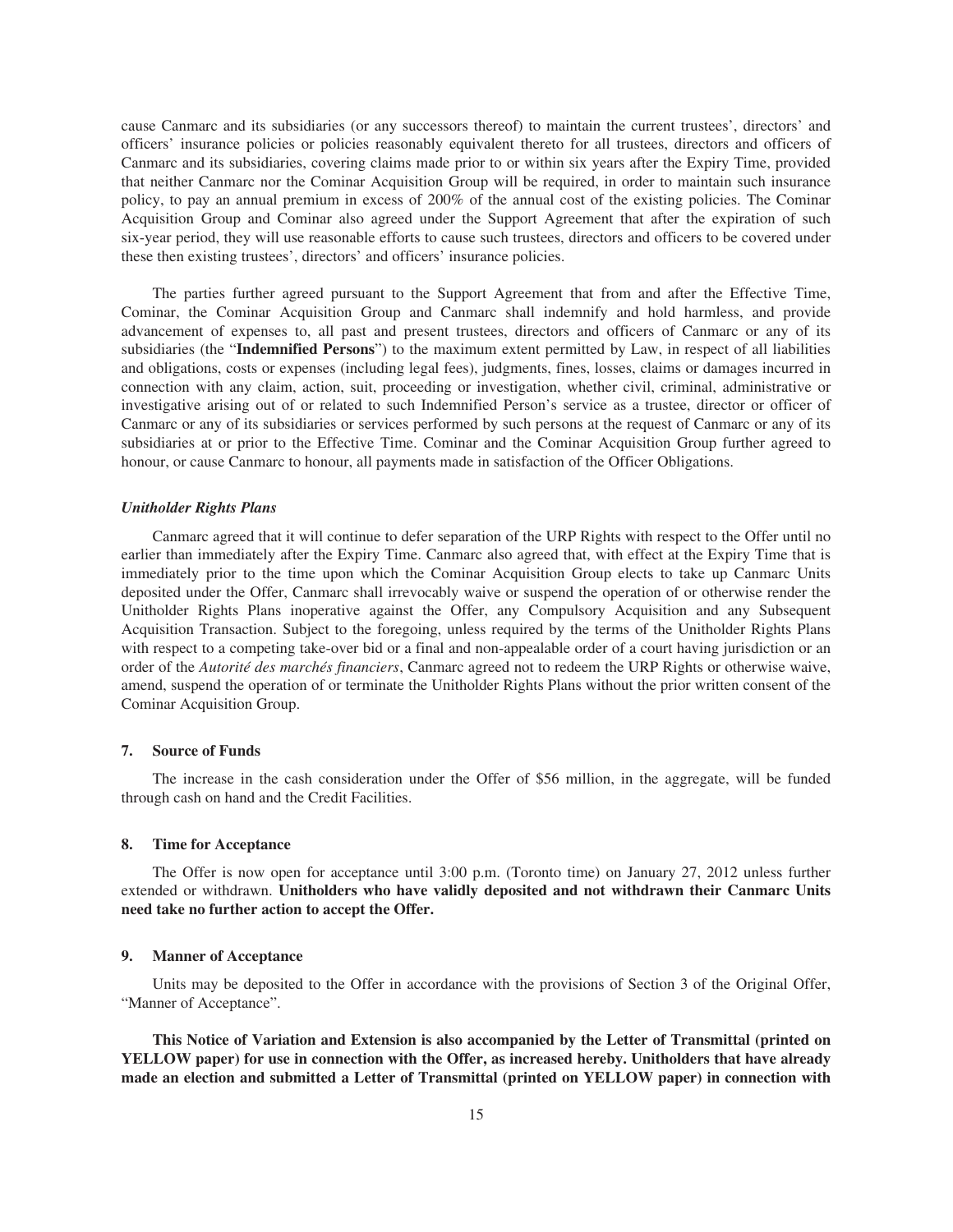cause Canmarc and its subsidiaries (or any successors thereof) to maintain the current trustees', directors' and officers' insurance policies or policies reasonably equivalent thereto for all trustees, directors and officers of Canmarc and its subsidiaries, covering claims made prior to or within six years after the Expiry Time, provided that neither Canmarc nor the Cominar Acquisition Group will be required, in order to maintain such insurance policy, to pay an annual premium in excess of 200% of the annual cost of the existing policies. The Cominar Acquisition Group and Cominar also agreed under the Support Agreement that after the expiration of such six-year period, they will use reasonable efforts to cause such trustees, directors and officers to be covered under these then existing trustees', directors' and officers' insurance policies.

The parties further agreed pursuant to the Support Agreement that from and after the Effective Time, Cominar, the Cominar Acquisition Group and Canmarc shall indemnify and hold harmless, and provide advancement of expenses to, all past and present trustees, directors and officers of Canmarc or any of its subsidiaries (the "**Indemnified Persons**") to the maximum extent permitted by Law, in respect of all liabilities and obligations, costs or expenses (including legal fees), judgments, fines, losses, claims or damages incurred in connection with any claim, action, suit, proceeding or investigation, whether civil, criminal, administrative or investigative arising out of or related to such Indemnified Person's service as a trustee, director or officer of Canmarc or any of its subsidiaries or services performed by such persons at the request of Canmarc or any of its subsidiaries at or prior to the Effective Time. Cominar and the Cominar Acquisition Group further agreed to honour, or cause Canmarc to honour, all payments made in satisfaction of the Officer Obligations.

***Unitholder Rights Plans***

Canmarc agreed that it will continue to defer separation of the URP Rights with respect to the Offer until no earlier than immediately after the Expiry Time. Canmarc also agreed that, with effect at the Expiry Time that is immediately prior to the time upon which the Cominar Acquisition Group elects to take up Canmarc Units deposited under the Offer, Canmarc shall irrevocably waive or suspend the operation of or otherwise render the Unitholder Rights Plans inoperative against the Offer, any Compulsory Acquisition and any Subsequent Acquisition Transaction. Subject to the foregoing, unless required by the terms of the Unitholder Rights Plans with respect to a competing take-over bid or a final and non-appealable order of a court having jurisdiction or an order of the *Autorité des marchés financiers*, Canmarc agreed not to redeem the URP Rights or otherwise waive, amend, suspend the operation of or terminate the Unitholder Rights Plans without the prior written consent of the Cominar Acquisition Group.

### 7. Source of Funds

The increase in the cash consideration under the Offer of \$56 million, in the aggregate, will be funded through cash on hand and the Credit Facilities.

### 8. Time for Acceptance

The Offer is now open for acceptance until 3:00 p.m. (Toronto time) on January 27, 2012 unless further extended or withdrawn. **Unitholders who have validly deposited and not withdrawn their Canmarc Units need take no further action to accept the Offer.**

### 9. Manner of Acceptance

Units may be deposited to the Offer in accordance with the provisions of Section 3 of the Original Offer, "Manner of Acceptance".

**This Notice of Variation and Extension is also accompanied by the Letter of Transmittal (printed on YELLOW paper) for use in connection with the Offer, as increased hereby. Unitholders that have already made an election and submitted a Letter of Transmittal (printed on YELLOW paper) in connection with**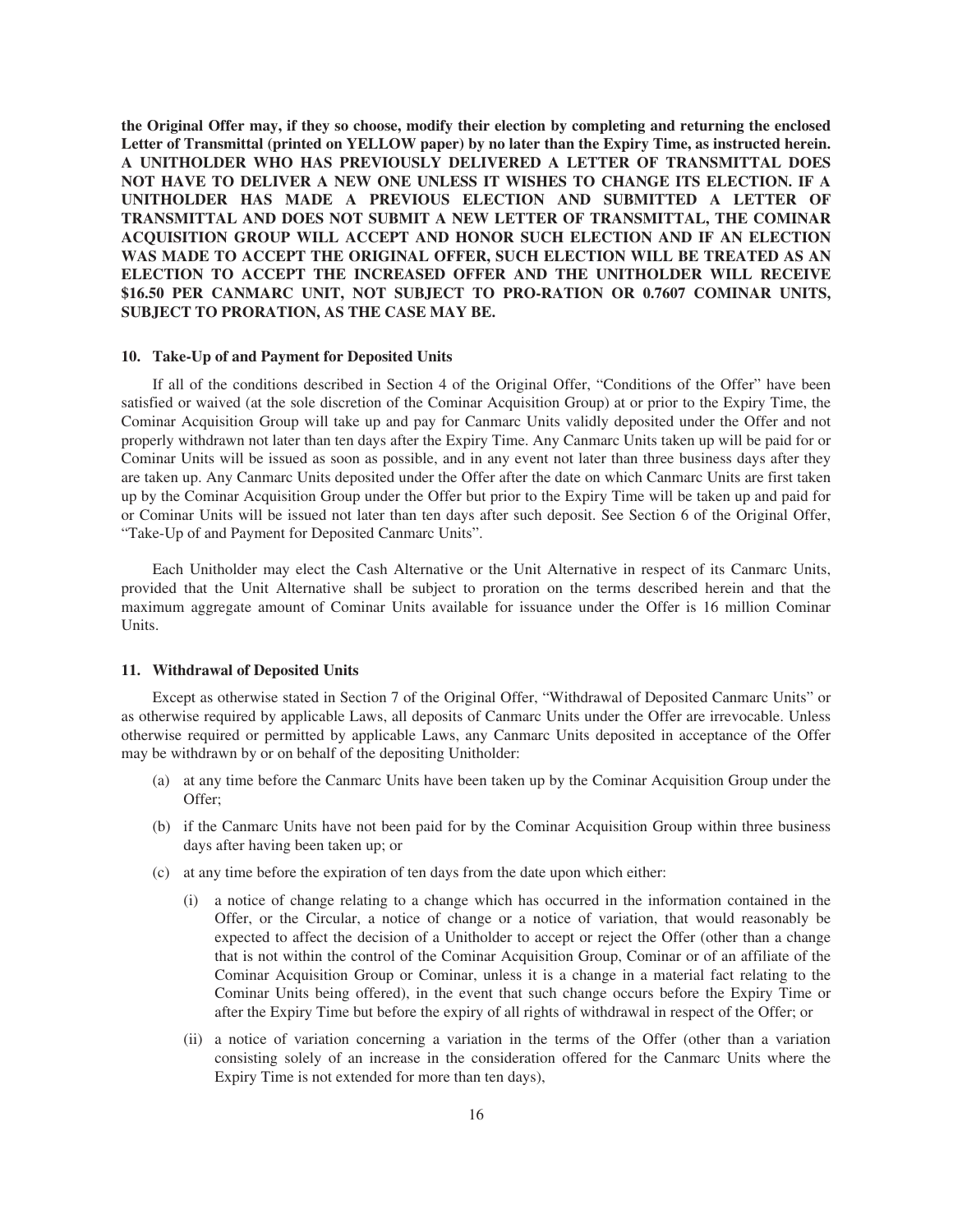**the Original Offer may, if they so choose, modify their election by completing and returning the enclosed Letter of Transmittal (printed on YELLOW paper) by no later than the Expiry Time, as instructed herein. A UNITHOLDER WHO HAS PREVIOUSLY DELIVERED A LETTER OF TRANSMITTAL DOES NOT HAVE TO DELIVER A NEW ONE UNLESS IT WISHES TO CHANGE ITS ELECTION. IF A UNITHOLDER HAS MADE A PREVIOUS ELECTION AND SUBMITTED A LETTER OF TRANSMITTAL AND DOES NOT SUBMIT A NEW LETTER OF TRANSMITTAL, THE COMINAR ACQUISITION GROUP WILL ACCEPT AND HONOR SUCH ELECTION AND IF AN ELECTION WAS MADE TO ACCEPT THE ORIGINAL OFFER, SUCH ELECTION WILL BE TREATED AS AN ELECTION TO ACCEPT THE INCREASED OFFER AND THE UNITHOLDER WILL RECEIVE $16.50 PER CANMARC UNIT, NOT SUBJECT TO PRO-RATION OR 0.7607 COMINAR UNITS, SUBJECT TO PRORATION, AS THE CASE MAY BE.**

#### 10. Take-Up of and Payment for Deposited Units

If all of the conditions described in Section 4 of the Original Offer, "Conditions of the Offer" have been satisfied or waived (at the sole discretion of the Cominar Acquisition Group) at or prior to the Expiry Time, the Cominar Acquisition Group will take up and pay for Canmarc Units validly deposited under the Offer and not properly withdrawn not later than ten days after the Expiry Time. Any Canmarc Units taken up will be paid for or Cominar Units will be issued as soon as possible, and in any event not later than three business days after they are taken up. Any Canmarc Units deposited under the Offer after the date on which Canmarc Units are first taken up by the Cominar Acquisition Group under the Offer but prior to the Expiry Time will be taken up and paid for or Cominar Units will be issued not later than ten days after such deposit. See Section 6 of the Original Offer, "Take-Up of and Payment for Deposited Canmarc Units".

Each Unitholder may elect the Cash Alternative or the Unit Alternative in respect of its Canmarc Units, provided that the Unit Alternative shall be subject to proration on the terms described herein and that the maximum aggregate amount of Cominar Units available for issuance under the Offer is 16 million Cominar Units.

#### 11. Withdrawal of Deposited Units

Except as otherwise stated in Section 7 of the Original Offer, "Withdrawal of Deposited Canmarc Units" or as otherwise required by applicable Laws, all deposits of Canmarc Units under the Offer are irrevocable. Unless otherwise required or permitted by applicable Laws, any Canmarc Units deposited in acceptance of the Offer may be withdrawn by or on behalf of the depositing Unitholder:

(a) at any time before the Canmarc Units have been taken up by the Cominar Acquisition Group under the Offer;

(b) if the Canmarc Units have not been paid for by the Cominar Acquisition Group within three business days after having been taken up; or

(c) at any time before the expiration of ten days from the date upon which either:

    (i) a notice of change relating to a change which has occurred in the information contained in the Offer, or the Circular, a notice of change or a notice of variation, that would reasonably be expected to affect the decision of a Unitholder to accept or reject the Offer (other than a change that is not within the control of the Cominar Acquisition Group, Cominar or of an affiliate of the Cominar Acquisition Group or Cominar, unless it is a change in a material fact relating to the Cominar Units being offered), in the event that such change occurs before the Expiry Time or after the Expiry Time but before the expiry of all rights of withdrawal in respect of the Offer; or

    (ii) a notice of variation concerning a variation in the terms of the Offer (other than a variation consisting solely of an increase in the consideration offered for the Canmarc Units where the Expiry Time is not extended for more than ten days),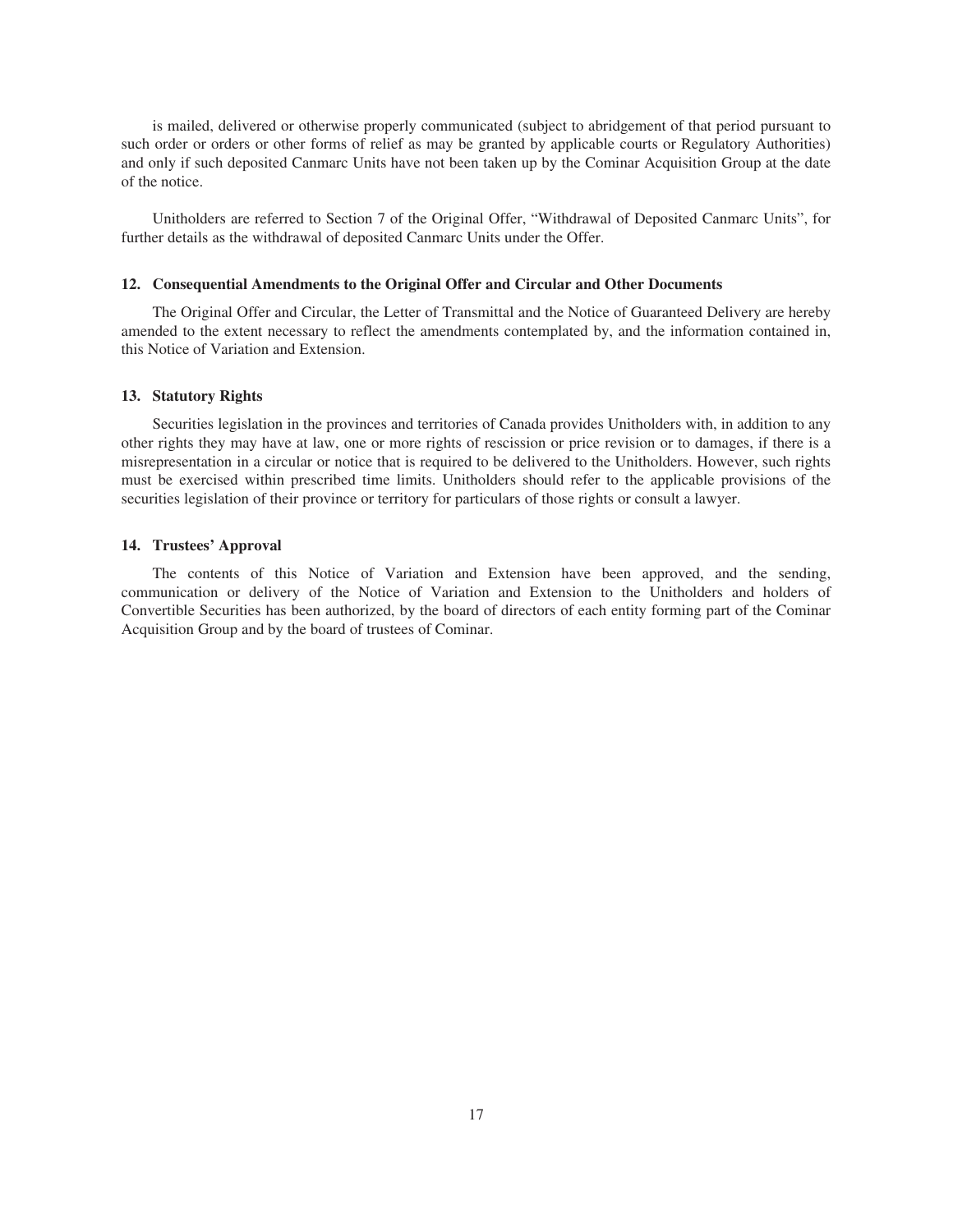is mailed, delivered or otherwise properly communicated (subject to abridgement of that period pursuant to such order or orders or other forms of relief as may be granted by applicable courts or Regulatory Authorities) and only if such deposited Canmarc Units have not been taken up by the Cominar Acquisition Group at the date of the notice.

Unitholders are referred to Section 7 of the Original Offer, "Withdrawal of Deposited Canmarc Units", for further details as the withdrawal of deposited Canmarc Units under the Offer.

### 12. Consequential Amendments to the Original Offer and Circular and Other Documents

The Original Offer and Circular, the Letter of Transmittal and the Notice of Guaranteed Delivery are hereby amended to the extent necessary to reflect the amendments contemplated by, and the information contained in, this Notice of Variation and Extension.

### 13. Statutory Rights

Securities legislation in the provinces and territories of Canada provides Unitholders with, in addition to any other rights they may have at law, one or more rights of rescission or price revision or to damages, if there is a misrepresentation in a circular or notice that is required to be delivered to the Unitholders. However, such rights must be exercised within prescribed time limits. Unitholders should refer to the applicable provisions of the securities legislation of their province or territory for particulars of those rights or consult a lawyer.

### 14. Trustees' Approval

The contents of this Notice of Variation and Extension have been approved, and the sending, communication or delivery of the Notice of Variation and Extension to the Unitholders and holders of Convertible Securities has been authorized, by the board of directors of each entity forming part of the Cominar Acquisition Group and by the board of trustees of Cominar.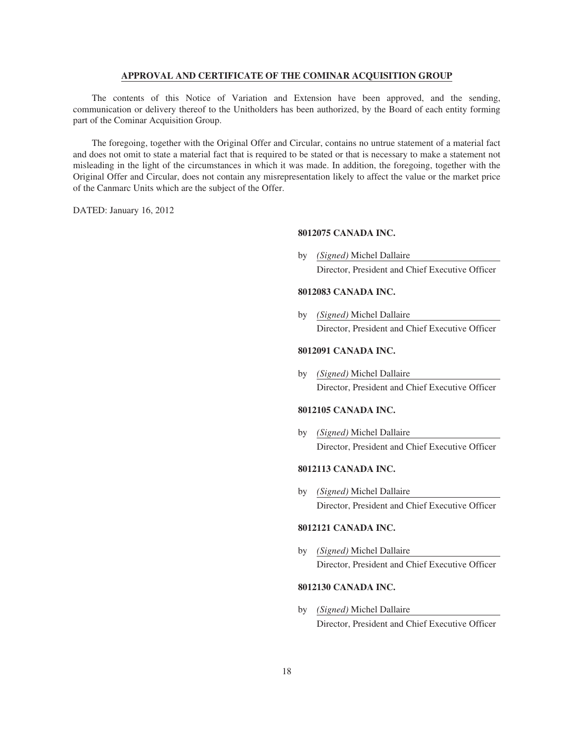## APPROVAL AND CERTIFICATE OF THE COMINAR ACQUISITION GROUP

The contents of this Notice of Variation and Extension have been approved, and the sending, communication or delivery thereof to the Unitholders has been authorized, by the Board of each entity forming part of the Cominar Acquisition Group.

The foregoing, together with the Original Offer and Circular, contains no untrue statement of a material fact and does not omit to state a material fact that is required to be stated or that is necessary to make a statement not misleading in the light of the circumstances in which it was made. In addition, the foregoing, together with the Original Offer and Circular, does not contain any misrepresentation likely to affect the value or the market price of the Canmarc Units which are the subject of the Offer.

DATED: January 16, 2012

**8012075 CANADA INC.**

by *(Signed)* Michel Dallaire
Director, President and Chief Executive Officer

**8012083 CANADA INC.**

by *(Signed)* Michel Dallaire
Director, President and Chief Executive Officer

**8012091 CANADA INC.**

by *(Signed)* Michel Dallaire
Director, President and Chief Executive Officer

**8012105 CANADA INC.**

by *(Signed)* Michel Dallaire
Director, President and Chief Executive Officer

**8012113 CANADA INC.**

by *(Signed)* Michel Dallaire
Director, President and Chief Executive Officer

**8012121 CANADA INC.**

by *(Signed)* Michel Dallaire
Director, President and Chief Executive Officer

**8012130 CANADA INC.**

by *(Signed)* Michel Dallaire
Director, President and Chief Executive Officer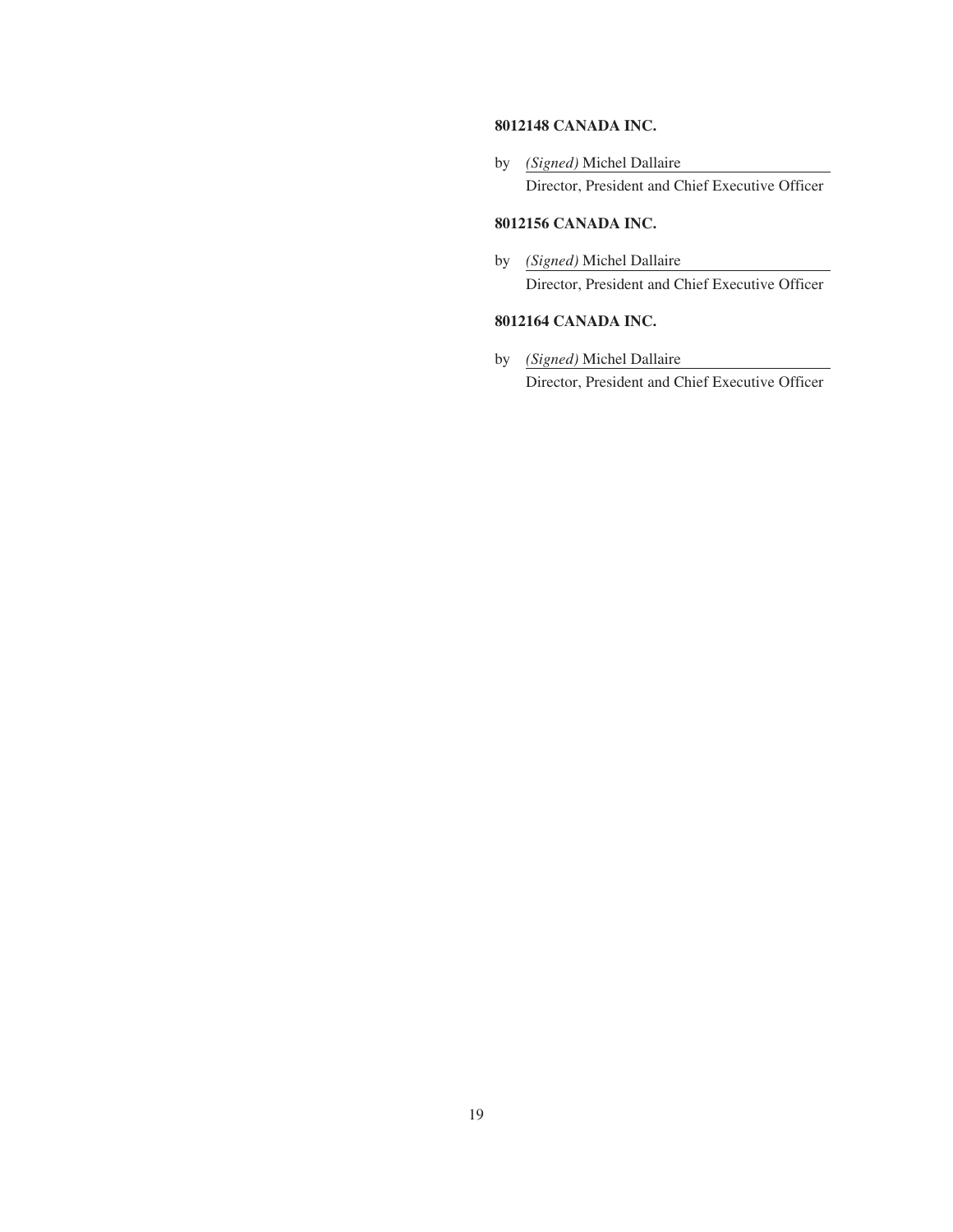**8012148 CANADA INC.**

by *(Signed)* Michel Dallaire
Director, President and Chief Executive Officer

**8012156 CANADA INC.**

by *(Signed)* Michel Dallaire
Director, President and Chief Executive Officer

**8012164 CANADA INC.**

by *(Signed)* Michel Dallaire
Director, President and Chief Executive Officer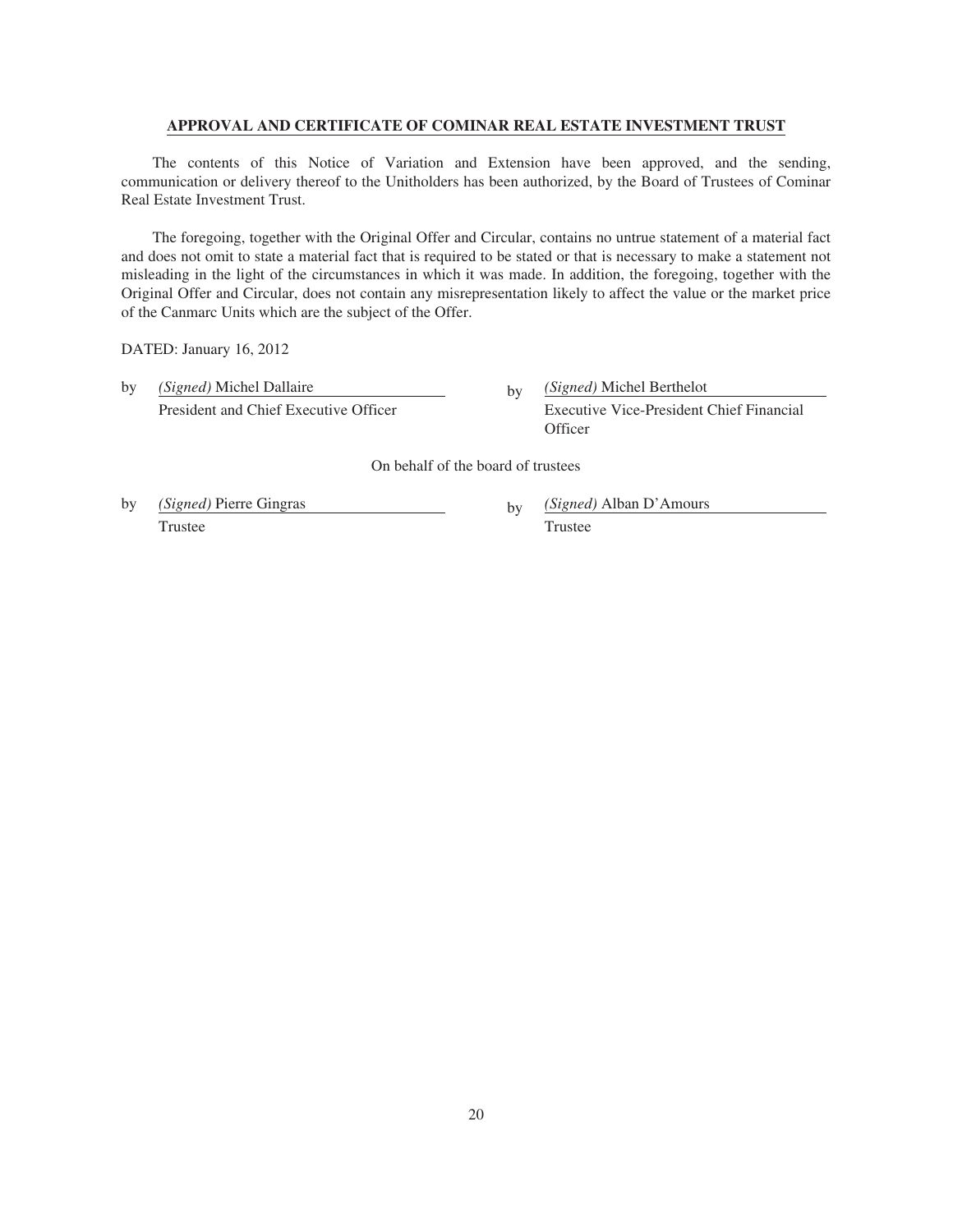## APPROVAL AND CERTIFICATE OF COMINAR REAL ESTATE INVESTMENT TRUST

The contents of this Notice of Variation and Extension have been approved, and the sending, communication or delivery thereof to the Unitholders has been authorized, by the Board of Trustees of Cominar Real Estate Investment Trust.

The foregoing, together with the Original Offer and Circular, contains no untrue statement of a material fact and does not omit to state a material fact that is required to be stated or that is necessary to make a statement not misleading in the light of the circumstances in which it was made. In addition, the foregoing, together with the Original Offer and Circular, does not contain any misrepresentation likely to affect the value or the market price of the Canmarc Units which are the subject of the Offer.

DATED: January 16, 2012

by *(Signed)* Michel Dallaire
President and Chief Executive Officer

by *(Signed)* Michel Berthelot
Executive Vice-President Chief Financial Officer

On behalf of the board of trustees

by *(Signed)* Pierre Gingras
Trustee

by *(Signed)* Alban D'Amours
Trustee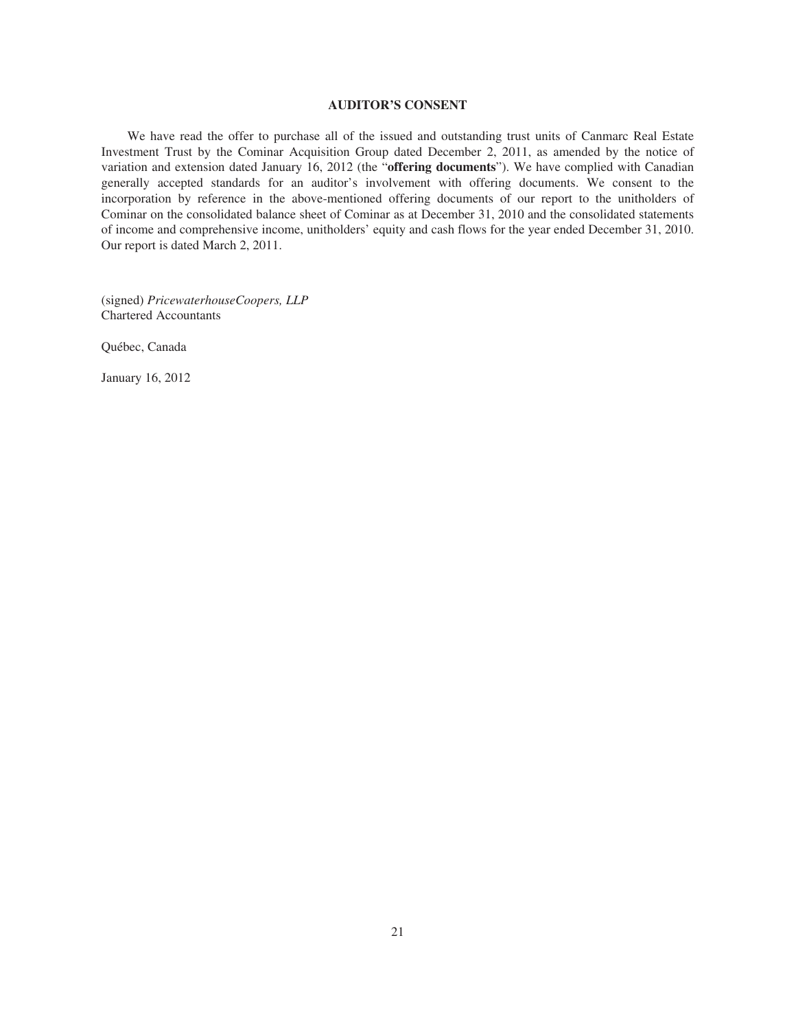## AUDITOR'S CONSENT

We have read the offer to purchase all of the issued and outstanding trust units of Canmarc Real Estate Investment Trust by the Cominar Acquisition Group dated December 2, 2011, as amended by the notice of variation and extension dated January 16, 2012 (the "**offering documents**"). We have complied with Canadian generally accepted standards for an auditor's involvement with offering documents. We consent to the incorporation by reference in the above-mentioned offering documents of our report to the unitholders of Cominar on the consolidated balance sheet of Cominar as at December 31, 2010 and the consolidated statements of income and comprehensive income, unitholders' equity and cash flows for the year ended December 31, 2010. Our report is dated March 2, 2011.

(signed) *PricewaterhouseCoopers, LLP*
Chartered Accountants

Québec, Canada

January 16, 2012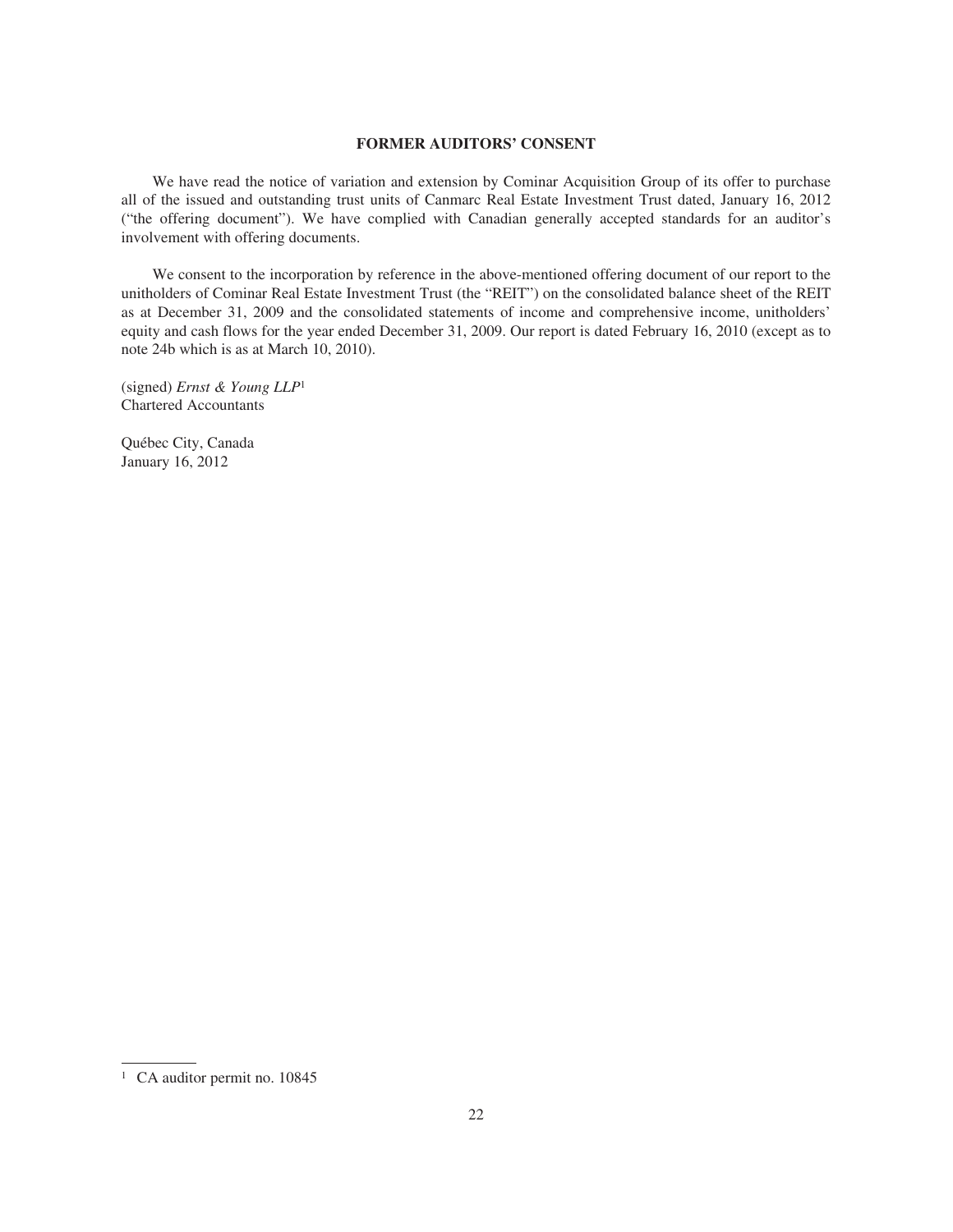**FORMER AUDITORS' CONSENT**

We have read the notice of variation and extension by Cominar Acquisition Group of its offer to purchase all of the issued and outstanding trust units of Canmarc Real Estate Investment Trust dated, January 16, 2012 ("the offering document"). We have complied with Canadian generally accepted standards for an auditor's involvement with offering documents.

We consent to the incorporation by reference in the above-mentioned offering document of our report to the unitholders of Cominar Real Estate Investment Trust (the "REIT") on the consolidated balance sheet of the REIT as at December 31, 2009 and the consolidated statements of income and comprehensive income, unitholders' equity and cash flows for the year ended December 31, 2009. Our report is dated February 16, 2010 (except as to note 24b which is as at March 10, 2010).

(signed) *Ernst & Young LLP*[1]
Chartered Accountants

Québec City, Canada
January 16, 2012

[1] CA auditor permit no. 10845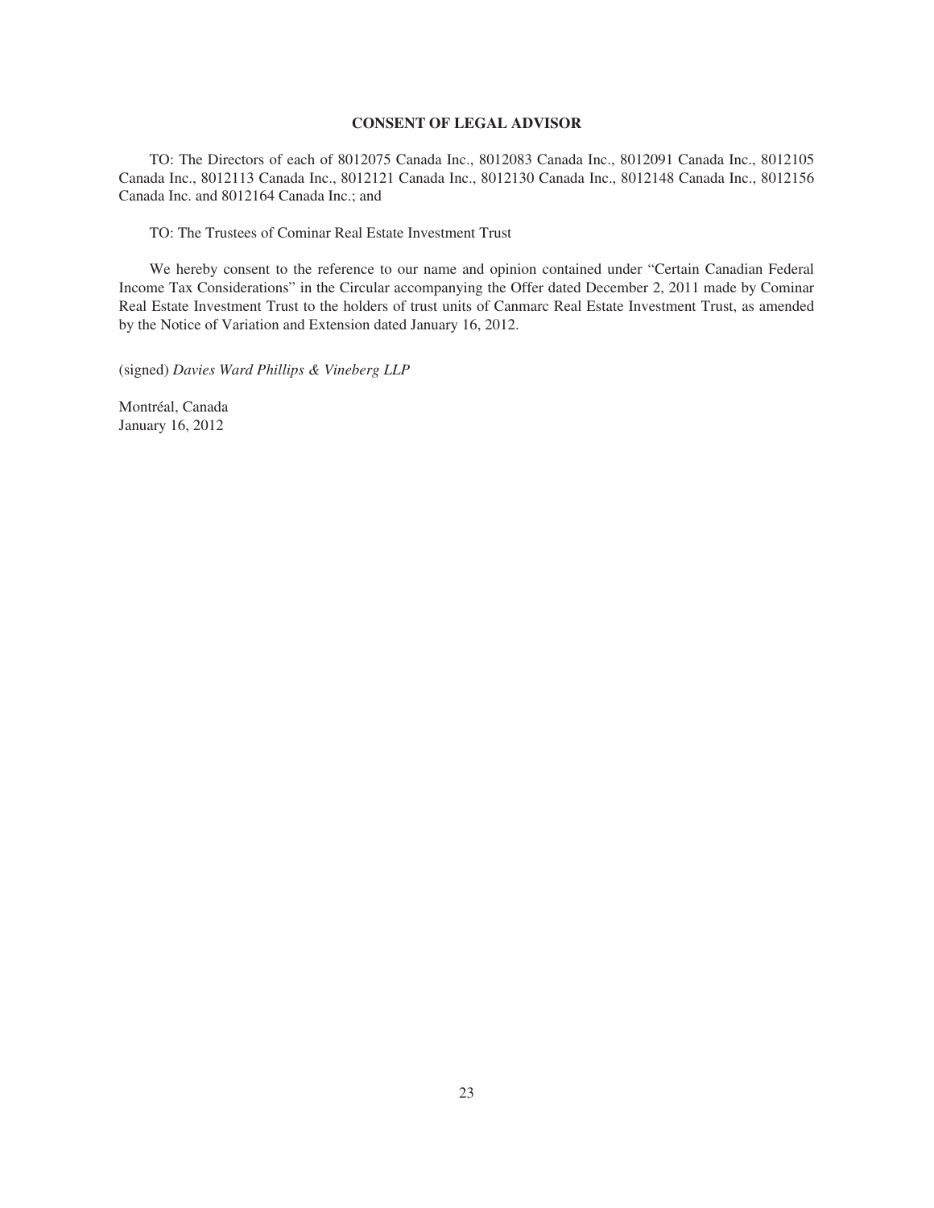# CONSENT OF LEGAL ADVISOR

TO: The Directors of each of 8012075 Canada Inc., 8012083 Canada Inc., 8012091 Canada Inc., 8012105 Canada Inc., 8012113 Canada Inc., 8012121 Canada Inc., 8012130 Canada Inc., 8012148 Canada Inc., 8012156 Canada Inc. and 8012164 Canada Inc.; and

TO: The Trustees of Cominar Real Estate Investment Trust

We hereby consent to the reference to our name and opinion contained under "Certain Canadian Federal Income Tax Considerations" in the Circular accompanying the Offer dated December 2, 2011 made by Cominar Real Estate Investment Trust to the holders of trust units of Canmarc Real Estate Investment Trust, as amended by the Notice of Variation and Extension dated January 16, 2012.

(signed) *Davies Ward Phillips & Vineberg LLP*

Montréal, Canada
January 16, 2012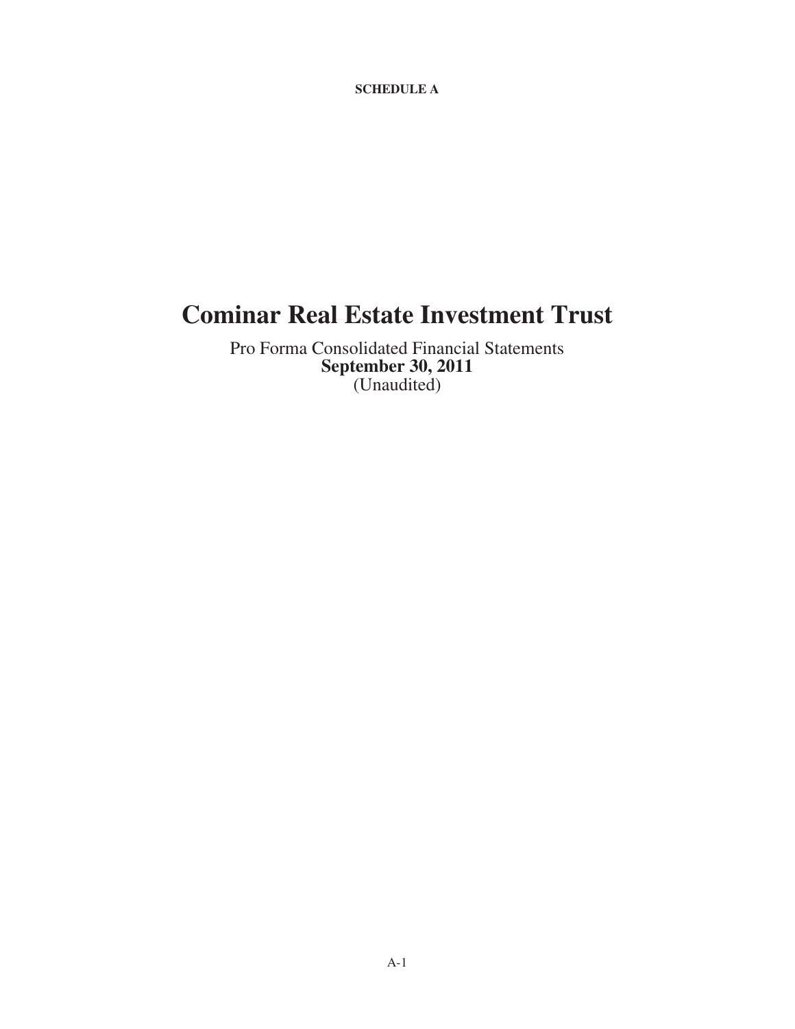**SCHEDULE A**

# Cominar Real Estate Investment Trust

Pro Forma Consolidated Financial Statements
**September 30, 2011**
(Unaudited)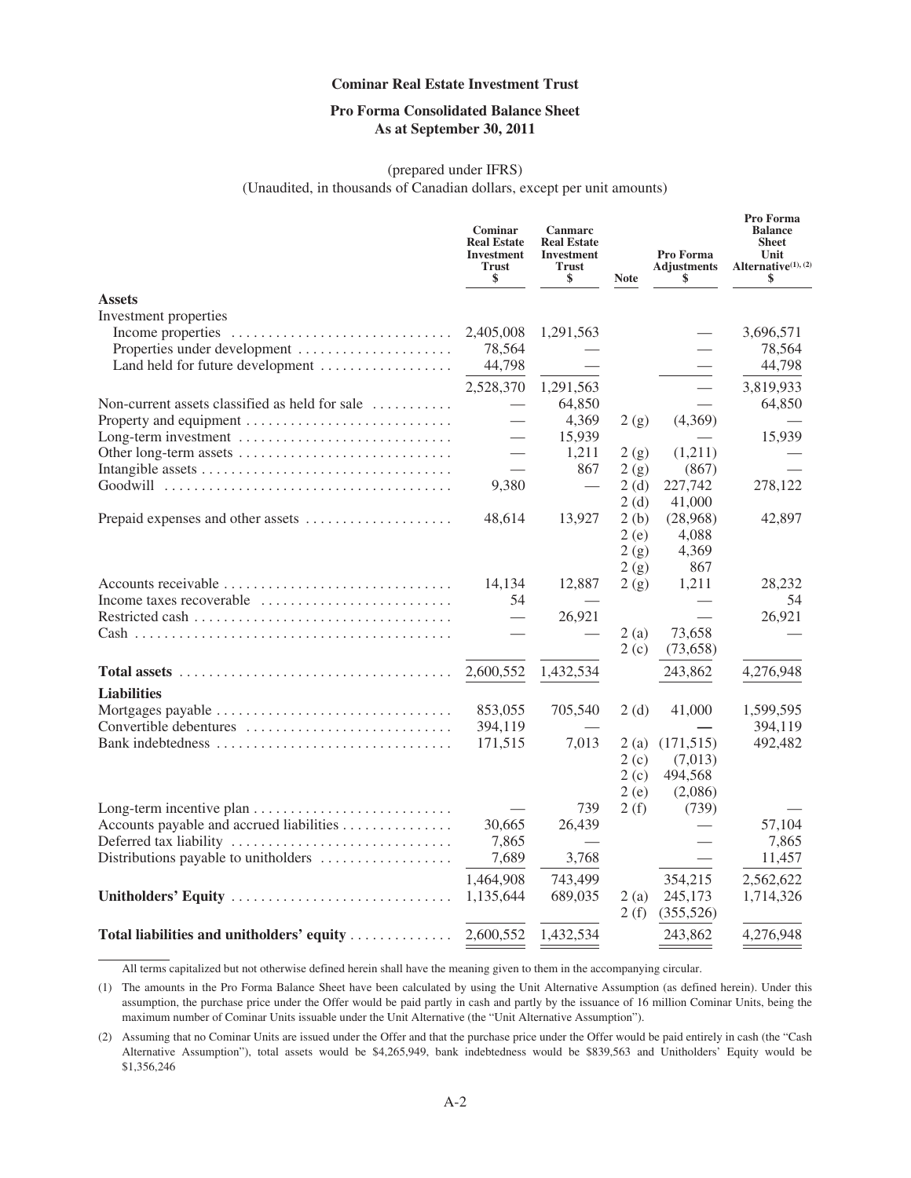**Cominar Real Estate Investment Trust**

**Pro Forma Consolidated Balance Sheet**
**As at September 30, 2011**

(prepared under IFRS)
(Unaudited, in thousands of Canadian dollars, except per unit amounts)

| | Cominar Real Estate Investment Trust $ | Canmarc Real Estate Investment Trust $ | Note | Pro Forma Adjustments $ | Pro Forma Balance Sheet Unit Alternative(1), (2) $ |
|---|---|---|---|---|---|
| **Assets** | | | | | |
| Investment properties | | | | | |
| Income properties | 2,405,008 | 1,291,563 | | — | 3,696,571 |
| Properties under development | 78,564 | — | | — | 78,564 |
| Land held for future development | 44,798 | — | | — | 44,798 |
| | 2,528,370 | 1,291,563 | | — | 3,819,933 |
| Non-current assets classified as held for sale | — | 64,850 | | — | 64,850 |
| Property and equipment | — | 4,369 | 2 (g) | (4,369) | — |
| Long-term investment | — | 15,939 | | — | 15,939 |
| Other long-term assets | — | 1,211 | 2 (g) | (1,211) | — |
| Intangible assets | — | 867 | 2 (g) | (867) | — |
| Goodwill | 9,380 | — | 2 (d) | 227,742 | 278,122 |
| | | | 2 (d) | 41,000 | |
| Prepaid expenses and other assets | 48,614 | 13,927 | 2 (b) | (28,968) | 42,897 |
| | | | 2 (e) | 4,088 | |
| | | | 2 (g) | 4,369 | |
| | | | 2 (g) | 867 | |
| Accounts receivable | 14,134 | 12,887 | 2 (g) | 1,211 | 28,232 |
| Income taxes recoverable | 54 | — | | — | 54 |
| Restricted cash | — | 26,921 | | — | 26,921 |
| Cash | — | — | 2 (a) | 73,658 | — |
| | | | 2 (c) | (73,658) | |
| **Total assets** | 2,600,552 | 1,432,534 | | 243,862 | 4,276,948 |
| **Liabilities** | | | | | |
| Mortgages payable | 853,055 | 705,540 | 2 (d) | 41,000 | 1,599,595 |
| Convertible debentures | 394,119 | | | — | 394,119 |
| Bank indebtedness | 171,515 | 7,013 | 2 (a) | (171,515) | 492,482 |
| | | | 2 (c) | (7,013) | |
| | | | 2 (c) | 494,568 | |
| | | | 2 (e) | (2,086) | |
| Long-term incentive plan | — | 739 | 2 (f) | (739) | — |
| Accounts payable and accrued liabilities | 30,665 | 26,439 | | — | 57,104 |
| Deferred tax liability | 7,865 | — | | — | 7,865 |
| Distributions payable to unitholders | 7,689 | 3,768 | | — | 11,457 |
| | 1,464,908 | 743,499 | | 354,215 | 2,562,622 |
| **Unitholders' Equity** | 1,135,644 | 689,035 | 2 (a) | 245,173 | 1,714,326 |
| | | | 2 (f) | (355,526) | |
| **Total liabilities and unitholders' equity** | 2,600,552 | 1,432,534 | | 243,862 | 4,276,948 |

All terms capitalized but not otherwise defined herein shall have the meaning given to them in the accompanying circular.

(1) The amounts in the Pro Forma Balance Sheet have been calculated by using the Unit Alternative Assumption (as defined herein). Under this assumption, the purchase price under the Offer would be paid partly in cash and partly by the issuance of 16 million Cominar Units, being the maximum number of Cominar Units issuable under the Unit Alternative (the "Unit Alternative Assumption").

(2) Assuming that no Cominar Units are issued under the Offer and that the purchase price under the Offer would be paid entirely in cash (the "Cash Alternative Assumption"), total assets would be $4,265,949, bank indebtedness would be $839,563 and Unitholders' Equity would be $1,356,246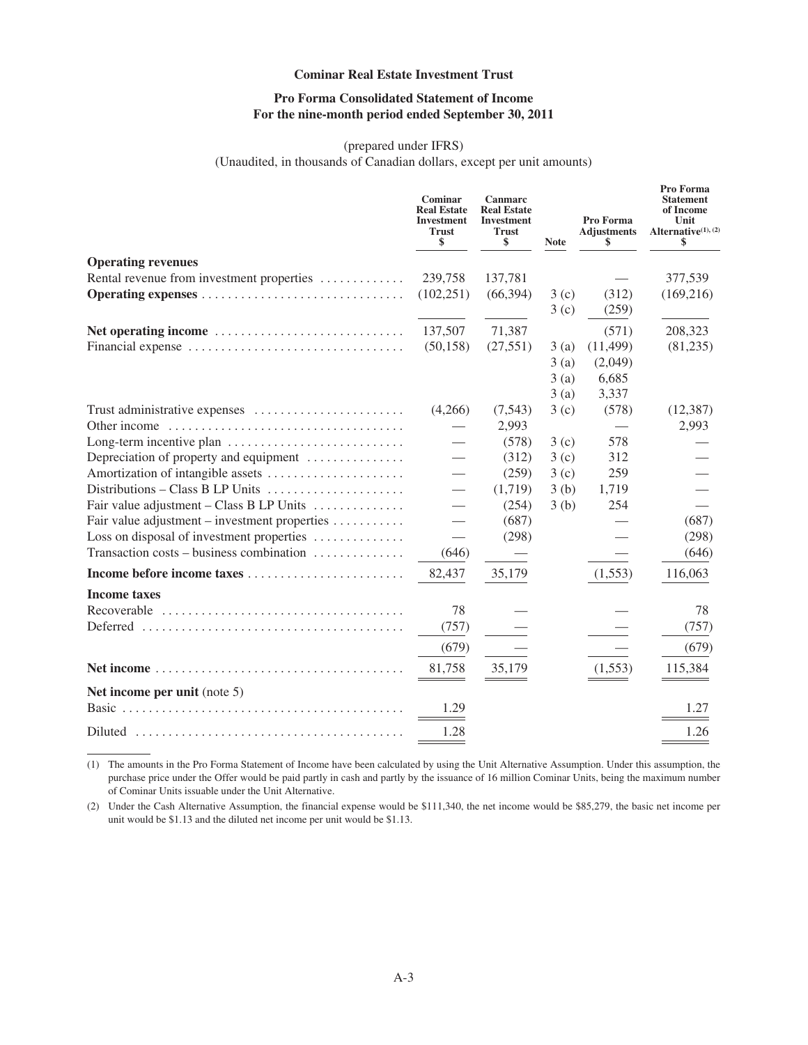**Cominar Real Estate Investment Trust**

**Pro Forma Consolidated Statement of Income**
**For the nine-month period ended September 30, 2011**

(prepared under IFRS)
(Unaudited, in thousands of Canadian dollars, except per unit amounts)

| | Cominar Real Estate Investment Trust $ | Canmarc Real Estate Investment Trust $ | Note | Pro Forma Adjustments $ | Pro Forma Statement of Income Unit Alternative(1), (2) $ |
|---|---|---|---|---|---|
| **Operating revenues** | | | | | |
| Rental revenue from investment properties | 239,758 | 137,781 | | — | 377,539 |
| **Operating expenses** | (102,251) | (66,394) | 3 (c) | (312) | (169,216) |
| | | | 3 (c) | (259) | |
| **Net operating income** | 137,507 | 71,387 | | (571) | 208,323 |
| Financial expense | (50,158) | (27,551) | 3 (a) | (11,499) | (81,235) |
| | | | 3 (a) | (2,049) | |
| | | | 3 (a) | 6,685 | |
| | | | 3 (a) | 3,337 | |
| Trust administrative expenses | (4,266) | (7,543) | 3 (c) | (578) | (12,387) |
| Other income | — | 2,993 | | — | 2,993 |
| Long-term incentive plan | — | (578) | 3 (c) | 578 | — |
| Depreciation of property and equipment | — | (312) | 3 (c) | 312 | — |
| Amortization of intangible assets | — | (259) | 3 (c) | 259 | — |
| Distributions – Class B LP Units | — | (1,719) | 3 (b) | 1,719 | — |
| Fair value adjustment – Class B LP Units | — | (254) | 3 (b) | 254 | — |
| Fair value adjustment – investment properties | — | (687) | | — | (687) |
| Loss on disposal of investment properties | — | (298) | | — | (298) |
| Transaction costs – business combination | (646) | — | | — | (646) |
| **Income before income taxes** | 82,437 | 35,179 | | (1,553) | 116,063 |
| **Income taxes** | | | | | |
| Recoverable | 78 | — | | — | 78 |
| Deferred | (757) | — | | — | (757) |
| | (679) | — | | — | (679) |
| **Net income** | 81,758 | 35,179 | | (1,553) | 115,384 |
| **Net income per unit** (note 5) | | | | | |
| Basic | 1.29 | | | | 1.27 |
| Diluted | 1.28 | | | | 1.26 |

(1) The amounts in the Pro Forma Statement of Income have been calculated by using the Unit Alternative Assumption. Under this assumption, the purchase price under the Offer would be paid partly in cash and partly by the issuance of 16 million Cominar Units, being the maximum number of Cominar Units issuable under the Unit Alternative.

(2) Under the Cash Alternative Assumption, the financial expense would be $111,340, the net income would be $85,279, the basic net income per unit would be $1.13 and the diluted net income per unit would be $1.13.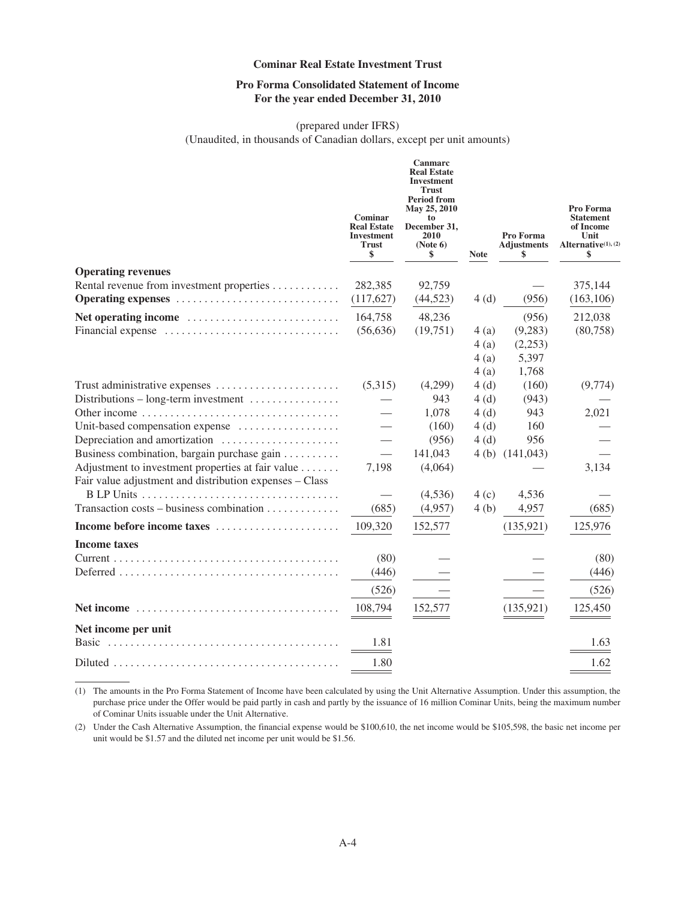**Cominar Real Estate Investment Trust**

**Pro Forma Consolidated Statement of Income**
**For the year ended December 31, 2010**

(prepared under IFRS)
(Unaudited, in thousands of Canadian dollars, except per unit amounts)

| | Cominar Real Estate Investment Trust $ | Canmarc Real Estate Investment Trust Period from May 25, 2010 to December 31, 2010 (Note 6) $ | Note | Pro Forma Adjustments $ | Pro Forma Statement of Income Unit Alternative[(1), (2)] $ |
|---|---|---|---|---|---|
| **Operating revenues** | | | | | |
| Rental revenue from investment properties | 282,385 | 92,759 | | — | 375,144 |
| **Operating expenses** | (117,627) | (44,523) | 4 (d) | (956) | (163,106) |
| **Net operating income** | 164,758 | 48,236 | | (956) | 212,038 |
| Financial expense | (56,636) | (19,751) | 4 (a) | (9,283) | (80,758) |
| | | | 4 (a) | (2,253) | |
| | | | 4 (a) | 5,397 | |
| | | | 4 (a) | 1,768 | |
| Trust administrative expenses | (5,315) | (4,299) | 4 (d) | (160) | (9,774) |
| Distributions – long-term investment | — | 943 | 4 (d) | (943) | — |
| Other income | — | 1,078 | 4 (d) | 943 | 2,021 |
| Unit-based compensation expense | — | (160) | 4 (d) | 160 | — |
| Depreciation and amortization | — | (956) | 4 (d) | 956 | — |
| Business combination, bargain purchase gain | — | 141,043 | 4 (b) | (141,043) | — |
| Adjustment to investment properties at fair value | 7,198 | (4,064) | | — | 3,134 |
| Fair value adjustment and distribution expenses – Class B LP Units | — | (4,536) | 4 (c) | 4,536 | — |
| Transaction costs – business combination | (685) | (4,957) | 4 (b) | 4,957 | (685) |
| **Income before income taxes** | 109,320 | 152,577 | | (135,921) | 125,976 |
| **Income taxes** | | | | | |
| Current | (80) | — | | — | (80) |
| Deferred | (446) | — | | — | (446) |
| | (526) | — | | — | (526) |
| **Net income** | 108,794 | 152,577 | | (135,921) | 125,450 |
| **Net income per unit** | | | | | |
| Basic | 1.81 | | | | 1.63 |
| Diluted | 1.80 | | | | 1.62 |

(1) The amounts in the Pro Forma Statement of Income have been calculated by using the Unit Alternative Assumption. Under this assumption, the purchase price under the Offer would be paid partly in cash and partly by the issuance of 16 million Cominar Units, being the maximum number of Cominar Units issuable under the Unit Alternative.

(2) Under the Cash Alternative Assumption, the financial expense would be $100,610, the net income would be $105,598, the basic net income per unit would be $1.57 and the diluted net income per unit would be $1.56.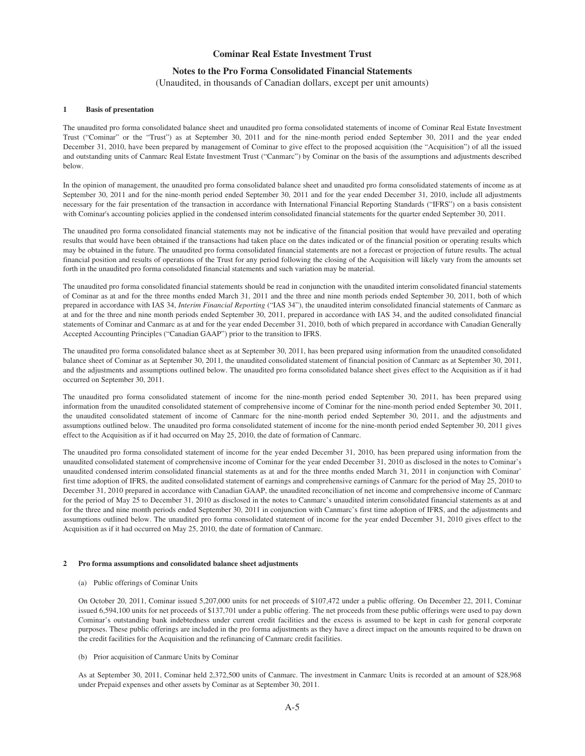# Cominar Real Estate Investment Trust

## Notes to the Pro Forma Consolidated Financial Statements

(Unaudited, in thousands of Canadian dollars, except per unit amounts)

### 1 Basis of presentation

The unaudited pro forma consolidated balance sheet and unaudited pro forma consolidated statements of income of Cominar Real Estate Investment Trust ("Cominar" or the "Trust") as at September 30, 2011 and for the nine-month period ended September 30, 2011 and the year ended December 31, 2010, have been prepared by management of Cominar to give effect to the proposed acquisition (the "Acquisition") of all the issued and outstanding units of Canmarc Real Estate Investment Trust ("Canmarc") by Cominar on the basis of the assumptions and adjustments described below.

In the opinion of management, the unaudited pro forma consolidated balance sheet and unaudited pro forma consolidated statements of income as at September 30, 2011 and for the nine-month period ended September 30, 2011 and for the year ended December 31, 2010, include all adjustments necessary for the fair presentation of the transaction in accordance with International Financial Reporting Standards ("IFRS") on a basis consistent with Cominar's accounting policies applied in the condensed interim consolidated financial statements for the quarter ended September 30, 2011.

The unaudited pro forma consolidated financial statements may not be indicative of the financial position that would have prevailed and operating results that would have been obtained if the transactions had taken place on the dates indicated or of the financial position or operating results which may be obtained in the future. The unaudited pro forma consolidated financial statements are not a forecast or projection of future results. The actual financial position and results of operations of the Trust for any period following the closing of the Acquisition will likely vary from the amounts set forth in the unaudited pro forma consolidated financial statements and such variation may be material.

The unaudited pro forma consolidated financial statements should be read in conjunction with the unaudited interim consolidated financial statements of Cominar as at and for the three months ended March 31, 2011 and the three and nine month periods ended September 30, 2011, both of which prepared in accordance with IAS 34, *Interim Financial Reporting* ("IAS 34"), the unaudited interim consolidated financial statements of Canmarc as at and for the three and nine month periods ended September 30, 2011, prepared in accordance with IAS 34, and the audited consolidated financial statements of Cominar and Canmarc as at and for the year ended December 31, 2010, both of which prepared in accordance with Canadian Generally Accepted Accounting Principles ("Canadian GAAP") prior to the transition to IFRS.

The unaudited pro forma consolidated balance sheet as at September 30, 2011, has been prepared using information from the unaudited consolidated balance sheet of Cominar as at September 30, 2011, the unaudited consolidated statement of financial position of Canmarc as at September 30, 2011, and the adjustments and assumptions outlined below. The unaudited pro forma consolidated balance sheet gives effect to the Acquisition as if it had occurred on September 30, 2011.

The unaudited pro forma consolidated statement of income for the nine-month period ended September 30, 2011, has been prepared using information from the unaudited consolidated statement of comprehensive income of Cominar for the nine-month period ended September 30, 2011, the unaudited consolidated statement of income of Canmarc for the nine-month period ended September 30, 2011, and the adjustments and assumptions outlined below. The unaudited pro forma consolidated statement of income for the nine-month period ended September 30, 2011 gives effect to the Acquisition as if it had occurred on May 25, 2010, the date of formation of Canmarc.

The unaudited pro forma consolidated statement of income for the year ended December 31, 2010, has been prepared using information from the unaudited consolidated statement of comprehensive income of Cominar for the year ended December 31, 2010 as disclosed in the notes to Cominar's unaudited condensed interim consolidated financial statements as at and for the three months ended March 31, 2011 in conjunction with Cominar' first time adoption of IFRS, the audited consolidated statement of earnings and comprehensive earnings of Canmarc for the period of May 25, 2010 to December 31, 2010 prepared in accordance with Canadian GAAP, the unaudited reconciliation of net income and comprehensive income of Canmarc for the period of May 25 to December 31, 2010 as disclosed in the notes to Canmarc's unaudited interim consolidated financial statements as at and for the three and nine month periods ended September 30, 2011 in conjunction with Canmarc's first time adoption of IFRS, and the adjustments and assumptions outlined below. The unaudited pro forma consolidated statement of income for the year ended December 31, 2010 gives effect to the Acquisition as if it had occurred on May 25, 2010, the date of formation of Canmarc.

### 2 Pro forma assumptions and consolidated balance sheet adjustments

(a) Public offerings of Cominar Units

On October 20, 2011, Cominar issued 5,207,000 units for net proceeds of $107,472 under a public offering. On December 22, 2011, Cominar issued 6,594,100 units for net proceeds of $137,701 under a public offering. The net proceeds from these public offerings were used to pay down Cominar's outstanding bank indebtedness under current credit facilities and the excess is assumed to be kept in cash for general corporate purposes. These public offerings are included in the pro forma adjustments as they have a direct impact on the amounts required to be drawn on the credit facilities for the Acquisition and the refinancing of Canmarc credit facilities.

(b) Prior acquisition of Canmarc Units by Cominar

As at September 30, 2011, Cominar held 2,372,500 units of Canmarc. The investment in Canmarc Units is recorded at an amount of $28,968 under Prepaid expenses and other assets by Cominar as at September 30, 2011.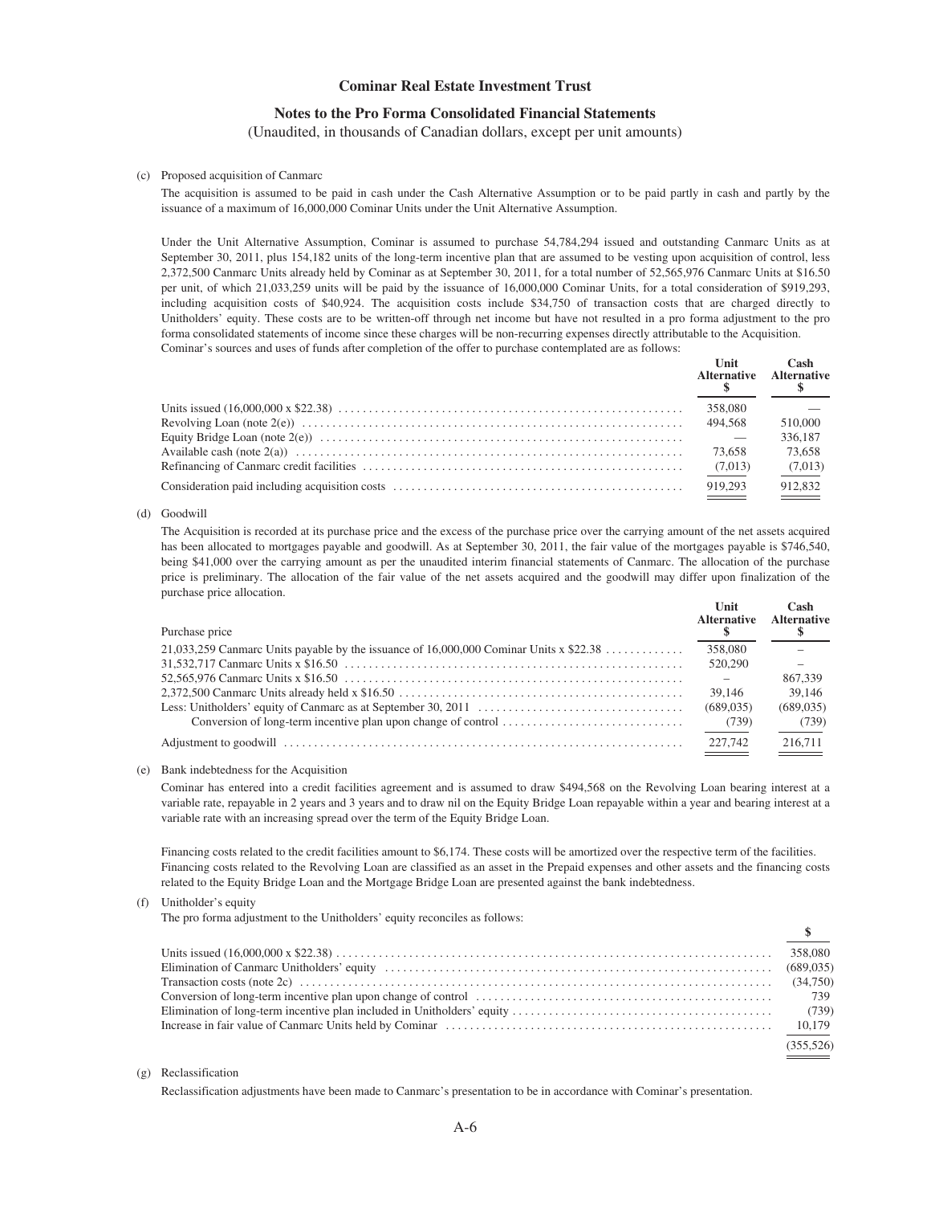**Cominar Real Estate Investment Trust**

**Notes to the Pro Forma Consolidated Financial Statements**

(Unaudited, in thousands of Canadian dollars, except per unit amounts)

(c) Proposed acquisition of Canmarc

The acquisition is assumed to be paid in cash under the Cash Alternative Assumption or to be paid partly in cash and partly by the issuance of a maximum of 16,000,000 Cominar Units under the Unit Alternative Assumption.

Under the Unit Alternative Assumption, Cominar is assumed to purchase 54,784,294 issued and outstanding Canmarc Units as at September 30, 2011, plus 154,182 units of the long-term incentive plan that are assumed to be vesting upon acquisition of control, less 2,372,500 Canmarc Units already held by Cominar as at September 30, 2011, for a total number of 52,565,976 Canmarc Units at $16.50 per unit, of which 21,033,259 units will be paid by the issuance of 16,000,000 Cominar Units, for a total consideration of $919,293, including acquisition costs of $40,924. The acquisition costs include $34,750 of transaction costs that are charged directly to Unitholders' equity. These costs are to be written-off through net income but have not resulted in a pro forma adjustment to the pro forma consolidated statements of income since these charges will be non-recurring expenses directly attributable to the Acquisition.

Cominar's sources and uses of funds after completion of the offer to purchase contemplated are as follows:

| | Unit Alternative $ | Cash Alternative $ |
|---|---|---|
| Units issued (16,000,000 x $22.38) | 358,080 | — |
| Revolving Loan (note 2(e)) | 494,568 | 510,000 |
| Equity Bridge Loan (note 2(e)) | — | 336,187 |
| Available cash (note 2(a)) | 73,658 | 73,658 |
| Refinancing of Canmarc credit facilities | (7,013) | (7,013) |
| Consideration paid including acquisition costs | 919,293 | 912,832 |

(d) Goodwill

The Acquisition is recorded at its purchase price and the excess of the purchase price over the carrying amount of the net assets acquired has been allocated to mortgages payable and goodwill. As at September 30, 2011, the fair value of the mortgages payable is $746,540, being $41,000 over the carrying amount as per the unaudited interim financial statements of Canmarc. The allocation of the purchase price is preliminary. The allocation of the fair value of the net assets acquired and the goodwill may differ upon finalization of the purchase price allocation.

| Purchase price | Unit Alternative $ | Cash Alternative $ |
|---|---|---|
| 21,033,259 Canmarc Units payable by the issuance of 16,000,000 Cominar Units x $22.38 | 358,080 | – |
| 31,532,717 Canmarc Units x $16.50 | 520,290 | – |
| 52,565,976 Canmarc Units x $16.50 | – | 867,339 |
| 2,372,500 Canmarc Units already held x $16.50 | 39,146 | 39,146 |
| Less: Unitholders' equity of Canmarc as at September 30, 2011 | (689,035) | (689,035) |
| Conversion of long-term incentive plan upon change of control | (739) | (739) |
| Adjustment to goodwill | 227,742 | 216,711 |

(e) Bank indebtedness for the Acquisition

Cominar has entered into a credit facilities agreement and is assumed to draw $494,568 on the Revolving Loan bearing interest at a variable rate, repayable in 2 years and 3 years and to draw nil on the Equity Bridge Loan repayable within a year and bearing interest at a variable rate with an increasing spread over the term of the Equity Bridge Loan.

Financing costs related to the credit facilities amount to $6,174. These costs will be amortized over the respective term of the facilities. Financing costs related to the Revolving Loan are classified as an asset in the Prepaid expenses and other assets and the financing costs related to the Equity Bridge Loan and the Mortgage Bridge Loan are presented against the bank indebtedness.

(f) Unitholder's equity

The pro forma adjustment to the Unitholders' equity reconciles as follows:

| | $ |
|---|---|
| Units issued (16,000,000 x $22.38) | 358,080 |
| Elimination of Canmarc Unitholders' equity | (689,035) |
| Transaction costs (note 2c) | (34,750) |
| Conversion of long-term incentive plan upon change of control | 739 |
| Elimination of long-term incentive plan included in Unitholders' equity | (739) |
| Increase in fair value of Canmarc Units held by Cominar | 10,179 |
| | (355,526) |

(g) Reclassification

Reclassification adjustments have been made to Canmarc's presentation to be in accordance with Cominar's presentation.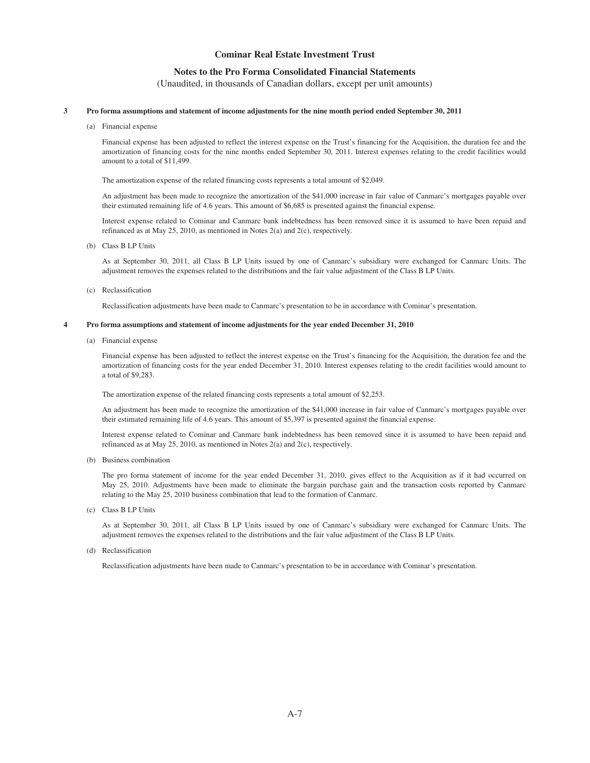# Cominar Real Estate Investment Trust

## Notes to the Pro Forma Consolidated Financial Statements

(Unaudited, in thousands of Canadian dollars, except per unit amounts)

### 3 Pro forma assumptions and statement of income adjustments for the nine month period ended September 30, 2011

(a) Financial expense

Financial expense has been adjusted to reflect the interest expense on the Trust's financing for the Acquisition, the duration fee and the amortization of financing costs for the nine months ended September 30, 2011. Interest expenses relating to the credit facilities would amount to a total of $11,499.

The amortization expense of the related financing costs represents a total amount of $2,049.

An adjustment has been made to recognize the amortization of the $41,000 increase in fair value of Canmarc's mortgages payable over their estimated remaining life of 4.6 years. This amount of $6,685 is presented against the financial expense.

Interest expense related to Cominar and Canmarc bank indebtedness has been removed since it is assumed to have been repaid and refinanced as at May 25, 2010, as mentioned in Notes 2(a) and 2(c), respectively.

(b) Class B LP Units

As at September 30, 2011, all Class B LP Units issued by one of Canmarc's subsidiary were exchanged for Canmarc Units. The adjustment removes the expenses related to the distributions and the fair value adjustment of the Class B LP Units.

(c) Reclassification

Reclassification adjustments have been made to Canmarc's presentation to be in accordance with Cominar's presentation.

### 4 Pro forma assumptions and statement of income adjustments for the year ended December 31, 2010

(a) Financial expense

Financial expense has been adjusted to reflect the interest expense on the Trust's financing for the Acquisition, the duration fee and the amortization of financing costs for the year ended December 31, 2010. Interest expenses relating to the credit facilities would amount to a total of $9,283.

The amortization expense of the related financing costs represents a total amount of $2,253.

An adjustment has been made to recognize the amortization of the $41,000 increase in fair value of Canmarc's mortgages payable over their estimated remaining life of 4.6 years. This amount of $5,397 is presented against the financial expense.

Interest expense related to Cominar and Canmarc bank indebtedness has been removed since it is assumed to have been repaid and refinanced as at May 25, 2010, as mentioned in Notes 2(a) and 2(c), respectively.

(b) Business combination

The pro forma statement of income for the year ended December 31, 2010, gives effect to the Acquisition as if it had occurred on May 25, 2010. Adjustments have been made to eliminate the bargain purchase gain and the transaction costs reported by Canmarc relating to the May 25, 2010 business combination that lead to the formation of Canmarc.

(c) Class B LP Units

As at September 30, 2011, all Class B LP Units issued by one of Canmarc's subsidiary were exchanged for Canmarc Units. The adjustment removes the expenses related to the distributions and the fair value adjustment of the Class B LP Units.

(d) Reclassification

Reclassification adjustments have been made to Canmarc's presentation to be in accordance with Cominar's presentation.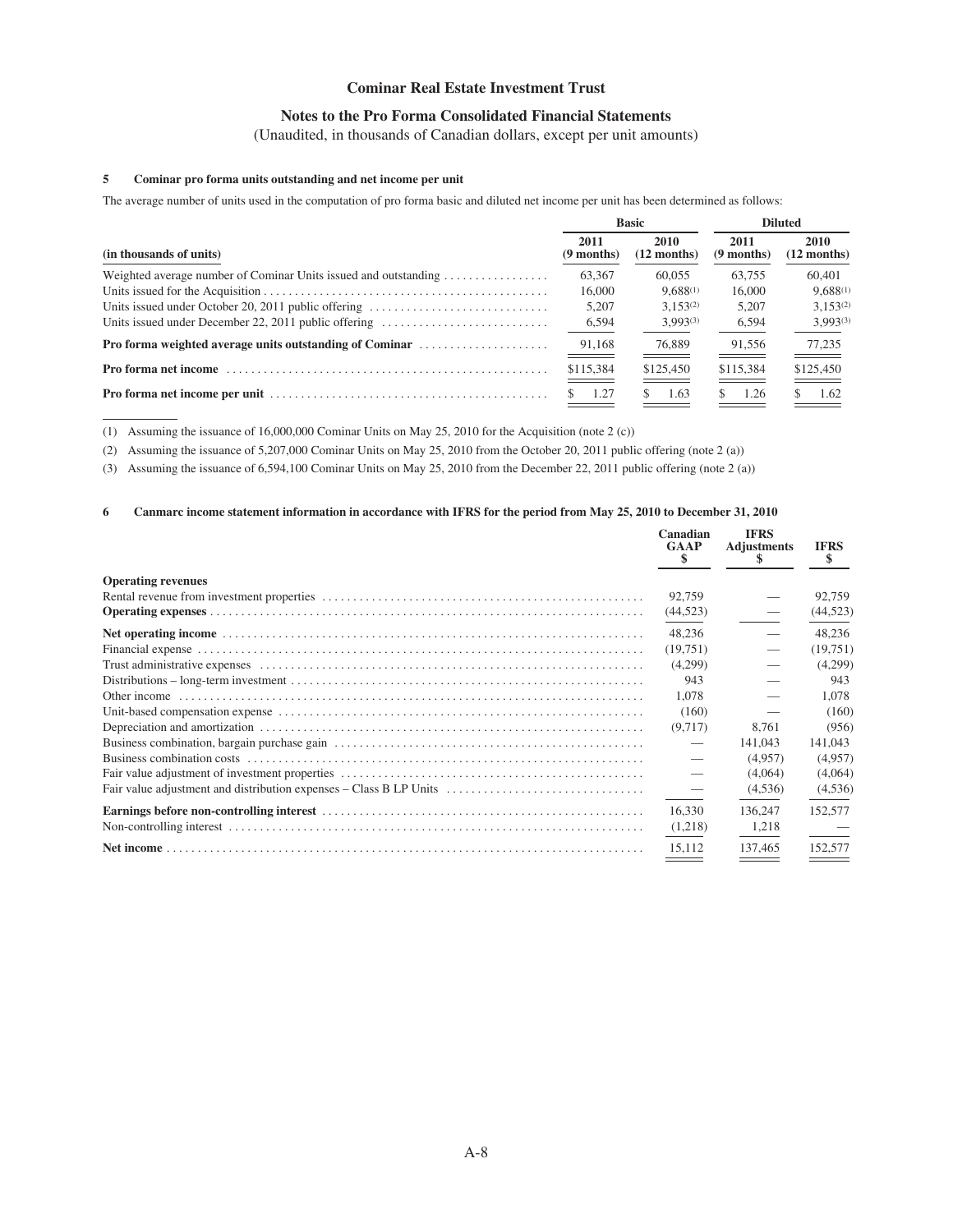# Cominar Real Estate Investment Trust

## Notes to the Pro Forma Consolidated Financial Statements

(Unaudited, in thousands of Canadian dollars, except per unit amounts)

### 5 Cominar pro forma units outstanding and net income per unit

The average number of units used in the computation of pro forma basic and diluted net income per unit has been determined as follows:

| | Basic | | Diluted | |
|---|---|---|---|---|
| (in thousands of units) | 2011 (9 months) | 2010 (12 months) | 2011 (9 months) | 2010 (12 months) |
| Weighted average number of Cominar Units issued and outstanding | 63,367 | 60,055 | 63,755 | 60,401 |
| Units issued for the Acquisition | 16,000 | 9,688(1) | 16,000 | 9,688(1) |
| Units issued under October 20, 2011 public offering | 5,207 | 3,153(2) | 5,207 | 3,153(2) |
| Units issued under December 22, 2011 public offering | 6,594 | 3,993(3) | 6,594 | 3,993(3) |
| **Pro forma weighted average units outstanding of Cominar** | 91,168 | 76,889 | 91,556 | 77,235 |
| **Pro forma net income** | $115,384 | $125,450 | $115,384 | $125,450 |
| **Pro forma net income per unit** | $ 1.27 | $ 1.63 | $ 1.26 | $ 1.62 |

(1) Assuming the issuance of 16,000,000 Cominar Units on May 25, 2010 for the Acquisition (note 2 (c))

(2) Assuming the issuance of 5,207,000 Cominar Units on May 25, 2010 from the October 20, 2011 public offering (note 2 (a))

(3) Assuming the issuance of 6,594,100 Cominar Units on May 25, 2010 from the December 22, 2011 public offering (note 2 (a))

### 6 Canmarc income statement information in accordance with IFRS for the period from May 25, 2010 to December 31, 2010

| | Canadian GAAP $ | IFRS Adjustments $ | IFRS $ |
|---|---|---|---|
| **Operating revenues** | | | |
| Rental revenue from investment properties | 92,759 | — | 92,759 |
| **Operating expenses** | (44,523) | — | (44,523) |
| **Net operating income** | 48,236 | — | 48,236 |
| Financial expense | (19,751) | — | (19,751) |
| Trust administrative expenses | (4,299) | — | (4,299) |
| Distributions – long-term investment | 943 | — | 943 |
| Other income | 1,078 | — | 1,078 |
| Unit-based compensation expense | (160) | — | (160) |
| Depreciation and amortization | (9,717) | 8,761 | (956) |
| Business combination, bargain purchase gain | — | 141,043 | 141,043 |
| Business combination costs | — | (4,957) | (4,957) |
| Fair value adjustment of investment properties | — | (4,064) | (4,064) |
| Fair value adjustment and distribution expenses – Class B LP Units | — | (4,536) | (4,536) |
| **Earnings before non-controlling interest** | 16,330 | 136,247 | 152,577 |
| Non-controlling interest | (1,218) | 1,218 | — |
| **Net income** | 15,112 | 137,465 | 152,577 |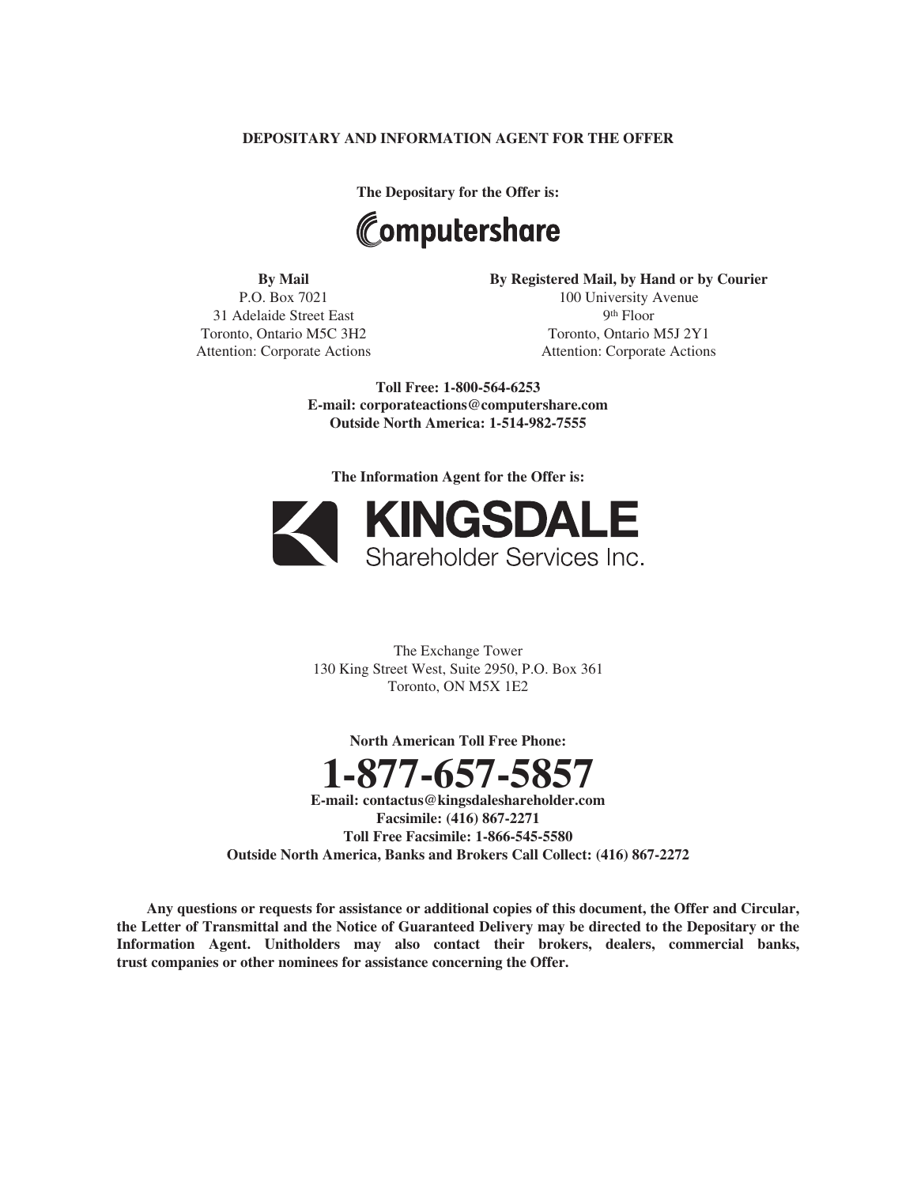**DEPOSITARY AND INFORMATION AGENT FOR THE OFFER**

**The Depositary for the Offer is:**

Computershare

**By Mail**
P.O. Box 7021
31 Adelaide Street East
Toronto, Ontario M5C 3H2
Attention: Corporate Actions

**By Registered Mail, by Hand or by Courier**
100 University Avenue
9th Floor
Toronto, Ontario M5J 2Y1
Attention: Corporate Actions

**Toll Free: 1-800-564-6253**
**E-mail: corporateactions@computershare.com**
**Outside North America: 1-514-982-7555**

**The Information Agent for the Offer is:**

KINGSDALE
Shareholder Services Inc.

The Exchange Tower
130 King Street West, Suite 2950, P.O. Box 361
Toronto, ON M5X 1E2

**North American Toll Free Phone:**

# 1-877-657-5857

**E-mail: contactus@kingsdaleshareholder.com**
**Facsimile: (416) 867-2271**
**Toll Free Facsimile: 1-866-545-5580**
**Outside North America, Banks and Brokers Call Collect: (416) 867-2272**

**Any questions or requests for assistance or additional copies of this document, the Offer and Circular, the Letter of Transmittal and the Notice of Guaranteed Delivery may be directed to the Depositary or the Information Agent. Unitholders may also contact their brokers, dealers, commercial banks, trust companies or other nominees for assistance concerning the Offer.**